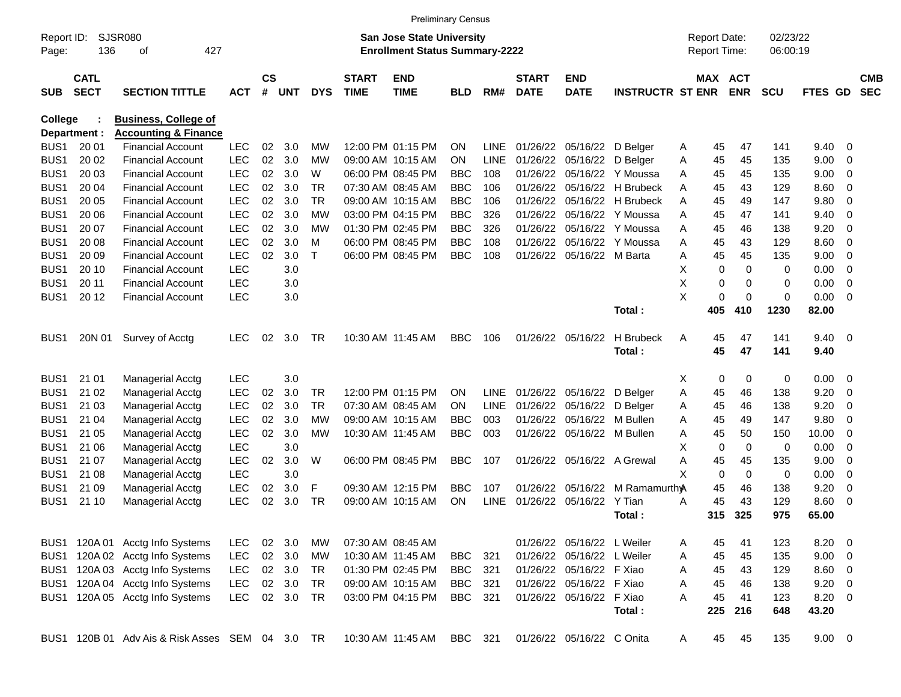Preliminary Census

Report ID: SJSR080

**San Jose State University**
**Enrollment Status Summary-2222**

Report Date: 02/23/22
Report Time: 06:00:19

College : **Business, College of**
Department : **Accounting & Finance**

| SUB | CATL SECT | SECTION TITTLE | ACT | CS # | UNT | DYS | START TIME | END TIME | BLD | RM# | START DATE | END DATE | INSTRUCTR | ST | MAX ENR | ACT ENR | SCU | FTES | GD | CMB SEC |
|---|---|---|---|---|---|---|---|---|---|---|---|---|---|---|---|---|---|---|---|---|
| BUS1 | 20 01 | Financial Account | LEC | 02 | 3.0 | MW | 12:00 PM | 01:15 PM | ON | LINE | 01/26/22 | 05/16/22 | D Belger | A | 45 | 47 | 141 | 9.40 | 0 | |
| BUS1 | 20 02 | Financial Account | LEC | 02 | 3.0 | MW | 09:00 AM | 10:15 AM | ON | LINE | 01/26/22 | 05/16/22 | D Belger | A | 45 | 45 | 135 | 9.00 | 0 | |
| BUS1 | 20 03 | Financial Account | LEC | 02 | 3.0 | W | 06:00 PM | 08:45 PM | BBC | 108 | 01/26/22 | 05/16/22 | Y Moussa | A | 45 | 45 | 135 | 9.00 | 0 | |
| BUS1 | 20 04 | Financial Account | LEC | 02 | 3.0 | TR | 07:30 AM | 08:45 AM | BBC | 106 | 01/26/22 | 05/16/22 | H Brubeck | A | 45 | 43 | 129 | 8.60 | 0 | |
| BUS1 | 20 05 | Financial Account | LEC | 02 | 3.0 | TR | 09:00 AM | 10:15 AM | BBC | 106 | 01/26/22 | 05/16/22 | H Brubeck | A | 45 | 49 | 147 | 9.80 | 0 | |
| BUS1 | 20 06 | Financial Account | LEC | 02 | 3.0 | MW | 03:00 PM | 04:15 PM | BBC | 326 | 01/26/22 | 05/16/22 | Y Moussa | A | 45 | 47 | 141 | 9.40 | 0 | |
| BUS1 | 20 07 | Financial Account | LEC | 02 | 3.0 | MW | 01:30 PM | 02:45 PM | BBC | 326 | 01/26/22 | 05/16/22 | Y Moussa | A | 45 | 46 | 138 | 9.20 | 0 | |
| BUS1 | 20 08 | Financial Account | LEC | 02 | 3.0 | M | 06:00 PM | 08:45 PM | BBC | 108 | 01/26/22 | 05/16/22 | Y Moussa | A | 45 | 43 | 129 | 8.60 | 0 | |
| BUS1 | 20 09 | Financial Account | LEC | 02 | 3.0 | T | 06:00 PM | 08:45 PM | BBC | 108 | 01/26/22 | 05/16/22 | M Barta | A | 45 | 45 | 135 | 9.00 | 0 | |
| BUS1 | 20 10 | Financial Account | LEC | | 3.0 | | | | | | | | | X | 0 | 0 | 0 | 0.00 | 0 | |
| BUS1 | 20 11 | Financial Account | LEC | | 3.0 | | | | | | | | | X | 0 | 0 | 0 | 0.00 | 0 | |
| BUS1 | 20 12 | Financial Account | LEC | | 3.0 | | | | | | | | | X | 0 | 0 | 0 | 0.00 | 0 | |
| | | | | | | | | | | | | | **Total :** | | **405** | **410** | **1230** | **82.00** | | |
| BUS1 | 20N 01 | Survey of Acctg | LEC | 02 | 3.0 | TR | 10:30 AM | 11:45 AM | BBC | 106 | 01/26/22 | 05/16/22 | H Brubeck | A | 45 | 47 | 141 | 9.40 | 0 | |
| | | | | | | | | | | | | | **Total :** | | **45** | **47** | **141** | **9.40** | | |
| BUS1 | 21 01 | Managerial Acctg | LEC | | 3.0 | | | | | | | | | X | 0 | 0 | 0 | 0.00 | 0 | |
| BUS1 | 21 02 | Managerial Acctg | LEC | 02 | 3.0 | TR | 12:00 PM | 01:15 PM | ON | LINE | 01/26/22 | 05/16/22 | D Belger | A | 45 | 46 | 138 | 9.20 | 0 | |
| BUS1 | 21 03 | Managerial Acctg | LEC | 02 | 3.0 | TR | 07:30 AM | 08:45 AM | ON | LINE | 01/26/22 | 05/16/22 | D Belger | A | 45 | 46 | 138 | 9.20 | 0 | |
| BUS1 | 21 04 | Managerial Acctg | LEC | 02 | 3.0 | MW | 09:00 AM | 10:15 AM | BBC | 003 | 01/26/22 | 05/16/22 | M Bullen | A | 45 | 49 | 147 | 9.80 | 0 | |
| BUS1 | 21 05 | Managerial Acctg | LEC | 02 | 3.0 | MW | 10:30 AM | 11:45 AM | BBC | 003 | 01/26/22 | 05/16/22 | M Bullen | A | 45 | 50 | 150 | 10.00 | 0 | |
| BUS1 | 21 06 | Managerial Acctg | LEC | | 3.0 | | | | | | | | | X | 0 | 0 | 0 | 0.00 | 0 | |
| BUS1 | 21 07 | Managerial Acctg | LEC | 02 | 3.0 | W | 06:00 PM | 08:45 PM | BBC | 107 | 01/26/22 | 05/16/22 | A Grewal | A | 45 | 45 | 135 | 9.00 | 0 | |
| BUS1 | 21 08 | Managerial Acctg | LEC | | 3.0 | | | | | | | | | X | 0 | 0 | 0 | 0.00 | 0 | |
| BUS1 | 21 09 | Managerial Acctg | LEC | 02 | 3.0 | F | 09:30 AM | 12:15 PM | BBC | 107 | 01/26/22 | 05/16/22 | M Ramamurthy | A | 45 | 46 | 138 | 9.20 | 0 | |
| BUS1 | 21 10 | Managerial Acctg | LEC | 02 | 3.0 | TR | 09:00 AM | 10:15 AM | ON | LINE | 01/26/22 | 05/16/22 | Y Tian | A | 45 | 43 | 129 | 8.60 | 0 | |
| | | | | | | | | | | | | | **Total :** | | **315** | **325** | **975** | **65.00** | | |
| BUS1 | 120A 01 | Acctg Info Systems | LEC | 02 | 3.0 | MW | 07:30 AM | 08:45 AM | | | 01/26/22 | 05/16/22 | L Weiler | A | 45 | 41 | 123 | 8.20 | 0 | |
| BUS1 | 120A 02 | Acctg Info Systems | LEC | 02 | 3.0 | MW | 10:30 AM | 11:45 AM | BBC | 321 | 01/26/22 | 05/16/22 | L Weiler | A | 45 | 45 | 135 | 9.00 | 0 | |
| BUS1 | 120A 03 | Acctg Info Systems | LEC | 02 | 3.0 | TR | 01:30 PM | 02:45 PM | BBC | 321 | 01/26/22 | 05/16/22 | F Xiao | A | 45 | 43 | 129 | 8.60 | 0 | |
| BUS1 | 120A 04 | Acctg Info Systems | LEC | 02 | 3.0 | TR | 09:00 AM | 10:15 AM | BBC | 321 | 01/26/22 | 05/16/22 | F Xiao | A | 45 | 46 | 138 | 9.20 | 0 | |
| BUS1 | 120A 05 | Acctg Info Systems | LEC | 02 | 3.0 | TR | 03:00 PM | 04:15 PM | BBC | 321 | 01/26/22 | 05/16/22 | F Xiao | A | 45 | 41 | 123 | 8.20 | 0 | |
| | | | | | | | | | | | | | **Total :** | | **225** | **216** | **648** | **43.20** | | |
| BUS1 | 120B 01 | Adv Ais & Risk Asses | SEM | 04 | 3.0 | TR | 10:30 AM | 11:45 AM | BBC | 321 | 01/26/22 | 05/16/22 | C Onita | A | 45 | 45 | 135 | 9.00 | 0 | |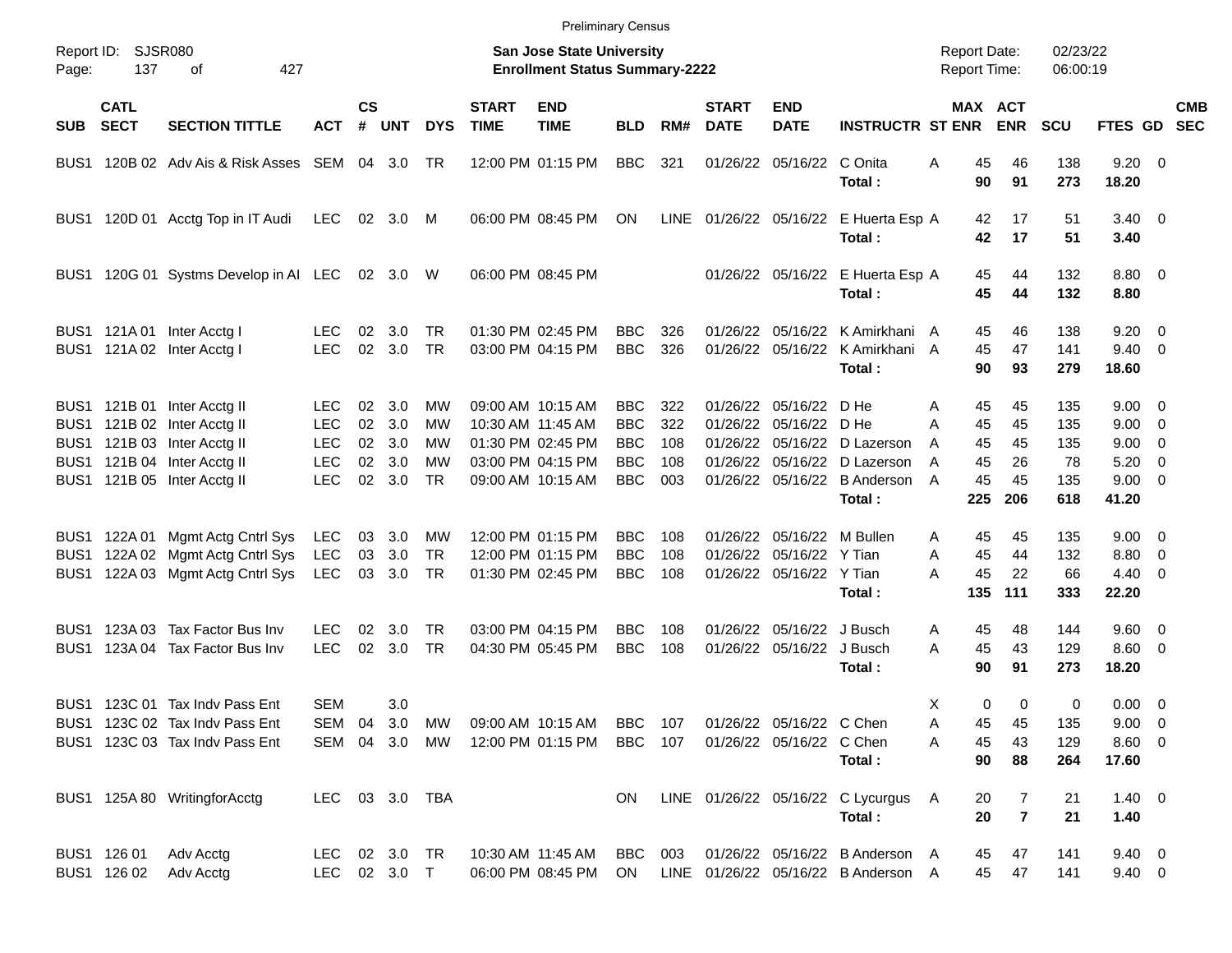Preliminary Census

Report ID: SJSR080
Page: 137 of 427

**San Jose State University**
**Enrollment Status Summary-2222**

Report Date: 02/23/22
Report Time: 06:00:19

| SUB | CATL SECT | SECTION TITTLE | ACT | CS # | UNT | DYS | START TIME | END TIME | BLD | RM# | START DATE | END DATE | INSTRUCTR | ST | MAX ENR | ACT ENR | SCU | FTES | GD | CMB SEC |
|---|---|---|---|---|---|---|---|---|---|---|---|---|---|---|---|---|---|---|---|---|
| BUS1 | 120B 02 | Adv Ais & Risk Asses | SEM | 04 | 3.0 | TR | 12:00 PM | 01:15 PM | BBC | 321 | 01/26/22 | 05/16/22 | C Onita | A | 45 | 46 | 138 | 9.20 | 0 | |
| | | | | | | | | | | | | | **Total :** | | **90** | **91** | **273** | **18.20** | | |
| BUS1 | 120D 01 | Acctg Top in IT Audi | LEC | 02 | 3.0 | M | 06:00 PM | 08:45 PM | ON | LINE | 01/26/22 | 05/16/22 | E Huerta Esp | A | 42 | 17 | 51 | 3.40 | 0 | |
| | | | | | | | | | | | | | **Total :** | | **42** | **17** | **51** | **3.40** | | |
| BUS1 | 120G 01 | Systms Develop in AI | LEC | 02 | 3.0 | W | 06:00 PM | 08:45 PM | | | 01/26/22 | 05/16/22 | E Huerta Esp | A | 45 | 44 | 132 | 8.80 | 0 | |
| | | | | | | | | | | | | | **Total :** | | **45** | **44** | **132** | **8.80** | | |
| BUS1 | 121A 01 | Inter Acctg I | LEC | 02 | 3.0 | TR | 01:30 PM | 02:45 PM | BBC | 326 | 01/26/22 | 05/16/22 | K Amirkhani | A | 45 | 46 | 138 | 9.20 | 0 | |
| BUS1 | 121A 02 | Inter Acctg I | LEC | 02 | 3.0 | TR | 03:00 PM | 04:15 PM | BBC | 326 | 01/26/22 | 05/16/22 | K Amirkhani | A | 45 | 47 | 141 | 9.40 | 0 | |
| | | | | | | | | | | | | | **Total :** | | **90** | **93** | **279** | **18.60** | | |
| BUS1 | 121B 01 | Inter Acctg II | LEC | 02 | 3.0 | MW | 09:00 AM | 10:15 AM | BBC | 322 | 01/26/22 | 05/16/22 | D He | A | 45 | 45 | 135 | 9.00 | 0 | |
| BUS1 | 121B 02 | Inter Acctg II | LEC | 02 | 3.0 | MW | 10:30 AM | 11:45 AM | BBC | 322 | 01/26/22 | 05/16/22 | D He | A | 45 | 45 | 135 | 9.00 | 0 | |
| BUS1 | 121B 03 | Inter Acctg II | LEC | 02 | 3.0 | MW | 01:30 PM | 02:45 PM | BBC | 108 | 01/26/22 | 05/16/22 | D Lazerson | A | 45 | 45 | 135 | 9.00 | 0 | |
| BUS1 | 121B 04 | Inter Acctg II | LEC | 02 | 3.0 | MW | 03:00 PM | 04:15 PM | BBC | 108 | 01/26/22 | 05/16/22 | D Lazerson | A | 45 | 26 | 78 | 5.20 | 0 | |
| BUS1 | 121B 05 | Inter Acctg II | LEC | 02 | 3.0 | TR | 09:00 AM | 10:15 AM | BBC | 003 | 01/26/22 | 05/16/22 | B Anderson | A | 45 | 45 | 135 | 9.00 | 0 | |
| | | | | | | | | | | | | | **Total :** | | **225** | **206** | **618** | **41.20** | | |
| BUS1 | 122A 01 | Mgmt Actg Cntrl Sys | LEC | 03 | 3.0 | MW | 12:00 PM | 01:15 PM | BBC | 108 | 01/26/22 | 05/16/22 | M Bullen | A | 45 | 45 | 135 | 9.00 | 0 | |
| BUS1 | 122A 02 | Mgmt Actg Cntrl Sys | LEC | 03 | 3.0 | TR | 12:00 PM | 01:15 PM | BBC | 108 | 01/26/22 | 05/16/22 | Y Tian | A | 45 | 44 | 132 | 8.80 | 0 | |
| BUS1 | 122A 03 | Mgmt Actg Cntrl Sys | LEC | 03 | 3.0 | TR | 01:30 PM | 02:45 PM | BBC | 108 | 01/26/22 | 05/16/22 | Y Tian | A | 45 | 22 | 66 | 4.40 | 0 | |
| | | | | | | | | | | | | | **Total :** | | **135** | **111** | **333** | **22.20** | | |
| BUS1 | 123A 03 | Tax Factor Bus Inv | LEC | 02 | 3.0 | TR | 03:00 PM | 04:15 PM | BBC | 108 | 01/26/22 | 05/16/22 | J Busch | A | 45 | 48 | 144 | 9.60 | 0 | |
| BUS1 | 123A 04 | Tax Factor Bus Inv | LEC | 02 | 3.0 | TR | 04:30 PM | 05:45 PM | BBC | 108 | 01/26/22 | 05/16/22 | J Busch | A | 45 | 43 | 129 | 8.60 | 0 | |
| | | | | | | | | | | | | | **Total :** | | **90** | **91** | **273** | **18.20** | | |
| BUS1 | 123C 01 | Tax Indv Pass Ent | SEM | | 3.0 | | | | | | | | | X | 0 | 0 | 0 | 0.00 | 0 | |
| BUS1 | 123C 02 | Tax Indv Pass Ent | SEM | 04 | 3.0 | MW | 09:00 AM | 10:15 AM | BBC | 107 | 01/26/22 | 05/16/22 | C Chen | A | 45 | 45 | 135 | 9.00 | 0 | |
| BUS1 | 123C 03 | Tax Indv Pass Ent | SEM | 04 | 3.0 | MW | 12:00 PM | 01:15 PM | BBC | 107 | 01/26/22 | 05/16/22 | C Chen | A | 45 | 43 | 129 | 8.60 | 0 | |
| | | | | | | | | | | | | | **Total :** | | **90** | **88** | **264** | **17.60** | | |
| BUS1 | 125A 80 | WritingforAcctg | LEC | 03 | 3.0 | TBA | | | ON | LINE | 01/26/22 | 05/16/22 | C Lycurgus | A | 20 | 7 | 21 | 1.40 | 0 | |
| | | | | | | | | | | | | | **Total :** | | **20** | **7** | **21** | **1.40** | | |
| BUS1 | 126 01 | Adv Acctg | LEC | 02 | 3.0 | TR | 10:30 AM | 11:45 AM | BBC | 003 | 01/26/22 | 05/16/22 | B Anderson | A | 45 | 47 | 141 | 9.40 | 0 | |
| BUS1 | 126 02 | Adv Acctg | LEC | 02 | 3.0 | T | 06:00 PM | 08:45 PM | ON | LINE | 01/26/22 | 05/16/22 | B Anderson | A | 45 | 47 | 141 | 9.40 | 0 | |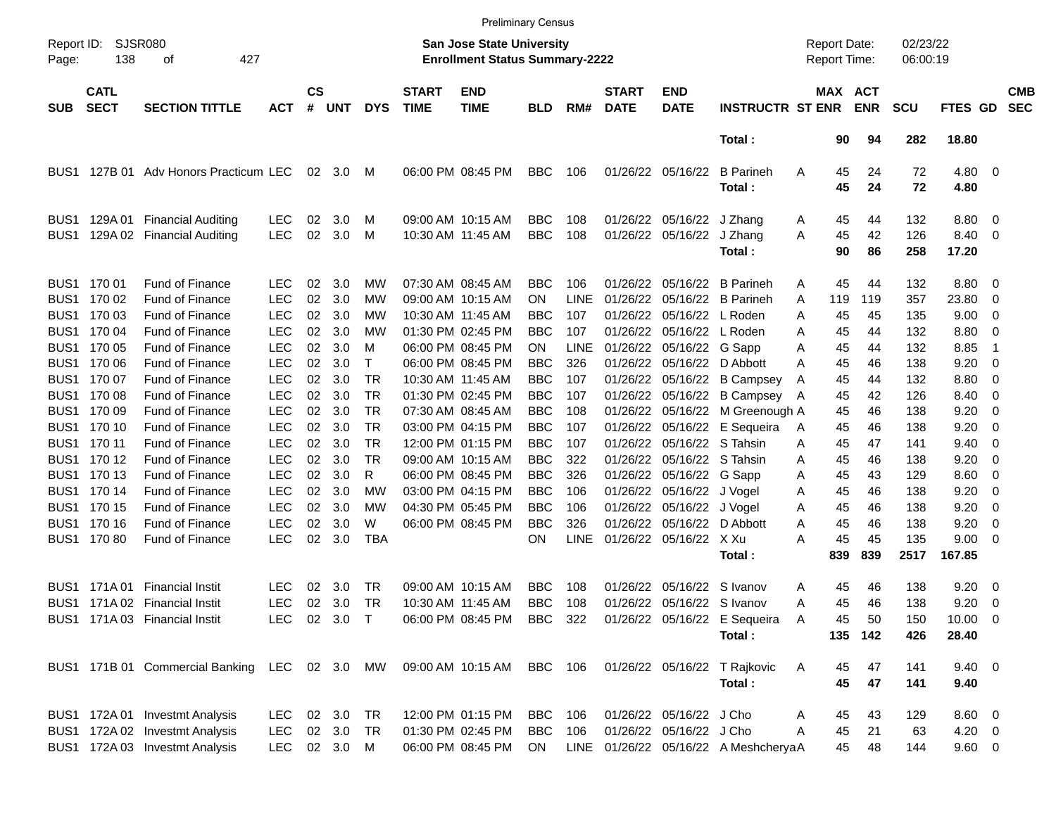Preliminary Census

Report ID: SJSR080
Page: 138 of 427

**San Jose State University**
**Enrollment Status Summary-2222**

Report Date: 02/23/22
Report Time: 06:00:19

| SUB | CATL SECT | SECTION TITTLE | ACT | CS # | UNT | DYS | START TIME | END TIME | BLD | RM# | START DATE | END DATE | INSTRUCTR | ST | MAX ENR | ACT ENR | SCU | FTES | GD | CMB SEC |
|---|---|---|---|---|---|---|---|---|---|---|---|---|---|---|---|---|---|---|---|---|
| | | | | | | | | | | | | | Total : | | 90 | 94 | 282 | 18.80 | | |
| BUS1 | 127B 01 | Adv Honors Practicum | LEC | 02 | 3.0 | M | 06:00 PM | 08:45 PM | BBC | 106 | 01/26/22 | 05/16/22 | B Parineh | A | 45 | 24 | 72 | 4.80 | 0 | |
| | | | | | | | | | | | | | Total : | | 45 | 24 | 72 | 4.80 | | |
| BUS1 | 129A 01 | Financial Auditing | LEC | 02 | 3.0 | M | 09:00 AM | 10:15 AM | BBC | 108 | 01/26/22 | 05/16/22 | J Zhang | A | 45 | 44 | 132 | 8.80 | 0 | |
| BUS1 | 129A 02 | Financial Auditing | LEC | 02 | 3.0 | M | 10:30 AM | 11:45 AM | BBC | 108 | 01/26/22 | 05/16/22 | J Zhang | A | 45 | 42 | 126 | 8.40 | 0 | |
| | | | | | | | | | | | | | Total : | | 90 | 86 | 258 | 17.20 | | |
| BUS1 | 170 01 | Fund of Finance | LEC | 02 | 3.0 | MW | 07:30 AM | 08:45 AM | BBC | 106 | 01/26/22 | 05/16/22 | B Parineh | A | 45 | 44 | 132 | 8.80 | 0 | |
| BUS1 | 170 02 | Fund of Finance | LEC | 02 | 3.0 | MW | 09:00 AM | 10:15 AM | ON | LINE | 01/26/22 | 05/16/22 | B Parineh | A | 119 | 119 | 357 | 23.80 | 0 | |
| BUS1 | 170 03 | Fund of Finance | LEC | 02 | 3.0 | MW | 10:30 AM | 11:45 AM | BBC | 107 | 01/26/22 | 05/16/22 | L Roden | A | 45 | 45 | 135 | 9.00 | 0 | |
| BUS1 | 170 04 | Fund of Finance | LEC | 02 | 3.0 | MW | 01:30 PM | 02:45 PM | BBC | 107 | 01/26/22 | 05/16/22 | L Roden | A | 45 | 44 | 132 | 8.80 | 0 | |
| BUS1 | 170 05 | Fund of Finance | LEC | 02 | 3.0 | M | 06:00 PM | 08:45 PM | ON | LINE | 01/26/22 | 05/16/22 | G Sapp | A | 45 | 44 | 132 | 8.85 | 1 | |
| BUS1 | 170 06 | Fund of Finance | LEC | 02 | 3.0 | T | 06:00 PM | 08:45 PM | BBC | 326 | 01/26/22 | 05/16/22 | D Abbott | A | 45 | 46 | 138 | 9.20 | 0 | |
| BUS1 | 170 07 | Fund of Finance | LEC | 02 | 3.0 | TR | 10:30 AM | 11:45 AM | BBC | 107 | 01/26/22 | 05/16/22 | B Campsey | A | 45 | 44 | 132 | 8.80 | 0 | |
| BUS1 | 170 08 | Fund of Finance | LEC | 02 | 3.0 | TR | 01:30 PM | 02:45 PM | BBC | 107 | 01/26/22 | 05/16/22 | B Campsey | A | 45 | 42 | 126 | 8.40 | 0 | |
| BUS1 | 170 09 | Fund of Finance | LEC | 02 | 3.0 | TR | 07:30 AM | 08:45 AM | BBC | 108 | 01/26/22 | 05/16/22 | M Greenough | A | 45 | 46 | 138 | 9.20 | 0 | |
| BUS1 | 170 10 | Fund of Finance | LEC | 02 | 3.0 | TR | 03:00 PM | 04:15 PM | BBC | 107 | 01/26/22 | 05/16/22 | E Sequeira | A | 45 | 46 | 138 | 9.20 | 0 | |
| BUS1 | 170 11 | Fund of Finance | LEC | 02 | 3.0 | TR | 12:00 PM | 01:15 PM | BBC | 107 | 01/26/22 | 05/16/22 | S Tahsin | A | 45 | 47 | 141 | 9.40 | 0 | |
| BUS1 | 170 12 | Fund of Finance | LEC | 02 | 3.0 | TR | 09:00 AM | 10:15 AM | BBC | 322 | 01/26/22 | 05/16/22 | S Tahsin | A | 45 | 46 | 138 | 9.20 | 0 | |
| BUS1 | 170 13 | Fund of Finance | LEC | 02 | 3.0 | R | 06:00 PM | 08:45 PM | BBC | 326 | 01/26/22 | 05/16/22 | G Sapp | A | 45 | 43 | 129 | 8.60 | 0 | |
| BUS1 | 170 14 | Fund of Finance | LEC | 02 | 3.0 | MW | 03:00 PM | 04:15 PM | BBC | 106 | 01/26/22 | 05/16/22 | J Vogel | A | 45 | 46 | 138 | 9.20 | 0 | |
| BUS1 | 170 15 | Fund of Finance | LEC | 02 | 3.0 | MW | 04:30 PM | 05:45 PM | BBC | 106 | 01/26/22 | 05/16/22 | J Vogel | A | 45 | 46 | 138 | 9.20 | 0 | |
| BUS1 | 170 16 | Fund of Finance | LEC | 02 | 3.0 | W | 06:00 PM | 08:45 PM | BBC | 326 | 01/26/22 | 05/16/22 | D Abbott | A | 45 | 46 | 138 | 9.20 | 0 | |
| BUS1 | 170 80 | Fund of Finance | LEC | 02 | 3.0 | TBA | | | ON | LINE | 01/26/22 | 05/16/22 | X Xu | A | 45 | 45 | 135 | 9.00 | 0 | |
| | | | | | | | | | | | | | Total : | | 839 | 839 | 2517 | 167.85 | | |
| BUS1 | 171A 01 | Financial Instit | LEC | 02 | 3.0 | TR | 09:00 AM | 10:15 AM | BBC | 108 | 01/26/22 | 05/16/22 | S Ivanov | A | 45 | 46 | 138 | 9.20 | 0 | |
| BUS1 | 171A 02 | Financial Instit | LEC | 02 | 3.0 | TR | 10:30 AM | 11:45 AM | BBC | 108 | 01/26/22 | 05/16/22 | S Ivanov | A | 45 | 46 | 138 | 9.20 | 0 | |
| BUS1 | 171A 03 | Financial Instit | LEC | 02 | 3.0 | T | 06:00 PM | 08:45 PM | BBC | 322 | 01/26/22 | 05/16/22 | E Sequeira | A | 45 | 50 | 150 | 10.00 | 0 | |
| | | | | | | | | | | | | | Total : | | 135 | 142 | 426 | 28.40 | | |
| BUS1 | 171B 01 | Commercial Banking | LEC | 02 | 3.0 | MW | 09:00 AM | 10:15 AM | BBC | 106 | 01/26/22 | 05/16/22 | T Rajkovic | A | 45 | 47 | 141 | 9.40 | 0 | |
| | | | | | | | | | | | | | Total : | | 45 | 47 | 141 | 9.40 | | |
| BUS1 | 172A 01 | Investmt Analysis | LEC | 02 | 3.0 | TR | 12:00 PM | 01:15 PM | BBC | 106 | 01/26/22 | 05/16/22 | J Cho | A | 45 | 43 | 129 | 8.60 | 0 | |
| BUS1 | 172A 02 | Investmt Analysis | LEC | 02 | 3.0 | TR | 01:30 PM | 02:45 PM | BBC | 106 | 01/26/22 | 05/16/22 | J Cho | A | 45 | 21 | 63 | 4.20 | 0 | |
| BUS1 | 172A 03 | Investmt Analysis | LEC | 02 | 3.0 | M | 06:00 PM | 08:45 PM | ON | LINE | 01/26/22 | 05/16/22 | A Meshcherya | A | 45 | 48 | 144 | 9.60 | 0 | |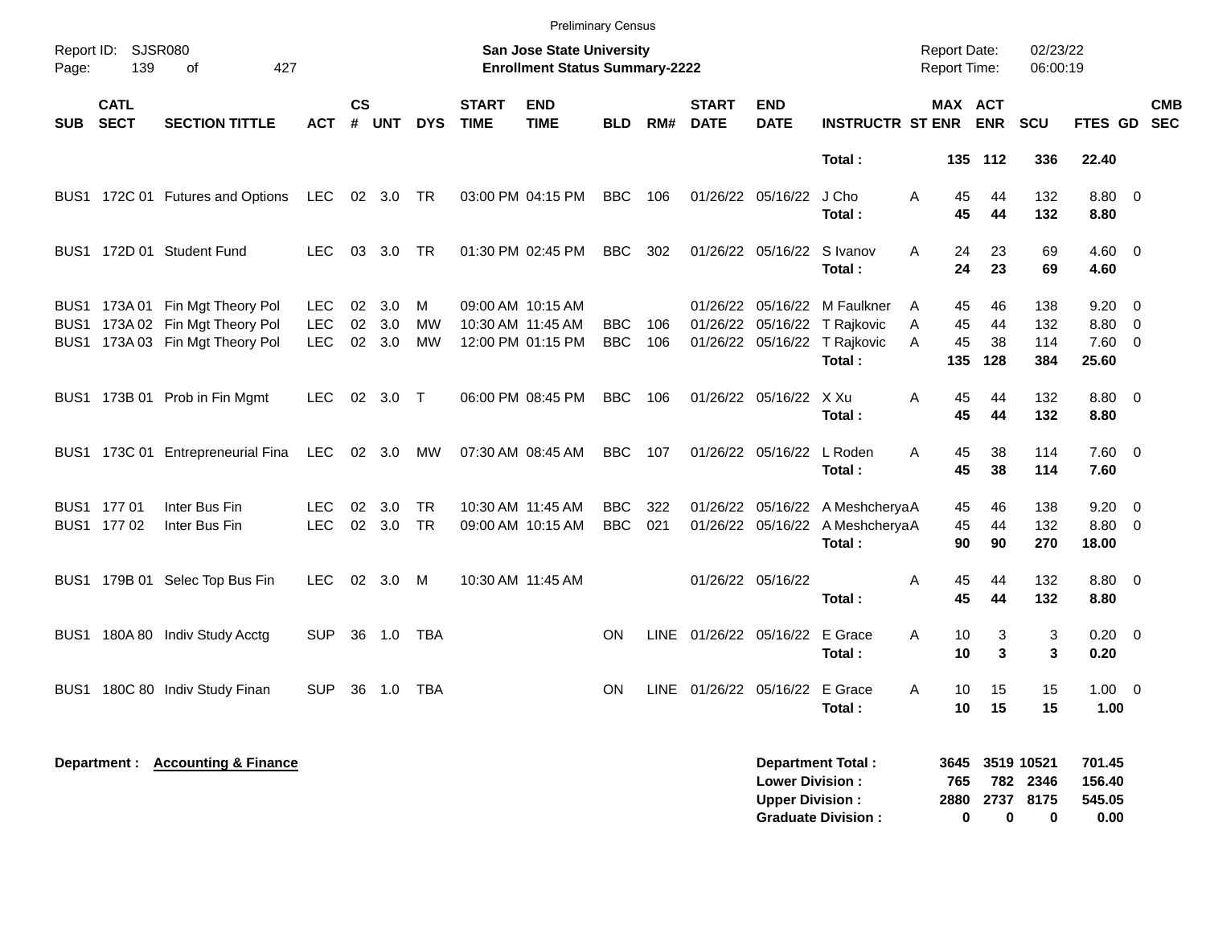Preliminary Census

Report ID: SJSR080
**San Jose State University**
**Enrollment Status Summary-2222**
Report Date: 02/23/22
Report Time: 06:00:19

| SUB | CATL SECT | SECTION TITTLE | ACT | CS # | UNT | DYS | START TIME | END TIME | BLD | RM# | START DATE | END DATE | INSTRUCTR | ST | MAX ENR | ACT ENR | SCU | FTES | GD | CMB SEC |
|---|---|---|---|---|---|---|---|---|---|---|---|---|---|---|---|---|---|---|---|---|
| | | | | | | | | | | | | | **Total :** | | **135** | **112** | **336** | **22.40** | | |
| BUS1 | 172C 01 | Futures and Options | LEC | 02 | 3.0 | TR | 03:00 PM | 04:15 PM | BBC | 106 | 01/26/22 | 05/16/22 | J Cho | A | 45 | 44 | 132 | 8.80 | 0 | |
| | | | | | | | | | | | | | **Total :** | | **45** | **44** | **132** | **8.80** | | |
| BUS1 | 172D 01 | Student Fund | LEC | 03 | 3.0 | TR | 01:30 PM | 02:45 PM | BBC | 302 | 01/26/22 | 05/16/22 | S Ivanov | A | 24 | 23 | 69 | 4.60 | 0 | |
| | | | | | | | | | | | | | **Total :** | | **24** | **23** | **69** | **4.60** | | |
| BUS1 | 173A 01 | Fin Mgt Theory Pol | LEC | 02 | 3.0 | M | 09:00 AM | 10:15 AM | | | 01/26/22 | 05/16/22 | M Faulkner | A | 45 | 46 | 138 | 9.20 | 0 | |
| BUS1 | 173A 02 | Fin Mgt Theory Pol | LEC | 02 | 3.0 | MW | 10:30 AM | 11:45 AM | BBC | 106 | 01/26/22 | 05/16/22 | T Rajkovic | A | 45 | 44 | 132 | 8.80 | 0 | |
| BUS1 | 173A 03 | Fin Mgt Theory Pol | LEC | 02 | 3.0 | MW | 12:00 PM | 01:15 PM | BBC | 106 | 01/26/22 | 05/16/22 | T Rajkovic | A | 45 | 38 | 114 | 7.60 | 0 | |
| | | | | | | | | | | | | | **Total :** | | **135** | **128** | **384** | **25.60** | | |
| BUS1 | 173B 01 | Prob in Fin Mgmt | LEC | 02 | 3.0 | T | 06:00 PM | 08:45 PM | BBC | 106 | 01/26/22 | 05/16/22 | X Xu | A | 45 | 44 | 132 | 8.80 | 0 | |
| | | | | | | | | | | | | | **Total :** | | **45** | **44** | **132** | **8.80** | | |
| BUS1 | 173C 01 | Entrepreneurial Fina | LEC | 02 | 3.0 | MW | 07:30 AM | 08:45 AM | BBC | 107 | 01/26/22 | 05/16/22 | L Roden | A | 45 | 38 | 114 | 7.60 | 0 | |
| | | | | | | | | | | | | | **Total :** | | **45** | **38** | **114** | **7.60** | | |
| BUS1 | 177 01 | Inter Bus Fin | LEC | 02 | 3.0 | TR | 10:30 AM | 11:45 AM | BBC | 322 | 01/26/22 | 05/16/22 | A Meshcherya | A | 45 | 46 | 138 | 9.20 | 0 | |
| BUS1 | 177 02 | Inter Bus Fin | LEC | 02 | 3.0 | TR | 09:00 AM | 10:15 AM | BBC | 021 | 01/26/22 | 05/16/22 | A Meshcherya | A | 45 | 44 | 132 | 8.80 | 0 | |
| | | | | | | | | | | | | | **Total :** | | **90** | **90** | **270** | **18.00** | | |
| BUS1 | 179B 01 | Selec Top Bus Fin | LEC | 02 | 3.0 | M | 10:30 AM | 11:45 AM | | | 01/26/22 | 05/16/22 | | A | 45 | 44 | 132 | 8.80 | 0 | |
| | | | | | | | | | | | | | **Total :** | | **45** | **44** | **132** | **8.80** | | |
| BUS1 | 180A 80 | Indiv Study Acctg | SUP | 36 | 1.0 | TBA | | | ON | LINE | 01/26/22 | 05/16/22 | E Grace | A | 10 | 3 | 3 | 0.20 | 0 | |
| | | | | | | | | | | | | | **Total :** | | **10** | **3** | **3** | **0.20** | | |
| BUS1 | 180C 80 | Indiv Study Finan | SUP | 36 | 1.0 | TBA | | | ON | LINE | 01/26/22 | 05/16/22 | E Grace | A | 10 | 15 | 15 | 1.00 | 0 | |
| | | | | | | | | | | | | | **Total :** | | **10** | **15** | **15** | **1.00** | | |

**Department : Accounting & Finance**

| | MAX ENR | ACT ENR | SCU | FTES |
|---|---|---|---|---|
| **Department Total :** | **3645** | **3519** | **10521** | **701.45** |
| **Lower Division :** | **765** | **782** | **2346** | **156.40** |
| **Upper Division :** | **2880** | **2737** | **8175** | **545.05** |
| **Graduate Division :** | **0** | **0** | **0** | **0.00** |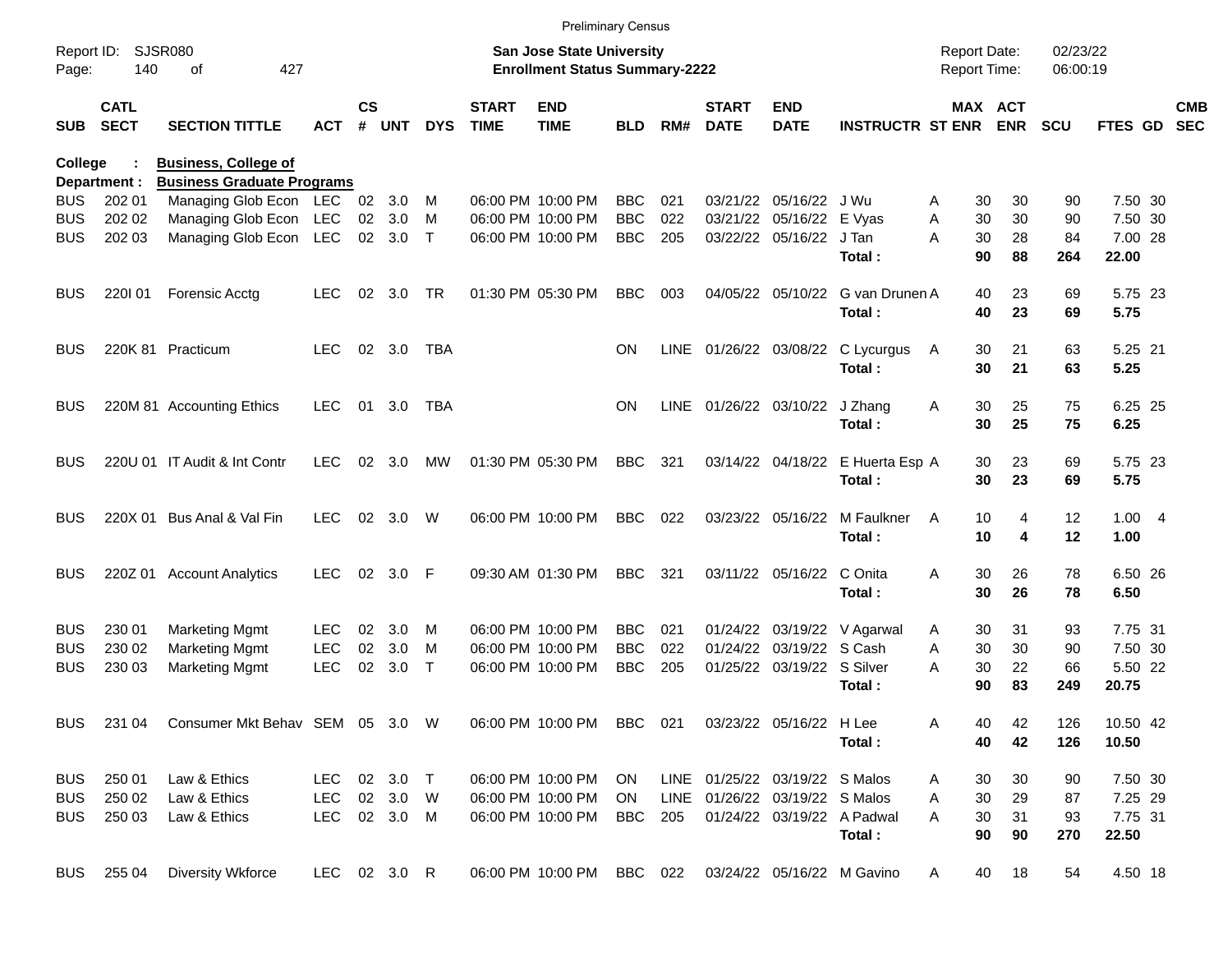Preliminary Census

Report ID: SJSR080

**San Jose State University**
**Enrollment Status Summary-2222**

Report Date: 02/23/22
Report Time: 06:00:19

**College : Business, College of**
**Department : Business Graduate Programs**

| SUB | CATL SECT | SECTION TITTLE | ACT | CS # | UNT | DYS | START TIME | END TIME | BLD | RM# | START DATE | END DATE | INSTRUCTR | ST | MAX ENR | ACT ENR | SCU | FTES | GD | CMB SEC |
|---|---|---|---|---|---|---|---|---|---|---|---|---|---|---|---|---|---|---|---|---|
| BUS | 202 01 | Managing Glob Econ | LEC | 02 | 3.0 | M | 06:00 PM | 10:00 PM | BBC | 021 | 03/21/22 | 05/16/22 | J Wu | A | 30 | 30 | 90 | 7.50 | 30 | |
| BUS | 202 02 | Managing Glob Econ | LEC | 02 | 3.0 | M | 06:00 PM | 10:00 PM | BBC | 022 | 03/21/22 | 05/16/22 | E Vyas | A | 30 | 30 | 90 | 7.50 | 30 | |
| BUS | 202 03 | Managing Glob Econ | LEC | 02 | 3.0 | T | 06:00 PM | 10:00 PM | BBC | 205 | 03/22/22 | 05/16/22 | J Tan | A | 30 | 28 | 84 | 7.00 | 28 | |
| | | | | | | | | | | | | | **Total :** | | **90** | **88** | **264** | **22.00** | | |
| BUS | 220I 01 | Forensic Acctg | LEC | 02 | 3.0 | TR | 01:30 PM | 05:30 PM | BBC | 003 | 04/05/22 | 05/10/22 | G van Drunen | A | 40 | 23 | 69 | 5.75 | 23 | |
| | | | | | | | | | | | | | **Total :** | | **40** | **23** | **69** | **5.75** | | |
| BUS | 220K 81 | Practicum | LEC | 02 | 3.0 | TBA | | | ON | LINE | 01/26/22 | 03/08/22 | C Lycurgus | A | 30 | 21 | 63 | 5.25 | 21 | |
| | | | | | | | | | | | | | **Total :** | | **30** | **21** | **63** | **5.25** | | |
| BUS | 220M 81 | Accounting Ethics | LEC | 01 | 3.0 | TBA | | | ON | LINE | 01/26/22 | 03/10/22 | J Zhang | A | 30 | 25 | 75 | 6.25 | 25 | |
| | | | | | | | | | | | | | **Total :** | | **30** | **25** | **75** | **6.25** | | |
| BUS | 220U 01 | IT Audit & Int Contr | LEC | 02 | 3.0 | MW | 01:30 PM | 05:30 PM | BBC | 321 | 03/14/22 | 04/18/22 | E Huerta Esp | A | 30 | 23 | 69 | 5.75 | 23 | |
| | | | | | | | | | | | | | **Total :** | | **30** | **23** | **69** | **5.75** | | |
| BUS | 220X 01 | Bus Anal & Val Fin | LEC | 02 | 3.0 | W | 06:00 PM | 10:00 PM | BBC | 022 | 03/23/22 | 05/16/22 | M Faulkner | A | 10 | 4 | 12 | 1.00 | 4 | |
| | | | | | | | | | | | | | **Total :** | | **10** | **4** | **12** | **1.00** | | |
| BUS | 220Z 01 | Account Analytics | LEC | 02 | 3.0 | F | 09:30 AM | 01:30 PM | BBC | 321 | 03/11/22 | 05/16/22 | C Onita | A | 30 | 26 | 78 | 6.50 | 26 | |
| | | | | | | | | | | | | | **Total :** | | **30** | **26** | **78** | **6.50** | | |
| BUS | 230 01 | Marketing Mgmt | LEC | 02 | 3.0 | M | 06:00 PM | 10:00 PM | BBC | 021 | 01/24/22 | 03/19/22 | V Agarwal | A | 30 | 31 | 93 | 7.75 | 31 | |
| BUS | 230 02 | Marketing Mgmt | LEC | 02 | 3.0 | M | 06:00 PM | 10:00 PM | BBC | 022 | 01/24/22 | 03/19/22 | S Cash | A | 30 | 30 | 90 | 7.50 | 30 | |
| BUS | 230 03 | Marketing Mgmt | LEC | 02 | 3.0 | T | 06:00 PM | 10:00 PM | BBC | 205 | 01/25/22 | 03/19/22 | S Silver | A | 30 | 22 | 66 | 5.50 | 22 | |
| | | | | | | | | | | | | | **Total :** | | **90** | **83** | **249** | **20.75** | | |
| BUS | 231 04 | Consumer Mkt Behav | SEM | 05 | 3.0 | W | 06:00 PM | 10:00 PM | BBC | 021 | 03/23/22 | 05/16/22 | H Lee | A | 40 | 42 | 126 | 10.50 | 42 | |
| | | | | | | | | | | | | | **Total :** | | **40** | **42** | **126** | **10.50** | | |
| BUS | 250 01 | Law & Ethics | LEC | 02 | 3.0 | T | 06:00 PM | 10:00 PM | ON | LINE | 01/25/22 | 03/19/22 | S Malos | A | 30 | 30 | 90 | 7.50 | 30 | |
| BUS | 250 02 | Law & Ethics | LEC | 02 | 3.0 | W | 06:00 PM | 10:00 PM | ON | LINE | 01/26/22 | 03/19/22 | S Malos | A | 30 | 29 | 87 | 7.25 | 29 | |
| BUS | 250 03 | Law & Ethics | LEC | 02 | 3.0 | M | 06:00 PM | 10:00 PM | BBC | 205 | 01/24/22 | 03/19/22 | A Padwal | A | 30 | 31 | 93 | 7.75 | 31 | |
| | | | | | | | | | | | | | **Total :** | | **90** | **90** | **270** | **22.50** | | |
| BUS | 255 04 | Diversity Wkforce | LEC | 02 | 3.0 | R | 06:00 PM | 10:00 PM | BBC | 022 | 03/24/22 | 05/16/22 | M Gavino | A | 40 | 18 | 54 | 4.50 | 18 | |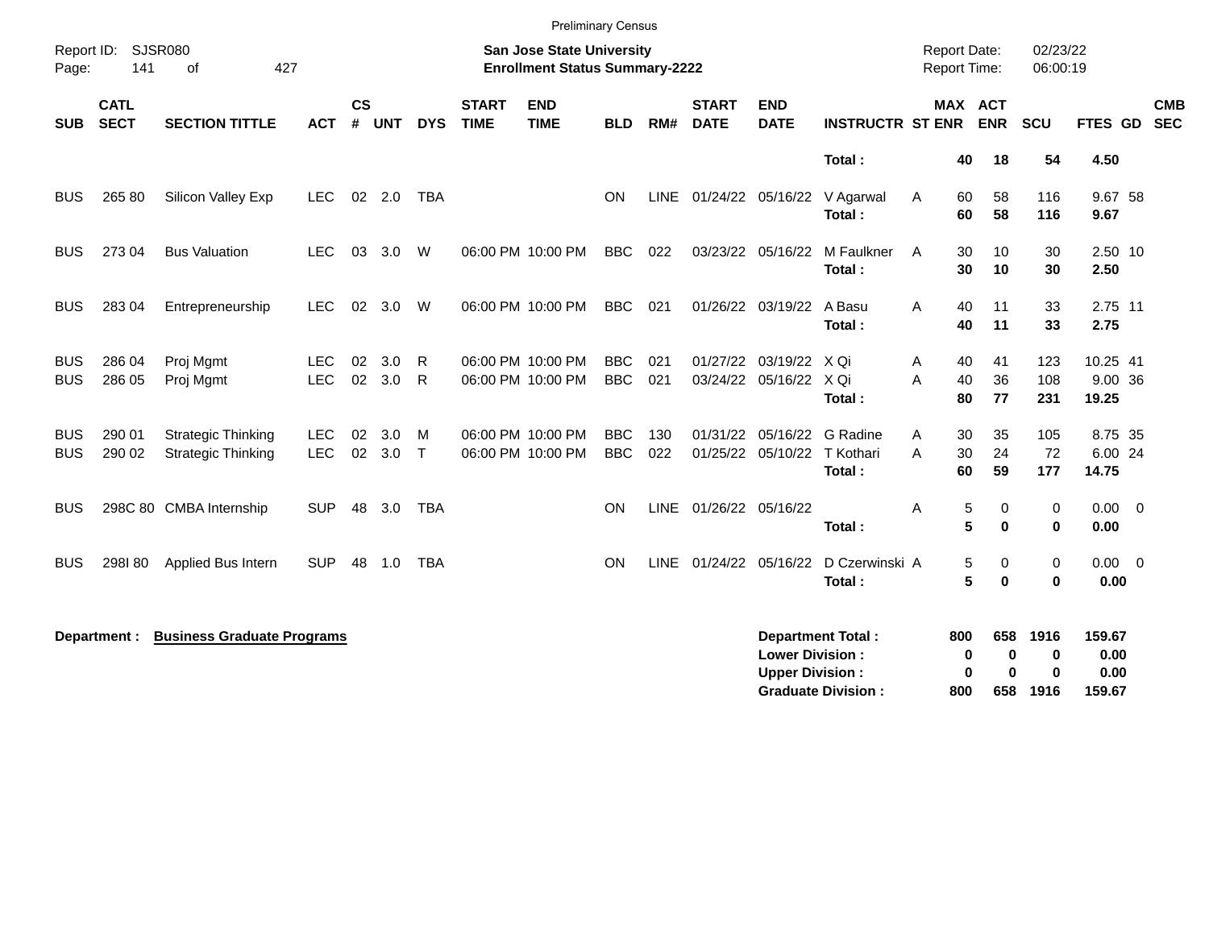Preliminary Census

Report ID: SJSR080
Page: 141 of 427

**San Jose State University**
**Enrollment Status Summary-2222**

Report Date: 02/23/22
Report Time: 06:00:19

| SUB | CATL SECT | SECTION TITTLE | ACT | CS # | UNT | DYS | START TIME | END TIME | BLD | RM# | START DATE | END DATE | INSTRUCTR | ST | MAX ENR | ACT ENR | SCU | FTES | GD | CMB SEC |
|---|---|---|---|---|---|---|---|---|---|---|---|---|---|---|---|---|---|---|---|---|
| | | | | | | | | | | | | | **Total :** | | **40** | **18** | **54** | **4.50** | | |
| BUS | 265 80 | Silicon Valley Exp | LEC | 02 | 2.0 | TBA | | | ON | LINE | 01/24/22 | 05/16/22 | V Agarwal | A | 60 | 58 | 116 | 9.67 | 58 | |
| | | | | | | | | | | | | | **Total :** | | **60** | **58** | **116** | **9.67** | | |
| BUS | 273 04 | Bus Valuation | LEC | 03 | 3.0 | W | 06:00 PM | 10:00 PM | BBC | 022 | 03/23/22 | 05/16/22 | M Faulkner | A | 30 | 10 | 30 | 2.50 | 10 | |
| | | | | | | | | | | | | | **Total :** | | **30** | **10** | **30** | **2.50** | | |
| BUS | 283 04 | Entrepreneurship | LEC | 02 | 3.0 | W | 06:00 PM | 10:00 PM | BBC | 021 | 01/26/22 | 03/19/22 | A Basu | A | 40 | 11 | 33 | 2.75 | 11 | |
| | | | | | | | | | | | | | **Total :** | | **40** | **11** | **33** | **2.75** | | |
| BUS | 286 04 | Proj Mgmt | LEC | 02 | 3.0 | R | 06:00 PM | 10:00 PM | BBC | 021 | 01/27/22 | 03/19/22 | X Qi | A | 40 | 41 | 123 | 10.25 | 41 | |
| BUS | 286 05 | Proj Mgmt | LEC | 02 | 3.0 | R | 06:00 PM | 10:00 PM | BBC | 021 | 03/24/22 | 05/16/22 | X Qi | A | 40 | 36 | 108 | 9.00 | 36 | |
| | | | | | | | | | | | | | **Total :** | | **80** | **77** | **231** | **19.25** | | |
| BUS | 290 01 | Strategic Thinking | LEC | 02 | 3.0 | M | 06:00 PM | 10:00 PM | BBC | 130 | 01/31/22 | 05/16/22 | G Radine | A | 30 | 35 | 105 | 8.75 | 35 | |
| BUS | 290 02 | Strategic Thinking | LEC | 02 | 3.0 | T | 06:00 PM | 10:00 PM | BBC | 022 | 01/25/22 | 05/10/22 | T Kothari | A | 30 | 24 | 72 | 6.00 | 24 | |
| | | | | | | | | | | | | | **Total :** | | **60** | **59** | **177** | **14.75** | | |
| BUS | 298C 80 | CMBA Internship | SUP | 48 | 3.0 | TBA | | | ON | LINE | 01/26/22 | 05/16/22 | | A | 5 | 0 | 0 | 0.00 | 0 | |
| | | | | | | | | | | | | | **Total :** | | **5** | **0** | **0** | **0.00** | | |
| BUS | 298I 80 | Applied Bus Intern | SUP | 48 | 1.0 | TBA | | | ON | LINE | 01/24/22 | 05/16/22 | D Czerwinski | A | 5 | 0 | 0 | 0.00 | 0 | |
| | | | | | | | | | | | | | **Total :** | | **5** | **0** | **0** | **0.00** | | |

**Department :** **Business Graduate Programs**

| | MAX ENR | ACT ENR | SCU | FTES |
|---|---|---|---|---|
| **Department Total :** | **800** | **658** | **1916** | **159.67** |
| **Lower Division :** | **0** | **0** | **0** | **0.00** |
| **Upper Division :** | **0** | **0** | **0** | **0.00** |
| **Graduate Division :** | **800** | **658** | **1916** | **159.67** |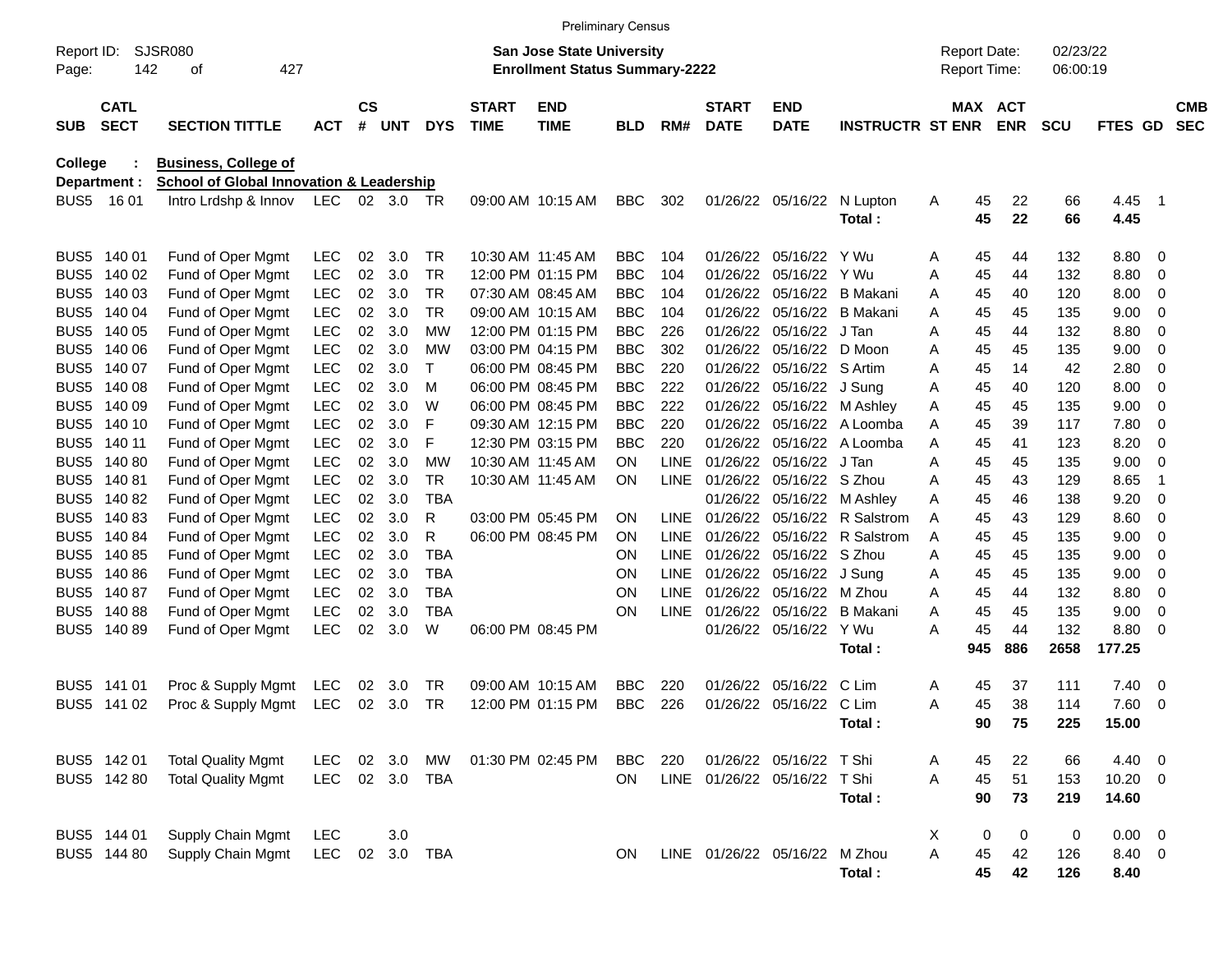Preliminary Census

Report ID: SJSR080
Page: 142 of 427

**San Jose State University**
**Enrollment Status Summary-2222**

Report Date: 02/23/22
Report Time: 06:00:19

**College : Business, College of**
**Department : School of Global Innovation & Leadership**

| SUB | CATL SECT | SECTION TITTLE | ACT | CS # | UNT | DYS | START TIME | END TIME | BLD | RM# | START DATE | END DATE | INSTRUCTR | ST | MAX ENR | ACT ENR | SCU | FTES | GD | CMB SEC |
|---|---|---|---|---|---|---|---|---|---|---|---|---|---|---|---|---|---|---|---|---|
| BUS5 | 16 01 | Intro Lrdshp & Innov | LEC | 02 | 3.0 | TR | 09:00 AM | 10:15 AM | BBC | 302 | 01/26/22 | 05/16/22 | N Lupton | A | 45 | 22 | 66 | 4.45 | 1 | |
| | | | | | | | | | | | | | **Total :** | | **45** | **22** | **66** | **4.45** | | |
| BUS5 | 140 01 | Fund of Oper Mgmt | LEC | 02 | 3.0 | TR | 10:30 AM | 11:45 AM | BBC | 104 | 01/26/22 | 05/16/22 | Y Wu | A | 45 | 44 | 132 | 8.80 | 0 | |
| BUS5 | 140 02 | Fund of Oper Mgmt | LEC | 02 | 3.0 | TR | 12:00 PM | 01:15 PM | BBC | 104 | 01/26/22 | 05/16/22 | Y Wu | A | 45 | 44 | 132 | 8.80 | 0 | |
| BUS5 | 140 03 | Fund of Oper Mgmt | LEC | 02 | 3.0 | TR | 07:30 AM | 08:45 AM | BBC | 104 | 01/26/22 | 05/16/22 | B Makani | A | 45 | 40 | 120 | 8.00 | 0 | |
| BUS5 | 140 04 | Fund of Oper Mgmt | LEC | 02 | 3.0 | TR | 09:00 AM | 10:15 AM | BBC | 104 | 01/26/22 | 05/16/22 | B Makani | A | 45 | 45 | 135 | 9.00 | 0 | |
| BUS5 | 140 05 | Fund of Oper Mgmt | LEC | 02 | 3.0 | MW | 12:00 PM | 01:15 PM | BBC | 226 | 01/26/22 | 05/16/22 | J Tan | A | 45 | 44 | 132 | 8.80 | 0 | |
| BUS5 | 140 06 | Fund of Oper Mgmt | LEC | 02 | 3.0 | MW | 03:00 PM | 04:15 PM | BBC | 302 | 01/26/22 | 05/16/22 | D Moon | A | 45 | 45 | 135 | 9.00 | 0 | |
| BUS5 | 140 07 | Fund of Oper Mgmt | LEC | 02 | 3.0 | T | 06:00 PM | 08:45 PM | BBC | 220 | 01/26/22 | 05/16/22 | S Artim | A | 45 | 14 | 42 | 2.80 | 0 | |
| BUS5 | 140 08 | Fund of Oper Mgmt | LEC | 02 | 3.0 | M | 06:00 PM | 08:45 PM | BBC | 222 | 01/26/22 | 05/16/22 | J Sung | A | 45 | 40 | 120 | 8.00 | 0 | |
| BUS5 | 140 09 | Fund of Oper Mgmt | LEC | 02 | 3.0 | W | 06:00 PM | 08:45 PM | BBC | 222 | 01/26/22 | 05/16/22 | M Ashley | A | 45 | 45 | 135 | 9.00 | 0 | |
| BUS5 | 140 10 | Fund of Oper Mgmt | LEC | 02 | 3.0 | F | 09:30 AM | 12:15 PM | BBC | 220 | 01/26/22 | 05/16/22 | A Loomba | A | 45 | 39 | 117 | 7.80 | 0 | |
| BUS5 | 140 11 | Fund of Oper Mgmt | LEC | 02 | 3.0 | F | 12:30 PM | 03:15 PM | BBC | 220 | 01/26/22 | 05/16/22 | A Loomba | A | 45 | 41 | 123 | 8.20 | 0 | |
| BUS5 | 140 80 | Fund of Oper Mgmt | LEC | 02 | 3.0 | MW | 10:30 AM | 11:45 AM | ON | LINE | 01/26/22 | 05/16/22 | J Tan | A | 45 | 45 | 135 | 9.00 | 0 | |
| BUS5 | 140 81 | Fund of Oper Mgmt | LEC | 02 | 3.0 | TR | 10:30 AM | 11:45 AM | ON | LINE | 01/26/22 | 05/16/22 | S Zhou | A | 45 | 43 | 129 | 8.65 | 1 | |
| BUS5 | 140 82 | Fund of Oper Mgmt | LEC | 02 | 3.0 | TBA | | | | | 01/26/22 | 05/16/22 | M Ashley | A | 45 | 46 | 138 | 9.20 | 0 | |
| BUS5 | 140 83 | Fund of Oper Mgmt | LEC | 02 | 3.0 | R | 03:00 PM | 05:45 PM | ON | LINE | 01/26/22 | 05/16/22 | R Salstrom | A | 45 | 43 | 129 | 8.60 | 0 | |
| BUS5 | 140 84 | Fund of Oper Mgmt | LEC | 02 | 3.0 | R | 06:00 PM | 08:45 PM | ON | LINE | 01/26/22 | 05/16/22 | R Salstrom | A | 45 | 45 | 135 | 9.00 | 0 | |
| BUS5 | 140 85 | Fund of Oper Mgmt | LEC | 02 | 3.0 | TBA | | | ON | LINE | 01/26/22 | 05/16/22 | S Zhou | A | 45 | 45 | 135 | 9.00 | 0 | |
| BUS5 | 140 86 | Fund of Oper Mgmt | LEC | 02 | 3.0 | TBA | | | ON | LINE | 01/26/22 | 05/16/22 | J Sung | A | 45 | 45 | 135 | 9.00 | 0 | |
| BUS5 | 140 87 | Fund of Oper Mgmt | LEC | 02 | 3.0 | TBA | | | ON | LINE | 01/26/22 | 05/16/22 | M Zhou | A | 45 | 44 | 132 | 8.80 | 0 | |
| BUS5 | 140 88 | Fund of Oper Mgmt | LEC | 02 | 3.0 | TBA | | | ON | LINE | 01/26/22 | 05/16/22 | B Makani | A | 45 | 45 | 135 | 9.00 | 0 | |
| BUS5 | 140 89 | Fund of Oper Mgmt | LEC | 02 | 3.0 | W | 06:00 PM | 08:45 PM | | | 01/26/22 | 05/16/22 | Y Wu | A | 45 | 44 | 132 | 8.80 | 0 | |
| | | | | | | | | | | | | | **Total :** | | **945** | **886** | **2658** | **177.25** | | |
| BUS5 | 141 01 | Proc & Supply Mgmt | LEC | 02 | 3.0 | TR | 09:00 AM | 10:15 AM | BBC | 220 | 01/26/22 | 05/16/22 | C Lim | A | 45 | 37 | 111 | 7.40 | 0 | |
| BUS5 | 141 02 | Proc & Supply Mgmt | LEC | 02 | 3.0 | TR | 12:00 PM | 01:15 PM | BBC | 226 | 01/26/22 | 05/16/22 | C Lim | A | 45 | 38 | 114 | 7.60 | 0 | |
| | | | | | | | | | | | | | **Total :** | | **90** | **75** | **225** | **15.00** | | |
| BUS5 | 142 01 | Total Quality Mgmt | LEC | 02 | 3.0 | MW | 01:30 PM | 02:45 PM | BBC | 220 | 01/26/22 | 05/16/22 | T Shi | A | 45 | 22 | 66 | 4.40 | 0 | |
| BUS5 | 142 80 | Total Quality Mgmt | LEC | 02 | 3.0 | TBA | | | ON | LINE | 01/26/22 | 05/16/22 | T Shi | A | 45 | 51 | 153 | 10.20 | 0 | |
| | | | | | | | | | | | | | **Total :** | | **90** | **73** | **219** | **14.60** | | |
| BUS5 | 144 01 | Supply Chain Mgmt | LEC | | 3.0 | | | | | | | | | X | 0 | 0 | 0 | 0.00 | 0 | |
| BUS5 | 144 80 | Supply Chain Mgmt | LEC | 02 | 3.0 | TBA | | | ON | LINE | 01/26/22 | 05/16/22 | M Zhou | A | 45 | 42 | 126 | 8.40 | 0 | |
| | | | | | | | | | | | | | **Total :** | | **45** | **42** | **126** | **8.40** | | |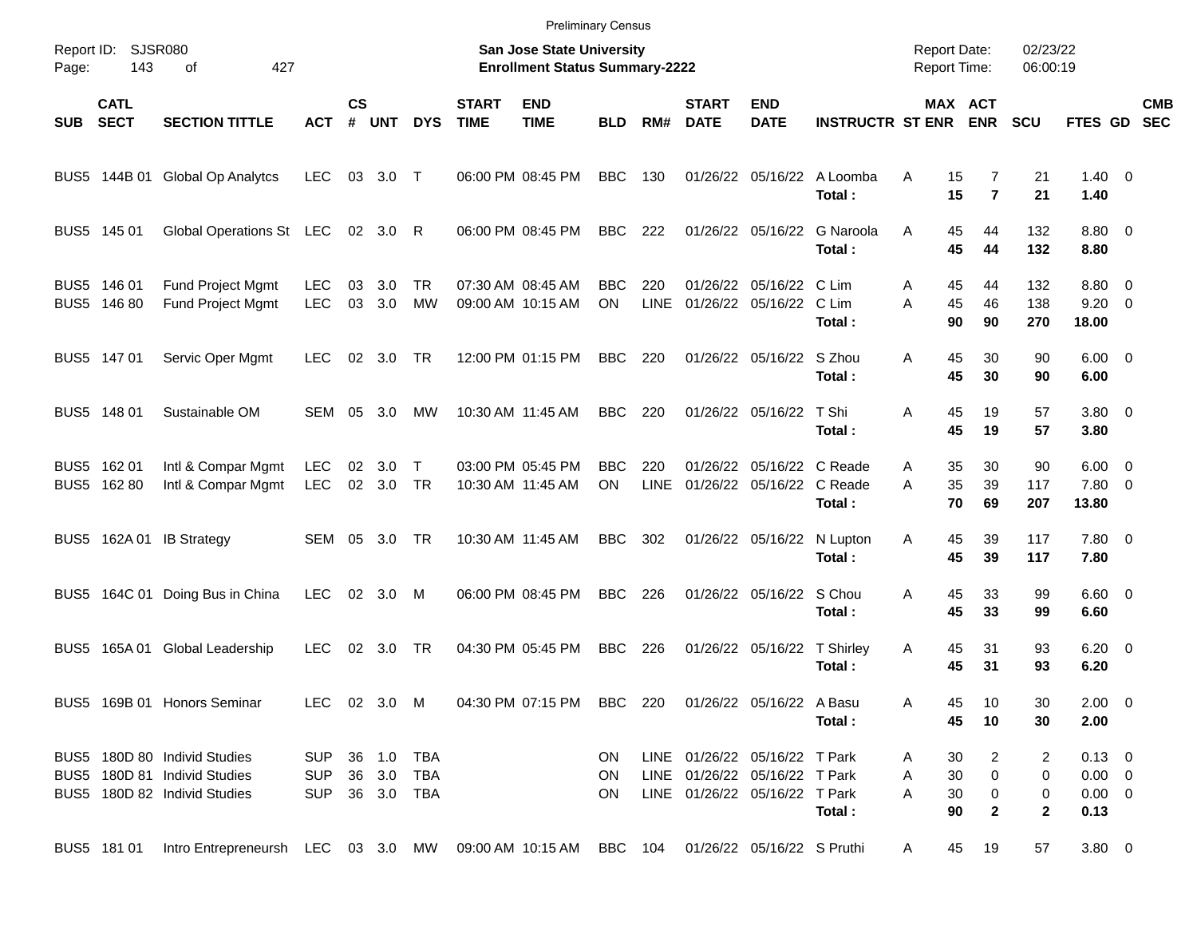Preliminary Census

Report ID: SJSR080
Page: 143 of 427

**San Jose State University**
**Enrollment Status Summary-2222**

Report Date: 02/23/22
Report Time: 06:00:19

| SUB | CATL SECT | SECTION TITTLE | ACT | CS # | UNT | DYS | START TIME | END TIME | BLD | RM# | START DATE | END DATE | INSTRUCTR | ST | MAX ENR | ACT ENR | SCU | FTES | GD | CMB SEC |
|---|---|---|---|---|---|---|---|---|---|---|---|---|---|---|---|---|---|---|---|---|
| BUS5 | 144B 01 | Global Op Analytcs | LEC | 03 | 3.0 | T | 06:00 PM | 08:45 PM | BBC | 130 | 01/26/22 | 05/16/22 | A Loomba | A | 15 | 7 | 21 | 1.40 | 0 | |
| | | | | | | | | | | | | | **Total :** | | **15** | **7** | **21** | **1.40** | | |
| BUS5 | 145 01 | Global Operations St | LEC | 02 | 3.0 | R | 06:00 PM | 08:45 PM | BBC | 222 | 01/26/22 | 05/16/22 | G Naroola | A | 45 | 44 | 132 | 8.80 | 0 | |
| | | | | | | | | | | | | | **Total :** | | **45** | **44** | **132** | **8.80** | | |
| BUS5 | 146 01 | Fund Project Mgmt | LEC | 03 | 3.0 | TR | 07:30 AM | 08:45 AM | BBC | 220 | 01/26/22 | 05/16/22 | C Lim | A | 45 | 44 | 132 | 8.80 | 0 | |
| BUS5 | 146 80 | Fund Project Mgmt | LEC | 03 | 3.0 | MW | 09:00 AM | 10:15 AM | ON | LINE | 01/26/22 | 05/16/22 | C Lim | A | 45 | 46 | 138 | 9.20 | 0 | |
| | | | | | | | | | | | | | **Total :** | | **90** | **90** | **270** | **18.00** | | |
| BUS5 | 147 01 | Servic Oper Mgmt | LEC | 02 | 3.0 | TR | 12:00 PM | 01:15 PM | BBC | 220 | 01/26/22 | 05/16/22 | S Zhou | A | 45 | 30 | 90 | 6.00 | 0 | |
| | | | | | | | | | | | | | **Total :** | | **45** | **30** | **90** | **6.00** | | |
| BUS5 | 148 01 | Sustainable OM | SEM | 05 | 3.0 | MW | 10:30 AM | 11:45 AM | BBC | 220 | 01/26/22 | 05/16/22 | T Shi | A | 45 | 19 | 57 | 3.80 | 0 | |
| | | | | | | | | | | | | | **Total :** | | **45** | **19** | **57** | **3.80** | | |
| BUS5 | 162 01 | Intl & Compar Mgmt | LEC | 02 | 3.0 | T | 03:00 PM | 05:45 PM | BBC | 220 | 01/26/22 | 05/16/22 | C Reade | A | 35 | 30 | 90 | 6.00 | 0 | |
| BUS5 | 162 80 | Intl & Compar Mgmt | LEC | 02 | 3.0 | TR | 10:30 AM | 11:45 AM | ON | LINE | 01/26/22 | 05/16/22 | C Reade | A | 35 | 39 | 117 | 7.80 | 0 | |
| | | | | | | | | | | | | | **Total :** | | **70** | **69** | **207** | **13.80** | | |
| BUS5 | 162A 01 | IB Strategy | SEM | 05 | 3.0 | TR | 10:30 AM | 11:45 AM | BBC | 302 | 01/26/22 | 05/16/22 | N Lupton | A | 45 | 39 | 117 | 7.80 | 0 | |
| | | | | | | | | | | | | | **Total :** | | **45** | **39** | **117** | **7.80** | | |
| BUS5 | 164C 01 | Doing Bus in China | LEC | 02 | 3.0 | M | 06:00 PM | 08:45 PM | BBC | 226 | 01/26/22 | 05/16/22 | S Chou | A | 45 | 33 | 99 | 6.60 | 0 | |
| | | | | | | | | | | | | | **Total :** | | **45** | **33** | **99** | **6.60** | | |
| BUS5 | 165A 01 | Global Leadership | LEC | 02 | 3.0 | TR | 04:30 PM | 05:45 PM | BBC | 226 | 01/26/22 | 05/16/22 | T Shirley | A | 45 | 31 | 93 | 6.20 | 0 | |
| | | | | | | | | | | | | | **Total :** | | **45** | **31** | **93** | **6.20** | | |
| BUS5 | 169B 01 | Honors Seminar | LEC | 02 | 3.0 | M | 04:30 PM | 07:15 PM | BBC | 220 | 01/26/22 | 05/16/22 | A Basu | A | 45 | 10 | 30 | 2.00 | 0 | |
| | | | | | | | | | | | | | **Total :** | | **45** | **10** | **30** | **2.00** | | |
| BUS5 | 180D 80 | Individ Studies | SUP | 36 | 1.0 | TBA | | | ON | LINE | 01/26/22 | 05/16/22 | T Park | A | 30 | 2 | 2 | 0.13 | 0 | |
| BUS5 | 180D 81 | Individ Studies | SUP | 36 | 3.0 | TBA | | | ON | LINE | 01/26/22 | 05/16/22 | T Park | A | 30 | 0 | 0 | 0.00 | 0 | |
| BUS5 | 180D 82 | Individ Studies | SUP | 36 | 3.0 | TBA | | | ON | LINE | 01/26/22 | 05/16/22 | T Park | A | 30 | 0 | 0 | 0.00 | 0 | |
| | | | | | | | | | | | | | **Total :** | | **90** | **2** | **2** | **0.13** | | |
| BUS5 | 181 01 | Intro Entrepreneursh | LEC | 03 | 3.0 | MW | 09:00 AM | 10:15 AM | BBC | 104 | 01/26/22 | 05/16/22 | S Pruthi | A | 45 | 19 | 57 | 3.80 | 0 | |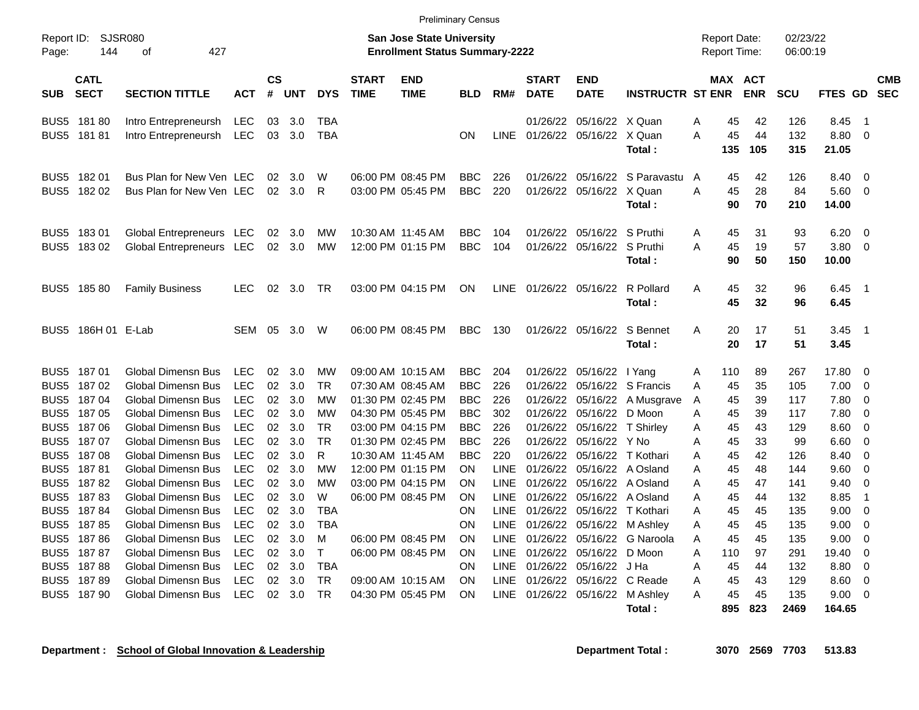Preliminary Census

Report ID: SJSR080
Page: 144 of 427

**San Jose State University**
**Enrollment Status Summary-2222**

Report Date: 02/23/22
Report Time: 06:00:19

| SUB | CATL SECT | SECTION TITTLE | ACT | CS # | UNT | DYS | START TIME | END TIME | BLD | RM# | START DATE | END DATE | INSTRUCTR | ST | MAX ENR | ACT ENR | SCU | FTES | GD | CMB SEC |
|---|---|---|---|---|---|---|---|---|---|---|---|---|---|---|---|---|---|---|---|---|
| BUS5 | 181 80 | Intro Entrepreneursh | LEC | 03 | 3.0 | TBA | | | | | 01/26/22 | 05/16/22 | X Quan | A | 45 | 42 | 126 | 8.45 | 1 | |
| BUS5 | 181 81 | Intro Entrepreneursh | LEC | 03 | 3.0 | TBA | | | ON | LINE | 01/26/22 | 05/16/22 | X Quan | A | 45 | 44 | 132 | 8.80 | 0 | |
| | | | | | | | | | | | | | **Total :** | | **135** | **105** | **315** | **21.05** | | |
| BUS5 | 182 01 | Bus Plan for New Ven | LEC | 02 | 3.0 | W | 06:00 PM | 08:45 PM | BBC | 226 | 01/26/22 | 05/16/22 | S Paravastu | A | 45 | 42 | 126 | 8.40 | 0 | |
| BUS5 | 182 02 | Bus Plan for New Ven | LEC | 02 | 3.0 | R | 03:00 PM | 05:45 PM | BBC | 220 | 01/26/22 | 05/16/22 | X Quan | A | 45 | 28 | 84 | 5.60 | 0 | |
| | | | | | | | | | | | | | **Total :** | | **90** | **70** | **210** | **14.00** | | |
| BUS5 | 183 01 | Global Entrepreneurs | LEC | 02 | 3.0 | MW | 10:30 AM | 11:45 AM | BBC | 104 | 01/26/22 | 05/16/22 | S Pruthi | A | 45 | 31 | 93 | 6.20 | 0 | |
| BUS5 | 183 02 | Global Entrepreneurs | LEC | 02 | 3.0 | MW | 12:00 PM | 01:15 PM | BBC | 104 | 01/26/22 | 05/16/22 | S Pruthi | A | 45 | 19 | 57 | 3.80 | 0 | |
| | | | | | | | | | | | | | **Total :** | | **90** | **50** | **150** | **10.00** | | |
| BUS5 | 185 80 | Family Business | LEC | 02 | 3.0 | TR | 03:00 PM | 04:15 PM | ON | LINE | 01/26/22 | 05/16/22 | R Pollard | A | 45 | 32 | 96 | 6.45 | 1 | |
| | | | | | | | | | | | | | **Total :** | | **45** | **32** | **96** | **6.45** | | |
| BUS5 | 186H 01 | E-Lab | SEM | 05 | 3.0 | W | 06:00 PM | 08:45 PM | BBC | 130 | 01/26/22 | 05/16/22 | S Bennet | A | 20 | 17 | 51 | 3.45 | 1 | |
| | | | | | | | | | | | | | **Total :** | | **20** | **17** | **51** | **3.45** | | |
| BUS5 | 187 01 | Global Dimensn Bus | LEC | 02 | 3.0 | MW | 09:00 AM | 10:15 AM | BBC | 204 | 01/26/22 | 05/16/22 | I Yang | A | 110 | 89 | 267 | 17.80 | 0 | |
| BUS5 | 187 02 | Global Dimensn Bus | LEC | 02 | 3.0 | TR | 07:30 AM | 08:45 AM | BBC | 226 | 01/26/22 | 05/16/22 | S Francis | A | 45 | 35 | 105 | 7.00 | 0 | |
| BUS5 | 187 04 | Global Dimensn Bus | LEC | 02 | 3.0 | MW | 01:30 PM | 02:45 PM | BBC | 226 | 01/26/22 | 05/16/22 | A Musgrave | A | 45 | 39 | 117 | 7.80 | 0 | |
| BUS5 | 187 05 | Global Dimensn Bus | LEC | 02 | 3.0 | MW | 04:30 PM | 05:45 PM | BBC | 302 | 01/26/22 | 05/16/22 | D Moon | A | 45 | 39 | 117 | 7.80 | 0 | |
| BUS5 | 187 06 | Global Dimensn Bus | LEC | 02 | 3.0 | TR | 03:00 PM | 04:15 PM | BBC | 226 | 01/26/22 | 05/16/22 | T Shirley | A | 45 | 43 | 129 | 8.60 | 0 | |
| BUS5 | 187 07 | Global Dimensn Bus | LEC | 02 | 3.0 | TR | 01:30 PM | 02:45 PM | BBC | 226 | 01/26/22 | 05/16/22 | Y No | A | 45 | 33 | 99 | 6.60 | 0 | |
| BUS5 | 187 08 | Global Dimensn Bus | LEC | 02 | 3.0 | R | 10:30 AM | 11:45 AM | BBC | 220 | 01/26/22 | 05/16/22 | T Kothari | A | 45 | 42 | 126 | 8.40 | 0 | |
| BUS5 | 187 81 | Global Dimensn Bus | LEC | 02 | 3.0 | MW | 12:00 PM | 01:15 PM | ON | LINE | 01/26/22 | 05/16/22 | A Osland | A | 45 | 48 | 144 | 9.60 | 0 | |
| BUS5 | 187 82 | Global Dimensn Bus | LEC | 02 | 3.0 | MW | 03:00 PM | 04:15 PM | ON | LINE | 01/26/22 | 05/16/22 | A Osland | A | 45 | 47 | 141 | 9.40 | 0 | |
| BUS5 | 187 83 | Global Dimensn Bus | LEC | 02 | 3.0 | W | 06:00 PM | 08:45 PM | ON | LINE | 01/26/22 | 05/16/22 | A Osland | A | 45 | 44 | 132 | 8.85 | 1 | |
| BUS5 | 187 84 | Global Dimensn Bus | LEC | 02 | 3.0 | TBA | | | ON | LINE | 01/26/22 | 05/16/22 | T Kothari | A | 45 | 45 | 135 | 9.00 | 0 | |
| BUS5 | 187 85 | Global Dimensn Bus | LEC | 02 | 3.0 | TBA | | | ON | LINE | 01/26/22 | 05/16/22 | M Ashley | A | 45 | 45 | 135 | 9.00 | 0 | |
| BUS5 | 187 86 | Global Dimensn Bus | LEC | 02 | 3.0 | M | 06:00 PM | 08:45 PM | ON | LINE | 01/26/22 | 05/16/22 | G Naroola | A | 45 | 45 | 135 | 9.00 | 0 | |
| BUS5 | 187 87 | Global Dimensn Bus | LEC | 02 | 3.0 | T | 06:00 PM | 08:45 PM | ON | LINE | 01/26/22 | 05/16/22 | D Moon | A | 110 | 97 | 291 | 19.40 | 0 | |
| BUS5 | 187 88 | Global Dimensn Bus | LEC | 02 | 3.0 | TBA | | | ON | LINE | 01/26/22 | 05/16/22 | J Ha | A | 45 | 44 | 132 | 8.80 | 0 | |
| BUS5 | 187 89 | Global Dimensn Bus | LEC | 02 | 3.0 | TR | 09:00 AM | 10:15 AM | ON | LINE | 01/26/22 | 05/16/22 | C Reade | A | 45 | 43 | 129 | 8.60 | 0 | |
| BUS5 | 187 90 | Global Dimensn Bus | LEC | 02 | 3.0 | TR | 04:30 PM | 05:45 PM | ON | LINE | 01/26/22 | 05/16/22 | M Ashley | A | 45 | 45 | 135 | 9.00 | 0 | |
| | | | | | | | | | | | | | **Total :** | | **895** | **823** | **2469** | **164.65** | | |

**Department :** **School of Global Innovation & Leadership** **Department Total :** **3070** **2569** **7703** **513.83**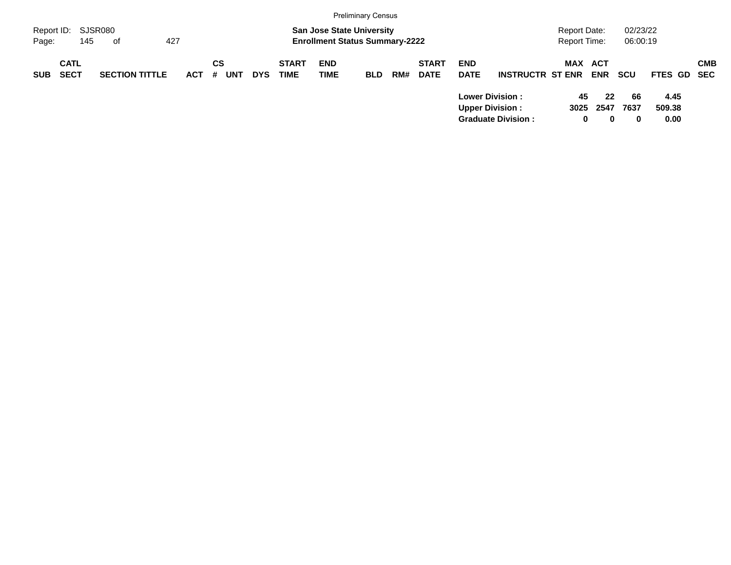Preliminary Census

Report ID: SJSR080

**San Jose State University**
**Enrollment Status Summary-2222**

Report Date: 02/23/22
Report Time: 06:00:19

| SUB | CATL SECT | SECTION TITTLE | ACT | CS # | UNT | DYS | START TIME | END TIME | BLD | RM# | START DATE | END DATE | INSTRUCTR | ST | MAX ENR | ACT ENR | SCU | FTES | GD | CMB SEC |
|---|---|---|---|---|---|---|---|---|---|---|---|---|---|---|---|---|---|---|---|---|
| | | | | | | | | | | | | **Lower Division :** | | | **45** | **22** | **66** | **4.45** | | |
| | | | | | | | | | | | | **Upper Division :** | | | **3025** | **2547** | **7637** | **509.38** | | |
| | | | | | | | | | | | | **Graduate Division :** | | | **0** | **0** | **0** | **0.00** | | |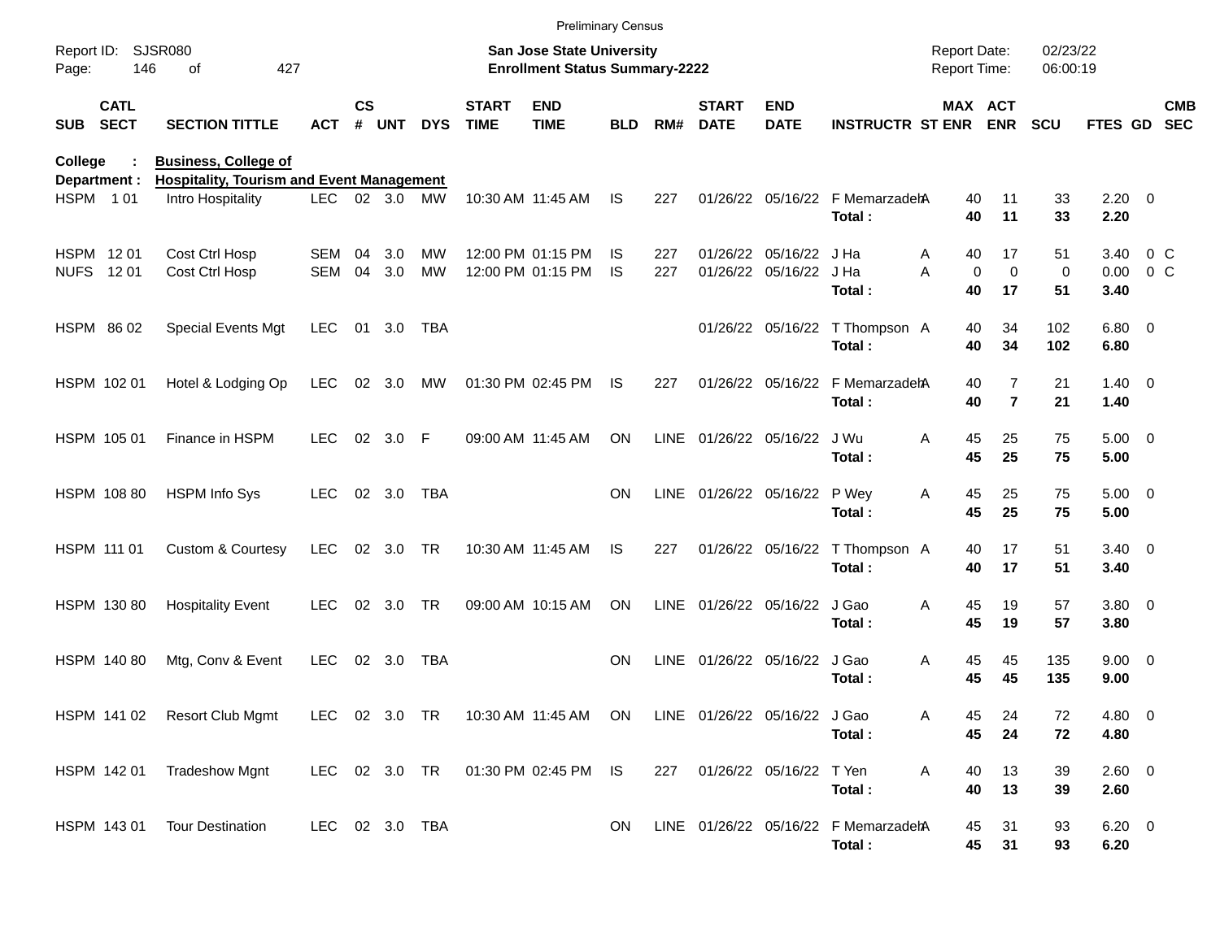Preliminary Census

Report ID: SJSR080
Page: 146 of 427

**San Jose State University**
**Enrollment Status Summary-2222**

Report Date: 02/23/22
Report Time: 06:00:19

| SUB | CATL SECT | SECTION TITTLE | ACT | CS # | UNT | DYS | START TIME | END TIME | BLD | RM# | START DATE | END DATE | INSTRUCTR | ST | MAX ENR | ACT ENR | SCU | FTES | GD | CMB SEC |
|---|---|---|---|---|---|---|---|---|---|---|---|---|---|---|---|---|---|---|---|---|
| **College :** | | **Business, College of** | | | | | | | | | | | | | | | | | | |
| **Department :** | | **Hospitality, Tourism and Event Management** | | | | | | | | | | | | | | | | | | |
| HSPM | 1 01 | Intro Hospitality | LEC | 02 | 3.0 | MW | 10:30 AM | 11:45 AM | IS | 227 | 01/26/22 | 05/16/22 | F Memarzadeh | A | 40 | 11 | 33 | 2.20 | 0 | |
| | | | | | | | | | | | | | **Total :** | | **40** | **11** | **33** | **2.20** | | |
| HSPM | 12 01 | Cost Ctrl Hosp | SEM | 04 | 3.0 | MW | 12:00 PM | 01:15 PM | IS | 227 | 01/26/22 | 05/16/22 | J Ha | A | 40 | 17 | 51 | 3.40 | 0 | C |
| NUFS | 12 01 | Cost Ctrl Hosp | SEM | 04 | 3.0 | MW | 12:00 PM | 01:15 PM | IS | 227 | 01/26/22 | 05/16/22 | J Ha | A | 0 | 0 | 0 | 0.00 | 0 | C |
| | | | | | | | | | | | | | **Total :** | | **40** | **17** | **51** | **3.40** | | |
| HSPM | 86 02 | Special Events Mgt | LEC | 01 | 3.0 | TBA | | | | | 01/26/22 | 05/16/22 | T Thompson | A | 40 | 34 | 102 | 6.80 | 0 | |
| | | | | | | | | | | | | | **Total :** | | **40** | **34** | **102** | **6.80** | | |
| HSPM | 102 01 | Hotel & Lodging Op | LEC | 02 | 3.0 | MW | 01:30 PM | 02:45 PM | IS | 227 | 01/26/22 | 05/16/22 | F Memarzadeh | A | 40 | 7 | 21 | 1.40 | 0 | |
| | | | | | | | | | | | | | **Total :** | | **40** | **7** | **21** | **1.40** | | |
| HSPM | 105 01 | Finance in HSPM | LEC | 02 | 3.0 | F | 09:00 AM | 11:45 AM | ON | LINE | 01/26/22 | 05/16/22 | J Wu | A | 45 | 25 | 75 | 5.00 | 0 | |
| | | | | | | | | | | | | | **Total :** | | **45** | **25** | **75** | **5.00** | | |
| HSPM | 108 80 | HSPM Info Sys | LEC | 02 | 3.0 | TBA | | | ON | LINE | 01/26/22 | 05/16/22 | P Wey | A | 45 | 25 | 75 | 5.00 | 0 | |
| | | | | | | | | | | | | | **Total :** | | **45** | **25** | **75** | **5.00** | | |
| HSPM | 111 01 | Custom & Courtesy | LEC | 02 | 3.0 | TR | 10:30 AM | 11:45 AM | IS | 227 | 01/26/22 | 05/16/22 | T Thompson | A | 40 | 17 | 51 | 3.40 | 0 | |
| | | | | | | | | | | | | | **Total :** | | **40** | **17** | **51** | **3.40** | | |
| HSPM | 130 80 | Hospitality Event | LEC | 02 | 3.0 | TR | 09:00 AM | 10:15 AM | ON | LINE | 01/26/22 | 05/16/22 | J Gao | A | 45 | 19 | 57 | 3.80 | 0 | |
| | | | | | | | | | | | | | **Total :** | | **45** | **19** | **57** | **3.80** | | |
| HSPM | 140 80 | Mtg, Conv & Event | LEC | 02 | 3.0 | TBA | | | ON | LINE | 01/26/22 | 05/16/22 | J Gao | A | 45 | 45 | 135 | 9.00 | 0 | |
| | | | | | | | | | | | | | **Total :** | | **45** | **45** | **135** | **9.00** | | |
| HSPM | 141 02 | Resort Club Mgmt | LEC | 02 | 3.0 | TR | 10:30 AM | 11:45 AM | ON | LINE | 01/26/22 | 05/16/22 | J Gao | A | 45 | 24 | 72 | 4.80 | 0 | |
| | | | | | | | | | | | | | **Total :** | | **45** | **24** | **72** | **4.80** | | |
| HSPM | 142 01 | Tradeshow Mgnt | LEC | 02 | 3.0 | TR | 01:30 PM | 02:45 PM | IS | 227 | 01/26/22 | 05/16/22 | T Yen | A | 40 | 13 | 39 | 2.60 | 0 | |
| | | | | | | | | | | | | | **Total :** | | **40** | **13** | **39** | **2.60** | | |
| HSPM | 143 01 | Tour Destination | LEC | 02 | 3.0 | TBA | | | ON | LINE | 01/26/22 | 05/16/22 | F Memarzadeh | A | 45 | 31 | 93 | 6.20 | 0 | |
| | | | | | | | | | | | | | **Total :** | | **45** | **31** | **93** | **6.20** | | |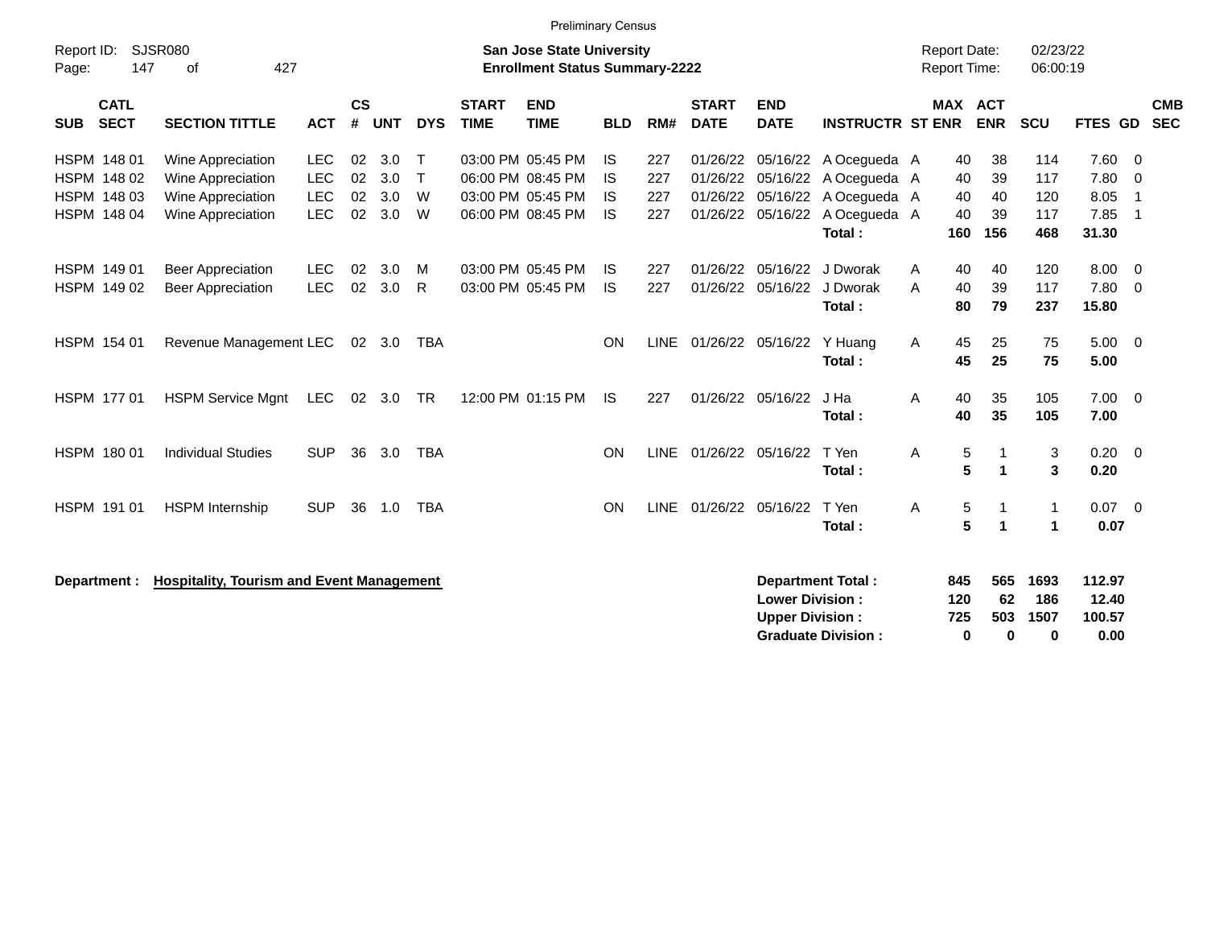Preliminary Census

Report ID: SJSR080

**San Jose State University**
**Enrollment Status Summary-2222**

Report Date: 02/23/22
Report Time: 06:00:19

| SUB | CATL SECT | SECTION TITTLE | ACT | CS # | UNT | DYS | START TIME | END TIME | BLD | RM# | START DATE | END DATE | INSTRUCTR | ST | MAX ENR | ACT ENR | SCU | FTES | GD | CMB SEC |
|---|---|---|---|---|---|---|---|---|---|---|---|---|---|---|---|---|---|---|---|---|
| HSPM | 148 01 | Wine Appreciation | LEC | 02 | 3.0 | T | 03:00 PM | 05:45 PM | IS | 227 | 01/26/22 | 05/16/22 | A Ocegueda | A | 40 | 38 | 114 | 7.60 | 0 | |
| HSPM | 148 02 | Wine Appreciation | LEC | 02 | 3.0 | T | 06:00 PM | 08:45 PM | IS | 227 | 01/26/22 | 05/16/22 | A Ocegueda | A | 40 | 39 | 117 | 7.80 | 0 | |
| HSPM | 148 03 | Wine Appreciation | LEC | 02 | 3.0 | W | 03:00 PM | 05:45 PM | IS | 227 | 01/26/22 | 05/16/22 | A Ocegueda | A | 40 | 40 | 120 | 8.05 | 1 | |
| HSPM | 148 04 | Wine Appreciation | LEC | 02 | 3.0 | W | 06:00 PM | 08:45 PM | IS | 227 | 01/26/22 | 05/16/22 | A Ocegueda | A | 40 | 39 | 117 | 7.85 | 1 | |
| | | | | | | | | | | | | | **Total :** | | **160** | **156** | **468** | **31.30** | | |
| HSPM | 149 01 | Beer Appreciation | LEC | 02 | 3.0 | M | 03:00 PM | 05:45 PM | IS | 227 | 01/26/22 | 05/16/22 | J Dworak | A | 40 | 40 | 120 | 8.00 | 0 | |
| HSPM | 149 02 | Beer Appreciation | LEC | 02 | 3.0 | R | 03:00 PM | 05:45 PM | IS | 227 | 01/26/22 | 05/16/22 | J Dworak | A | 40 | 39 | 117 | 7.80 | 0 | |
| | | | | | | | | | | | | | **Total :** | | **80** | **79** | **237** | **15.80** | | |
| HSPM | 154 01 | Revenue Management | LEC | 02 | 3.0 | TBA | | | ON | LINE | 01/26/22 | 05/16/22 | Y Huang | A | 45 | 25 | 75 | 5.00 | 0 | |
| | | | | | | | | | | | | | **Total :** | | **45** | **25** | **75** | **5.00** | | |
| HSPM | 177 01 | HSPM Service Mgnt | LEC | 02 | 3.0 | TR | 12:00 PM | 01:15 PM | IS | 227 | 01/26/22 | 05/16/22 | J Ha | A | 40 | 35 | 105 | 7.00 | 0 | |
| | | | | | | | | | | | | | **Total :** | | **40** | **35** | **105** | **7.00** | | |
| HSPM | 180 01 | Individual Studies | SUP | 36 | 3.0 | TBA | | | ON | LINE | 01/26/22 | 05/16/22 | T Yen | A | 5 | 1 | 3 | 0.20 | 0 | |
| | | | | | | | | | | | | | **Total :** | | **5** | **1** | **3** | **0.20** | | |
| HSPM | 191 01 | HSPM Internship | SUP | 36 | 1.0 | TBA | | | ON | LINE | 01/26/22 | 05/16/22 | T Yen | A | 5 | 1 | 1 | 0.07 | 0 | |
| | | | | | | | | | | | | | **Total :** | | **5** | **1** | **1** | **0.07** | | |

**Department :** **Hospitality, Tourism and Event Management**

| | MAX ENR | ACT ENR | SCU | FTES |
|---|---|---|---|---|
| **Department Total :** | **845** | **565** | **1693** | **112.97** |
| **Lower Division :** | **120** | **62** | **186** | **12.40** |
| **Upper Division :** | **725** | **503** | **1507** | **100.57** |
| **Graduate Division :** | **0** | **0** | **0** | **0.00** |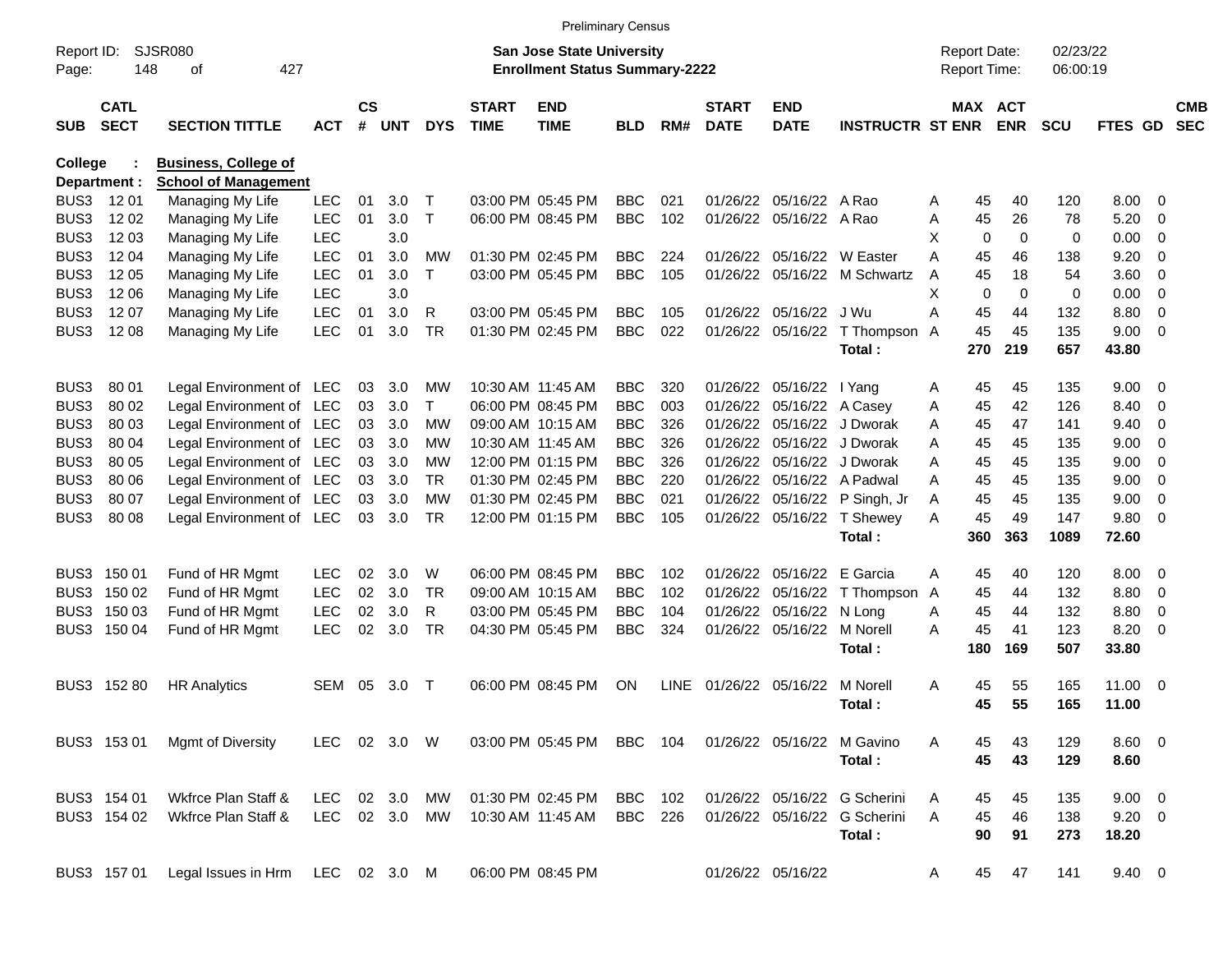Preliminary Census

Report ID: SJSR080
Page: 148 of 427

**San Jose State University**
**Enrollment Status Summary-2222**

Report Date: 02/23/22
Report Time: 06:00:19

| SUB | CATL SECT | SECTION TITTLE | ACT | CS # | UNT | DYS | START TIME | END TIME | BLD | RM# | START DATE | END DATE | INSTRUCTR | ST | MAX ENR | ACT ENR | SCU | FTES | GD | CMB SEC |
|---|---|---|---|---|---|---|---|---|---|---|---|---|---|---|---|---|---|---|---|---|
| **College :** | | **Business, College of** | | | | | | | | | | | | | | | | | | |
| **Department :** | | **School of Management** | | | | | | | | | | | | | | | | | | |
| BUS3 | 12 01 | Managing My Life | LEC | 01 | 3.0 | T | 03:00 PM | 05:45 PM | BBC | 021 | 01/26/22 | 05/16/22 | A Rao | A | 45 | 40 | 120 | 8.00 | 0 | |
| BUS3 | 12 02 | Managing My Life | LEC | 01 | 3.0 | T | 06:00 PM | 08:45 PM | BBC | 102 | 01/26/22 | 05/16/22 | A Rao | A | 45 | 26 | 78 | 5.20 | 0 | |
| BUS3 | 12 03 | Managing My Life | LEC | | 3.0 | | | | | | | | | X | 0 | 0 | 0 | 0.00 | 0 | |
| BUS3 | 12 04 | Managing My Life | LEC | 01 | 3.0 | MW | 01:30 PM | 02:45 PM | BBC | 224 | 01/26/22 | 05/16/22 | W Easter | A | 45 | 46 | 138 | 9.20 | 0 | |
| BUS3 | 12 05 | Managing My Life | LEC | 01 | 3.0 | T | 03:00 PM | 05:45 PM | BBC | 105 | 01/26/22 | 05/16/22 | M Schwartz | A | 45 | 18 | 54 | 3.60 | 0 | |
| BUS3 | 12 06 | Managing My Life | LEC | | 3.0 | | | | | | | | | X | 0 | 0 | 0 | 0.00 | 0 | |
| BUS3 | 12 07 | Managing My Life | LEC | 01 | 3.0 | R | 03:00 PM | 05:45 PM | BBC | 105 | 01/26/22 | 05/16/22 | J Wu | A | 45 | 44 | 132 | 8.80 | 0 | |
| BUS3 | 12 08 | Managing My Life | LEC | 01 | 3.0 | TR | 01:30 PM | 02:45 PM | BBC | 022 | 01/26/22 | 05/16/22 | T Thompson | A | 45 | 45 | 135 | 9.00 | 0 | |
| | | | | | | | | | | | | | **Total :** | | **270** | **219** | **657** | **43.80** | | |
| BUS3 | 80 01 | Legal Environment of | LEC | 03 | 3.0 | MW | 10:30 AM | 11:45 AM | BBC | 320 | 01/26/22 | 05/16/22 | I Yang | A | 45 | 45 | 135 | 9.00 | 0 | |
| BUS3 | 80 02 | Legal Environment of | LEC | 03 | 3.0 | T | 06:00 PM | 08:45 PM | BBC | 003 | 01/26/22 | 05/16/22 | A Casey | A | 45 | 42 | 126 | 8.40 | 0 | |
| BUS3 | 80 03 | Legal Environment of | LEC | 03 | 3.0 | MW | 09:00 AM | 10:15 AM | BBC | 326 | 01/26/22 | 05/16/22 | J Dworak | A | 45 | 47 | 141 | 9.40 | 0 | |
| BUS3 | 80 04 | Legal Environment of | LEC | 03 | 3.0 | MW | 10:30 AM | 11:45 AM | BBC | 326 | 01/26/22 | 05/16/22 | J Dworak | A | 45 | 45 | 135 | 9.00 | 0 | |
| BUS3 | 80 05 | Legal Environment of | LEC | 03 | 3.0 | MW | 12:00 PM | 01:15 PM | BBC | 326 | 01/26/22 | 05/16/22 | J Dworak | A | 45 | 45 | 135 | 9.00 | 0 | |
| BUS3 | 80 06 | Legal Environment of | LEC | 03 | 3.0 | TR | 01:30 PM | 02:45 PM | BBC | 220 | 01/26/22 | 05/16/22 | A Padwal | A | 45 | 45 | 135 | 9.00 | 0 | |
| BUS3 | 80 07 | Legal Environment of | LEC | 03 | 3.0 | MW | 01:30 PM | 02:45 PM | BBC | 021 | 01/26/22 | 05/16/22 | P Singh, Jr | A | 45 | 45 | 135 | 9.00 | 0 | |
| BUS3 | 80 08 | Legal Environment of | LEC | 03 | 3.0 | TR | 12:00 PM | 01:15 PM | BBC | 105 | 01/26/22 | 05/16/22 | T Shewey | A | 45 | 49 | 147 | 9.80 | 0 | |
| | | | | | | | | | | | | | **Total :** | | **360** | **363** | **1089** | **72.60** | | |
| BUS3 | 150 01 | Fund of HR Mgmt | LEC | 02 | 3.0 | W | 06:00 PM | 08:45 PM | BBC | 102 | 01/26/22 | 05/16/22 | E Garcia | A | 45 | 40 | 120 | 8.00 | 0 | |
| BUS3 | 150 02 | Fund of HR Mgmt | LEC | 02 | 3.0 | TR | 09:00 AM | 10:15 AM | BBC | 102 | 01/26/22 | 05/16/22 | T Thompson | A | 45 | 44 | 132 | 8.80 | 0 | |
| BUS3 | 150 03 | Fund of HR Mgmt | LEC | 02 | 3.0 | R | 03:00 PM | 05:45 PM | BBC | 104 | 01/26/22 | 05/16/22 | N Long | A | 45 | 44 | 132 | 8.80 | 0 | |
| BUS3 | 150 04 | Fund of HR Mgmt | LEC | 02 | 3.0 | TR | 04:30 PM | 05:45 PM | BBC | 324 | 01/26/22 | 05/16/22 | M Norell | A | 45 | 41 | 123 | 8.20 | 0 | |
| | | | | | | | | | | | | | **Total :** | | **180** | **169** | **507** | **33.80** | | |
| BUS3 | 152 80 | HR Analytics | SEM | 05 | 3.0 | T | 06:00 PM | 08:45 PM | ON | LINE | 01/26/22 | 05/16/22 | M Norell | A | 45 | 55 | 165 | 11.00 | 0 | |
| | | | | | | | | | | | | | **Total :** | | **45** | **55** | **165** | **11.00** | | |
| BUS3 | 153 01 | Mgmt of Diversity | LEC | 02 | 3.0 | W | 03:00 PM | 05:45 PM | BBC | 104 | 01/26/22 | 05/16/22 | M Gavino | A | 45 | 43 | 129 | 8.60 | 0 | |
| | | | | | | | | | | | | | **Total :** | | **45** | **43** | **129** | **8.60** | | |
| BUS3 | 154 01 | Wkfrce Plan Staff & | LEC | 02 | 3.0 | MW | 01:30 PM | 02:45 PM | BBC | 102 | 01/26/22 | 05/16/22 | G Scherini | A | 45 | 45 | 135 | 9.00 | 0 | |
| BUS3 | 154 02 | Wkfrce Plan Staff & | LEC | 02 | 3.0 | MW | 10:30 AM | 11:45 AM | BBC | 226 | 01/26/22 | 05/16/22 | G Scherini | A | 45 | 46 | 138 | 9.20 | 0 | |
| | | | | | | | | | | | | | **Total :** | | **90** | **91** | **273** | **18.20** | | |
| BUS3 | 157 01 | Legal Issues in Hrm | LEC | 02 | 3.0 | M | 06:00 PM | 08:45 PM | | | 01/26/22 | 05/16/22 | | A | 45 | 47 | 141 | 9.40 | 0 | |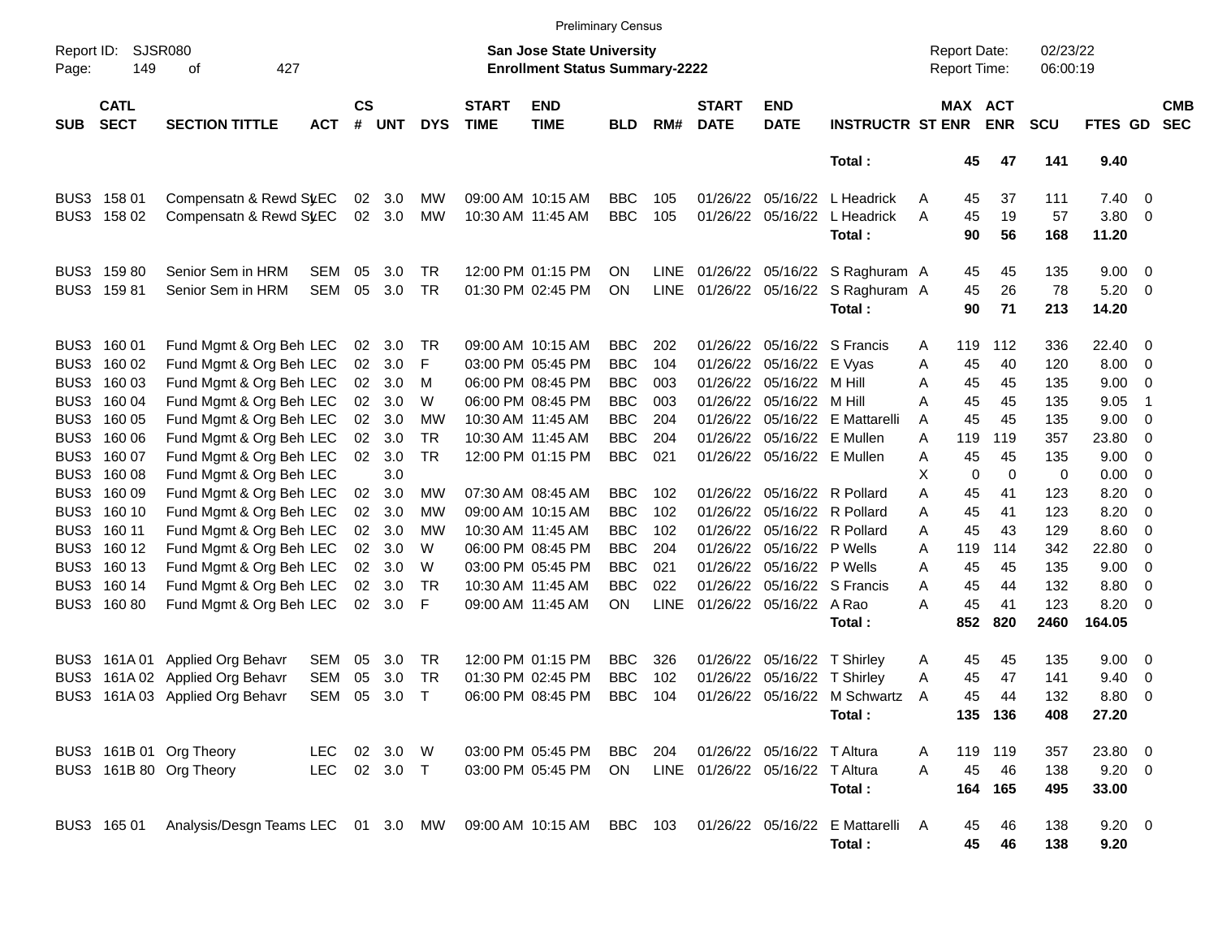Preliminary Census

Report ID: SJSR080
Page: 149 of 427

**San Jose State University**
**Enrollment Status Summary-2222**

Report Date: 02/23/22
Report Time: 06:00:19

| SUB | CATL SECT | SECTION TITTLE | ACT | CS # | UNT | DYS | START TIME | END TIME | BLD | RM# | START DATE | END DATE | INSTRUCTR | ST | MAX ENR | ACT ENR | SCU | FTES | GD | CMB SEC |
|---|---|---|---|---|---|---|---|---|---|---|---|---|---|---|---|---|---|---|---|---|
| | | | | | | | | | | | | | **Total :** | | **45** | **47** | **141** | **9.40** | | |
| BUS3 | 158 01 | Compensatn & Rewd Sys | LEC | 02 | 3.0 | MW | 09:00 AM | 10:15 AM | BBC | 105 | 01/26/22 | 05/16/22 | L Headrick | A | 45 | 37 | 111 | 7.40 | 0 | |
| BUS3 | 158 02 | Compensatn & Rewd Sys | LEC | 02 | 3.0 | MW | 10:30 AM | 11:45 AM | BBC | 105 | 01/26/22 | 05/16/22 | L Headrick | A | 45 | 19 | 57 | 3.80 | 0 | |
| | | | | | | | | | | | | | **Total :** | | **90** | **56** | **168** | **11.20** | | |
| BUS3 | 159 80 | Senior Sem in HRM | SEM | 05 | 3.0 | TR | 12:00 PM | 01:15 PM | ON | LINE | 01/26/22 | 05/16/22 | S Raghuram | A | 45 | 45 | 135 | 9.00 | 0 | |
| BUS3 | 159 81 | Senior Sem in HRM | SEM | 05 | 3.0 | TR | 01:30 PM | 02:45 PM | ON | LINE | 01/26/22 | 05/16/22 | S Raghuram | A | 45 | 26 | 78 | 5.20 | 0 | |
| | | | | | | | | | | | | | **Total :** | | **90** | **71** | **213** | **14.20** | | |
| BUS3 | 160 01 | Fund Mgmt & Org Beh | LEC | 02 | 3.0 | TR | 09:00 AM | 10:15 AM | BBC | 202 | 01/26/22 | 05/16/22 | S Francis | A | 119 | 112 | 336 | 22.40 | 0 | |
| BUS3 | 160 02 | Fund Mgmt & Org Beh | LEC | 02 | 3.0 | F | 03:00 PM | 05:45 PM | BBC | 104 | 01/26/22 | 05/16/22 | E Vyas | A | 45 | 40 | 120 | 8.00 | 0 | |
| BUS3 | 160 03 | Fund Mgmt & Org Beh | LEC | 02 | 3.0 | M | 06:00 PM | 08:45 PM | BBC | 003 | 01/26/22 | 05/16/22 | M Hill | A | 45 | 45 | 135 | 9.00 | 0 | |
| BUS3 | 160 04 | Fund Mgmt & Org Beh | LEC | 02 | 3.0 | W | 06:00 PM | 08:45 PM | BBC | 003 | 01/26/22 | 05/16/22 | M Hill | A | 45 | 45 | 135 | 9.05 | 1 | |
| BUS3 | 160 05 | Fund Mgmt & Org Beh | LEC | 02 | 3.0 | MW | 10:30 AM | 11:45 AM | BBC | 204 | 01/26/22 | 05/16/22 | E Mattarelli | A | 45 | 45 | 135 | 9.00 | 0 | |
| BUS3 | 160 06 | Fund Mgmt & Org Beh | LEC | 02 | 3.0 | TR | 10:30 AM | 11:45 AM | BBC | 204 | 01/26/22 | 05/16/22 | E Mullen | A | 119 | 119 | 357 | 23.80 | 0 | |
| BUS3 | 160 07 | Fund Mgmt & Org Beh | LEC | 02 | 3.0 | TR | 12:00 PM | 01:15 PM | BBC | 021 | 01/26/22 | 05/16/22 | E Mullen | A | 45 | 45 | 135 | 9.00 | 0 | |
| BUS3 | 160 08 | Fund Mgmt & Org Beh | LEC | | 3.0 | | | | | | | | | X | 0 | 0 | 0 | 0.00 | 0 | |
| BUS3 | 160 09 | Fund Mgmt & Org Beh | LEC | 02 | 3.0 | MW | 07:30 AM | 08:45 AM | BBC | 102 | 01/26/22 | 05/16/22 | R Pollard | A | 45 | 41 | 123 | 8.20 | 0 | |
| BUS3 | 160 10 | Fund Mgmt & Org Beh | LEC | 02 | 3.0 | MW | 09:00 AM | 10:15 AM | BBC | 102 | 01/26/22 | 05/16/22 | R Pollard | A | 45 | 41 | 123 | 8.20 | 0 | |
| BUS3 | 160 11 | Fund Mgmt & Org Beh | LEC | 02 | 3.0 | MW | 10:30 AM | 11:45 AM | BBC | 102 | 01/26/22 | 05/16/22 | R Pollard | A | 45 | 43 | 129 | 8.60 | 0 | |
| BUS3 | 160 12 | Fund Mgmt & Org Beh | LEC | 02 | 3.0 | W | 06:00 PM | 08:45 PM | BBC | 204 | 01/26/22 | 05/16/22 | P Wells | A | 119 | 114 | 342 | 22.80 | 0 | |
| BUS3 | 160 13 | Fund Mgmt & Org Beh | LEC | 02 | 3.0 | W | 03:00 PM | 05:45 PM | BBC | 021 | 01/26/22 | 05/16/22 | P Wells | A | 45 | 45 | 135 | 9.00 | 0 | |
| BUS3 | 160 14 | Fund Mgmt & Org Beh | LEC | 02 | 3.0 | TR | 10:30 AM | 11:45 AM | BBC | 022 | 01/26/22 | 05/16/22 | S Francis | A | 45 | 44 | 132 | 8.80 | 0 | |
| BUS3 | 160 80 | Fund Mgmt & Org Beh | LEC | 02 | 3.0 | F | 09:00 AM | 11:45 AM | ON | LINE | 01/26/22 | 05/16/22 | A Rao | A | 45 | 41 | 123 | 8.20 | 0 | |
| | | | | | | | | | | | | | **Total :** | | **852** | **820** | **2460** | **164.05** | | |
| BUS3 | 161A 01 | Applied Org Behavr | SEM | 05 | 3.0 | TR | 12:00 PM | 01:15 PM | BBC | 326 | 01/26/22 | 05/16/22 | T Shirley | A | 45 | 45 | 135 | 9.00 | 0 | |
| BUS3 | 161A 02 | Applied Org Behavr | SEM | 05 | 3.0 | TR | 01:30 PM | 02:45 PM | BBC | 102 | 01/26/22 | 05/16/22 | T Shirley | A | 45 | 47 | 141 | 9.40 | 0 | |
| BUS3 | 161A 03 | Applied Org Behavr | SEM | 05 | 3.0 | T | 06:00 PM | 08:45 PM | BBC | 104 | 01/26/22 | 05/16/22 | M Schwartz | A | 45 | 44 | 132 | 8.80 | 0 | |
| | | | | | | | | | | | | | **Total :** | | **135** | **136** | **408** | **27.20** | | |
| BUS3 | 161B 01 | Org Theory | LEC | 02 | 3.0 | W | 03:00 PM | 05:45 PM | BBC | 204 | 01/26/22 | 05/16/22 | T Altura | A | 119 | 119 | 357 | 23.80 | 0 | |
| BUS3 | 161B 80 | Org Theory | LEC | 02 | 3.0 | T | 03:00 PM | 05:45 PM | ON | LINE | 01/26/22 | 05/16/22 | T Altura | A | 45 | 46 | 138 | 9.20 | 0 | |
| | | | | | | | | | | | | | **Total :** | | **164** | **165** | **495** | **33.00** | | |
| BUS3 | 165 01 | Analysis/Desgn Teams | LEC | 01 | 3.0 | MW | 09:00 AM | 10:15 AM | BBC | 103 | 01/26/22 | 05/16/22 | E Mattarelli | A | 45 | 46 | 138 | 9.20 | 0 | |
| | | | | | | | | | | | | | **Total :** | | **45** | **46** | **138** | **9.20** | | |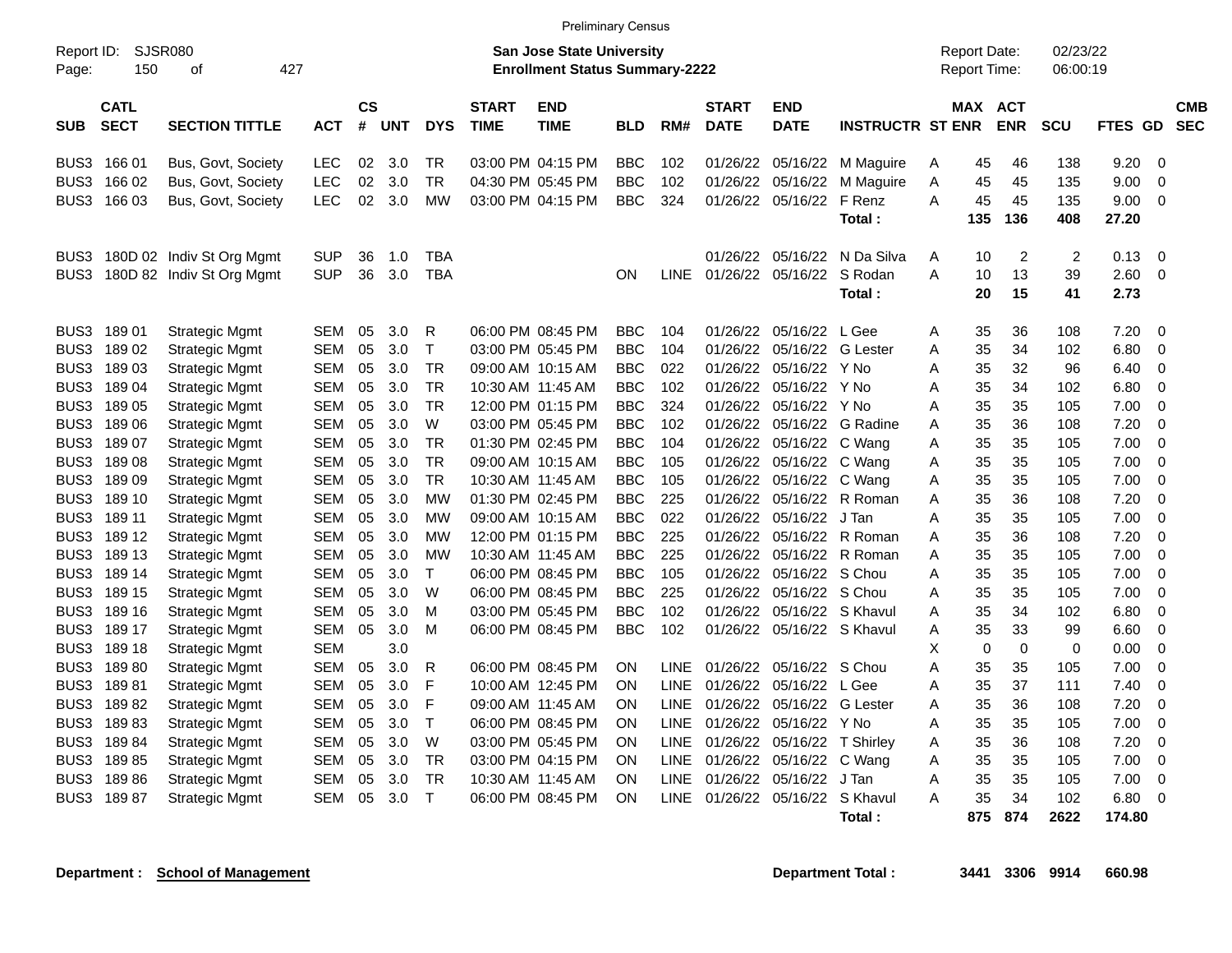Preliminary Census

Report ID: SJSR080
Page: 150 of 427

**San Jose State University**
**Enrollment Status Summary-2222**

Report Date: 02/23/22
Report Time: 06:00:19

| SUB | CATL SECT | SECTION TITTLE | ACT | CS # | UNT | DYS | START TIME | END TIME | BLD | RM# | START DATE | END DATE | INSTRUCTR | ST | MAX ENR | ACT ENR | SCU | FTES | GD | CMB SEC |
|---|---|---|---|---|---|---|---|---|---|---|---|---|---|---|---|---|---|---|---|---|
| BUS3 | 166 01 | Bus, Govt, Society | LEC | 02 | 3.0 | TR | 03:00 PM | 04:15 PM | BBC | 102 | 01/26/22 | 05/16/22 | M Maguire | A | 45 | 46 | 138 | 9.20 | 0 | |
| BUS3 | 166 02 | Bus, Govt, Society | LEC | 02 | 3.0 | TR | 04:30 PM | 05:45 PM | BBC | 102 | 01/26/22 | 05/16/22 | M Maguire | A | 45 | 45 | 135 | 9.00 | 0 | |
| BUS3 | 166 03 | Bus, Govt, Society | LEC | 02 | 3.0 | MW | 03:00 PM | 04:15 PM | BBC | 324 | 01/26/22 | 05/16/22 | F Renz | A | 45 | 45 | 135 | 9.00 | 0 | |
| | | | | | | | | | | | | | **Total :** | | **135** | **136** | **408** | **27.20** | | |
| BUS3 | 180D 02 | Indiv St Org Mgmt | SUP | 36 | 1.0 | TBA | | | | | 01/26/22 | 05/16/22 | N Da Silva | A | 10 | 2 | 2 | 0.13 | 0 | |
| BUS3 | 180D 82 | Indiv St Org Mgmt | SUP | 36 | 3.0 | TBA | | | ON | LINE | 01/26/22 | 05/16/22 | S Rodan | A | 10 | 13 | 39 | 2.60 | 0 | |
| | | | | | | | | | | | | | **Total :** | | **20** | **15** | **41** | **2.73** | | |
| BUS3 | 189 01 | Strategic Mgmt | SEM | 05 | 3.0 | R | 06:00 PM | 08:45 PM | BBC | 104 | 01/26/22 | 05/16/22 | L Gee | A | 35 | 36 | 108 | 7.20 | 0 | |
| BUS3 | 189 02 | Strategic Mgmt | SEM | 05 | 3.0 | T | 03:00 PM | 05:45 PM | BBC | 104 | 01/26/22 | 05/16/22 | G Lester | A | 35 | 34 | 102 | 6.80 | 0 | |
| BUS3 | 189 03 | Strategic Mgmt | SEM | 05 | 3.0 | TR | 09:00 AM | 10:15 AM | BBC | 022 | 01/26/22 | 05/16/22 | Y No | A | 35 | 32 | 96 | 6.40 | 0 | |
| BUS3 | 189 04 | Strategic Mgmt | SEM | 05 | 3.0 | TR | 10:30 AM | 11:45 AM | BBC | 102 | 01/26/22 | 05/16/22 | Y No | A | 35 | 34 | 102 | 6.80 | 0 | |
| BUS3 | 189 05 | Strategic Mgmt | SEM | 05 | 3.0 | TR | 12:00 PM | 01:15 PM | BBC | 324 | 01/26/22 | 05/16/22 | Y No | A | 35 | 35 | 105 | 7.00 | 0 | |
| BUS3 | 189 06 | Strategic Mgmt | SEM | 05 | 3.0 | W | 03:00 PM | 05:45 PM | BBC | 102 | 01/26/22 | 05/16/22 | G Radine | A | 35 | 36 | 108 | 7.20 | 0 | |
| BUS3 | 189 07 | Strategic Mgmt | SEM | 05 | 3.0 | TR | 01:30 PM | 02:45 PM | BBC | 104 | 01/26/22 | 05/16/22 | C Wang | A | 35 | 35 | 105 | 7.00 | 0 | |
| BUS3 | 189 08 | Strategic Mgmt | SEM | 05 | 3.0 | TR | 09:00 AM | 10:15 AM | BBC | 105 | 01/26/22 | 05/16/22 | C Wang | A | 35 | 35 | 105 | 7.00 | 0 | |
| BUS3 | 189 09 | Strategic Mgmt | SEM | 05 | 3.0 | TR | 10:30 AM | 11:45 AM | BBC | 105 | 01/26/22 | 05/16/22 | C Wang | A | 35 | 35 | 105 | 7.00 | 0 | |
| BUS3 | 189 10 | Strategic Mgmt | SEM | 05 | 3.0 | MW | 01:30 PM | 02:45 PM | BBC | 225 | 01/26/22 | 05/16/22 | R Roman | A | 35 | 36 | 108 | 7.20 | 0 | |
| BUS3 | 189 11 | Strategic Mgmt | SEM | 05 | 3.0 | MW | 09:00 AM | 10:15 AM | BBC | 022 | 01/26/22 | 05/16/22 | J Tan | A | 35 | 35 | 105 | 7.00 | 0 | |
| BUS3 | 189 12 | Strategic Mgmt | SEM | 05 | 3.0 | MW | 12:00 PM | 01:15 PM | BBC | 225 | 01/26/22 | 05/16/22 | R Roman | A | 35 | 36 | 108 | 7.20 | 0 | |
| BUS3 | 189 13 | Strategic Mgmt | SEM | 05 | 3.0 | MW | 10:30 AM | 11:45 AM | BBC | 225 | 01/26/22 | 05/16/22 | R Roman | A | 35 | 35 | 105 | 7.00 | 0 | |
| BUS3 | 189 14 | Strategic Mgmt | SEM | 05 | 3.0 | T | 06:00 PM | 08:45 PM | BBC | 105 | 01/26/22 | 05/16/22 | S Chou | A | 35 | 35 | 105 | 7.00 | 0 | |
| BUS3 | 189 15 | Strategic Mgmt | SEM | 05 | 3.0 | W | 06:00 PM | 08:45 PM | BBC | 225 | 01/26/22 | 05/16/22 | S Chou | A | 35 | 35 | 105 | 7.00 | 0 | |
| BUS3 | 189 16 | Strategic Mgmt | SEM | 05 | 3.0 | M | 03:00 PM | 05:45 PM | BBC | 102 | 01/26/22 | 05/16/22 | S Khavul | A | 35 | 34 | 102 | 6.80 | 0 | |
| BUS3 | 189 17 | Strategic Mgmt | SEM | 05 | 3.0 | M | 06:00 PM | 08:45 PM | BBC | 102 | 01/26/22 | 05/16/22 | S Khavul | A | 35 | 33 | 99 | 6.60 | 0 | |
| BUS3 | 189 18 | Strategic Mgmt | SEM | | 3.0 | | | | | | | | | X | 0 | 0 | 0 | 0.00 | 0 | |
| BUS3 | 189 80 | Strategic Mgmt | SEM | 05 | 3.0 | R | 06:00 PM | 08:45 PM | ON | LINE | 01/26/22 | 05/16/22 | S Chou | A | 35 | 35 | 105 | 7.00 | 0 | |
| BUS3 | 189 81 | Strategic Mgmt | SEM | 05 | 3.0 | F | 10:00 AM | 12:45 PM | ON | LINE | 01/26/22 | 05/16/22 | L Gee | A | 35 | 37 | 111 | 7.40 | 0 | |
| BUS3 | 189 82 | Strategic Mgmt | SEM | 05 | 3.0 | F | 09:00 AM | 11:45 AM | ON | LINE | 01/26/22 | 05/16/22 | G Lester | A | 35 | 36 | 108 | 7.20 | 0 | |
| BUS3 | 189 83 | Strategic Mgmt | SEM | 05 | 3.0 | T | 06:00 PM | 08:45 PM | ON | LINE | 01/26/22 | 05/16/22 | Y No | A | 35 | 35 | 105 | 7.00 | 0 | |
| BUS3 | 189 84 | Strategic Mgmt | SEM | 05 | 3.0 | W | 03:00 PM | 05:45 PM | ON | LINE | 01/26/22 | 05/16/22 | T Shirley | A | 35 | 36 | 108 | 7.20 | 0 | |
| BUS3 | 189 85 | Strategic Mgmt | SEM | 05 | 3.0 | TR | 03:00 PM | 04:15 PM | ON | LINE | 01/26/22 | 05/16/22 | C Wang | A | 35 | 35 | 105 | 7.00 | 0 | |
| BUS3 | 189 86 | Strategic Mgmt | SEM | 05 | 3.0 | TR | 10:30 AM | 11:45 AM | ON | LINE | 01/26/22 | 05/16/22 | J Tan | A | 35 | 35 | 105 | 7.00 | 0 | |
| BUS3 | 189 87 | Strategic Mgmt | SEM | 05 | 3.0 | T | 06:00 PM | 08:45 PM | ON | LINE | 01/26/22 | 05/16/22 | S Khavul | A | 35 | 34 | 102 | 6.80 | 0 | |
| | | | | | | | | | | | | | **Total :** | | **875** | **874** | **2622** | **174.80** | | |

**Department : School of Management** — **Department Total : 3441 3306 9914 660.98**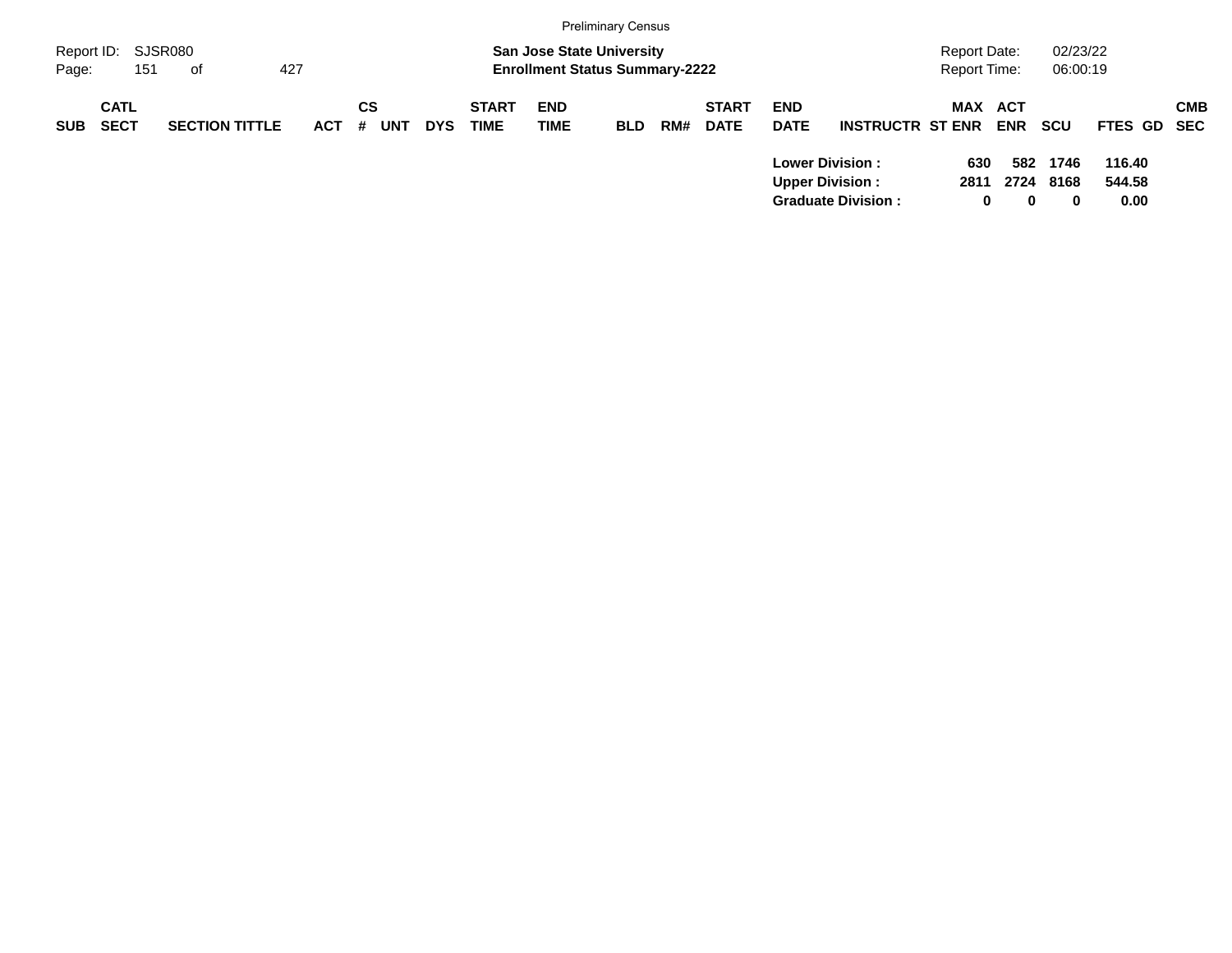Preliminary Census

Report ID: SJSR080

**San Jose State University**
**Enrollment Status Summary-2222**

Report Date: 02/23/22
Report Time: 06:00:19

| SUB | CATL SECT | SECTION TITTLE | ACT | CS # | UNT | DYS | START TIME | END TIME | BLD | RM# | START DATE | END DATE | INSTRUCTR | ST | MAX ENR | ACT ENR | SCU | FTES | GD | CMB SEC |
|---|---|---|---|---|---|---|---|---|---|---|---|---|---|---|---|---|---|---|---|---|
| | | | | | | | | | | | | **Lower Division :** | | | **630** | **582** | **1746** | **116.40** | | |
| | | | | | | | | | | | | **Upper Division :** | | | **2811** | **2724** | **8168** | **544.58** | | |
| | | | | | | | | | | | | **Graduate Division :** | | | **0** | **0** | **0** | **0.00** | | |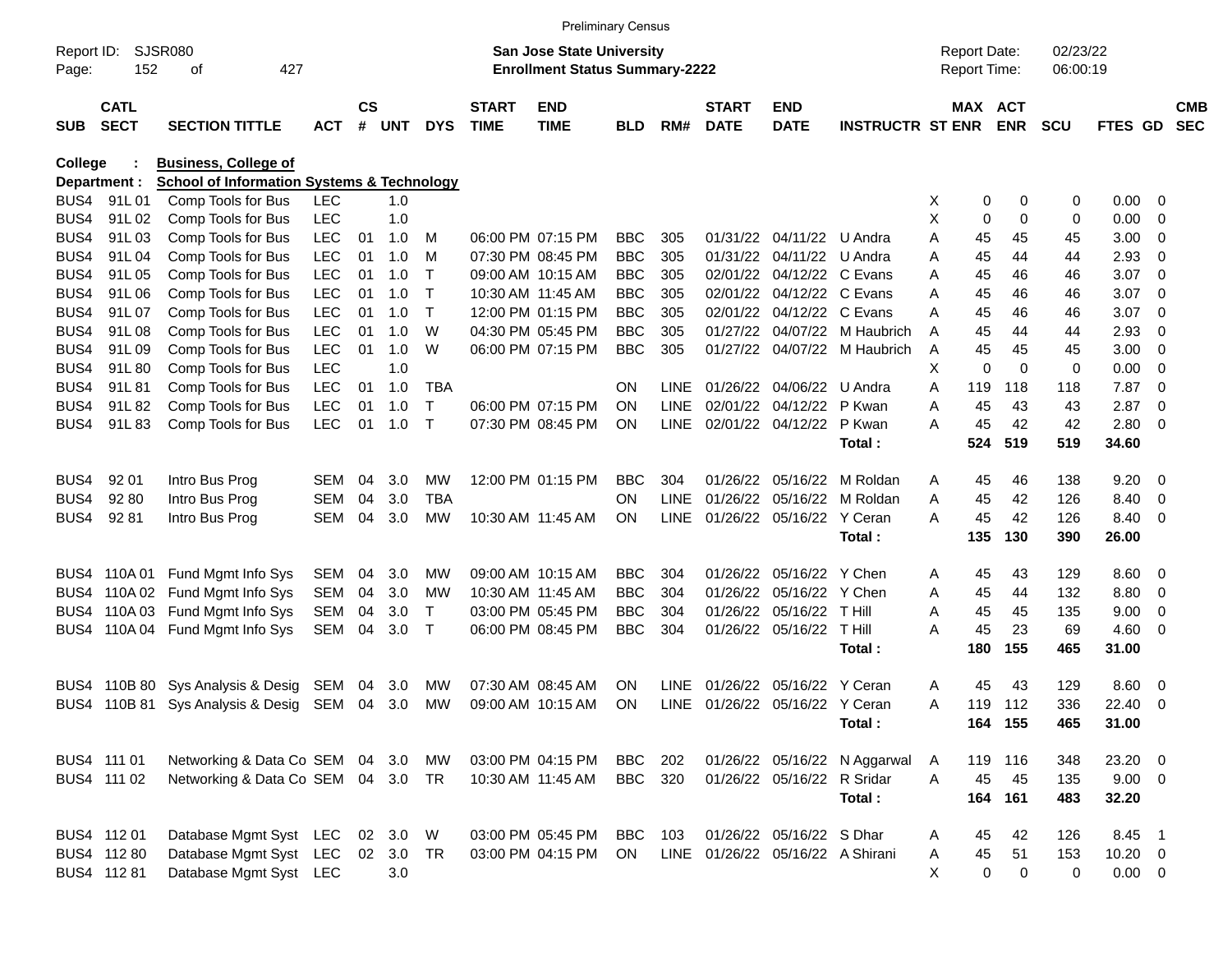Preliminary Census

Report ID: SJSR080

**San Jose State University**
**Enrollment Status Summary-2222**

Report Date: 02/23/22
Report Time: 06:00:19

**College : Business, College of**
**Department : School of Information Systems & Technology**

| SUB | CATL SECT | SECTION TITTLE | ACT | CS # | UNT | DYS | START TIME | END TIME | BLD | RM# | START DATE | END DATE | INSTRUCTR | ST | MAX ENR | ACT ENR | SCU | FTES | GD | CMB SEC |
|---|---|---|---|---|---|---|---|---|---|---|---|---|---|---|---|---|---|---|---|---|
| BUS4 | 91L 01 | Comp Tools for Bus | LEC | | 1.0 | | | | | | | | | X | 0 | 0 | 0 | 0.00 | 0 | |
| BUS4 | 91L 02 | Comp Tools for Bus | LEC | | 1.0 | | | | | | | | | X | 0 | 0 | 0 | 0.00 | 0 | |
| BUS4 | 91L 03 | Comp Tools for Bus | LEC | 01 | 1.0 | M | 06:00 PM | 07:15 PM | BBC | 305 | 01/31/22 | 04/11/22 | U Andra | A | 45 | 45 | 45 | 3.00 | 0 | |
| BUS4 | 91L 04 | Comp Tools for Bus | LEC | 01 | 1.0 | M | 07:30 PM | 08:45 PM | BBC | 305 | 01/31/22 | 04/11/22 | U Andra | A | 45 | 44 | 44 | 2.93 | 0 | |
| BUS4 | 91L 05 | Comp Tools for Bus | LEC | 01 | 1.0 | T | 09:00 AM | 10:15 AM | BBC | 305 | 02/01/22 | 04/12/22 | C Evans | A | 45 | 46 | 46 | 3.07 | 0 | |
| BUS4 | 91L 06 | Comp Tools for Bus | LEC | 01 | 1.0 | T | 10:30 AM | 11:45 AM | BBC | 305 | 02/01/22 | 04/12/22 | C Evans | A | 45 | 46 | 46 | 3.07 | 0 | |
| BUS4 | 91L 07 | Comp Tools for Bus | LEC | 01 | 1.0 | T | 12:00 PM | 01:15 PM | BBC | 305 | 02/01/22 | 04/12/22 | C Evans | A | 45 | 46 | 46 | 3.07 | 0 | |
| BUS4 | 91L 08 | Comp Tools for Bus | LEC | 01 | 1.0 | W | 04:30 PM | 05:45 PM | BBC | 305 | 01/27/22 | 04/07/22 | M Haubrich | A | 45 | 44 | 44 | 2.93 | 0 | |
| BUS4 | 91L 09 | Comp Tools for Bus | LEC | 01 | 1.0 | W | 06:00 PM | 07:15 PM | BBC | 305 | 01/27/22 | 04/07/22 | M Haubrich | A | 45 | 45 | 45 | 3.00 | 0 | |
| BUS4 | 91L 80 | Comp Tools for Bus | LEC | | 1.0 | | | | | | | | | X | 0 | 0 | 0 | 0.00 | 0 | |
| BUS4 | 91L 81 | Comp Tools for Bus | LEC | 01 | 1.0 | TBA | | | ON | LINE | 01/26/22 | 04/06/22 | U Andra | A | 119 | 118 | 118 | 7.87 | 0 | |
| BUS4 | 91L 82 | Comp Tools for Bus | LEC | 01 | 1.0 | T | 06:00 PM | 07:15 PM | ON | LINE | 02/01/22 | 04/12/22 | P Kwan | A | 45 | 43 | 43 | 2.87 | 0 | |
| BUS4 | 91L 83 | Comp Tools for Bus | LEC | 01 | 1.0 | T | 07:30 PM | 08:45 PM | ON | LINE | 02/01/22 | 04/12/22 | P Kwan | A | 45 | 42 | 42 | 2.80 | 0 | |
| | | | | | | | | | | | | | **Total :** | | **524** | **519** | **519** | **34.60** | | |
| BUS4 | 92 01 | Intro Bus Prog | SEM | 04 | 3.0 | MW | 12:00 PM | 01:15 PM | BBC | 304 | 01/26/22 | 05/16/22 | M Roldan | A | 45 | 46 | 138 | 9.20 | 0 | |
| BUS4 | 92 80 | Intro Bus Prog | SEM | 04 | 3.0 | TBA | | | ON | LINE | 01/26/22 | 05/16/22 | M Roldan | A | 45 | 42 | 126 | 8.40 | 0 | |
| BUS4 | 92 81 | Intro Bus Prog | SEM | 04 | 3.0 | MW | 10:30 AM | 11:45 AM | ON | LINE | 01/26/22 | 05/16/22 | Y Ceran | A | 45 | 42 | 126 | 8.40 | 0 | |
| | | | | | | | | | | | | | **Total :** | | **135** | **130** | **390** | **26.00** | | |
| BUS4 | 110A 01 | Fund Mgmt Info Sys | SEM | 04 | 3.0 | MW | 09:00 AM | 10:15 AM | BBC | 304 | 01/26/22 | 05/16/22 | Y Chen | A | 45 | 43 | 129 | 8.60 | 0 | |
| BUS4 | 110A 02 | Fund Mgmt Info Sys | SEM | 04 | 3.0 | MW | 10:30 AM | 11:45 AM | BBC | 304 | 01/26/22 | 05/16/22 | Y Chen | A | 45 | 44 | 132 | 8.80 | 0 | |
| BUS4 | 110A 03 | Fund Mgmt Info Sys | SEM | 04 | 3.0 | T | 03:00 PM | 05:45 PM | BBC | 304 | 01/26/22 | 05/16/22 | T Hill | A | 45 | 45 | 135 | 9.00 | 0 | |
| BUS4 | 110A 04 | Fund Mgmt Info Sys | SEM | 04 | 3.0 | T | 06:00 PM | 08:45 PM | BBC | 304 | 01/26/22 | 05/16/22 | T Hill | A | 45 | 23 | 69 | 4.60 | 0 | |
| | | | | | | | | | | | | | **Total :** | | **180** | **155** | **465** | **31.00** | | |
| BUS4 | 110B 80 | Sys Analysis & Desig | SEM | 04 | 3.0 | MW | 07:30 AM | 08:45 AM | ON | LINE | 01/26/22 | 05/16/22 | Y Ceran | A | 45 | 43 | 129 | 8.60 | 0 | |
| BUS4 | 110B 81 | Sys Analysis & Desig | SEM | 04 | 3.0 | MW | 09:00 AM | 10:15 AM | ON | LINE | 01/26/22 | 05/16/22 | Y Ceran | A | 119 | 112 | 336 | 22.40 | 0 | |
| | | | | | | | | | | | | | **Total :** | | **164** | **155** | **465** | **31.00** | | |
| BUS4 | 111 01 | Networking & Data Co | SEM | 04 | 3.0 | MW | 03:00 PM | 04:15 PM | BBC | 202 | 01/26/22 | 05/16/22 | N Aggarwal | A | 119 | 116 | 348 | 23.20 | 0 | |
| BUS4 | 111 02 | Networking & Data Co | SEM | 04 | 3.0 | TR | 10:30 AM | 11:45 AM | BBC | 320 | 01/26/22 | 05/16/22 | R Sridar | A | 45 | 45 | 135 | 9.00 | 0 | |
| | | | | | | | | | | | | | **Total :** | | **164** | **161** | **483** | **32.20** | | |
| BUS4 | 112 01 | Database Mgmt Syst | LEC | 02 | 3.0 | W | 03:00 PM | 05:45 PM | BBC | 103 | 01/26/22 | 05/16/22 | S Dhar | A | 45 | 42 | 126 | 8.45 | 1 | |
| BUS4 | 112 80 | Database Mgmt Syst | LEC | 02 | 3.0 | TR | 03:00 PM | 04:15 PM | ON | LINE | 01/26/22 | 05/16/22 | A Shirani | A | 45 | 51 | 153 | 10.20 | 0 | |
| BUS4 | 112 81 | Database Mgmt Syst | LEC | | 3.0 | | | | | | | | | X | 0 | 0 | 0 | 0.00 | 0 | |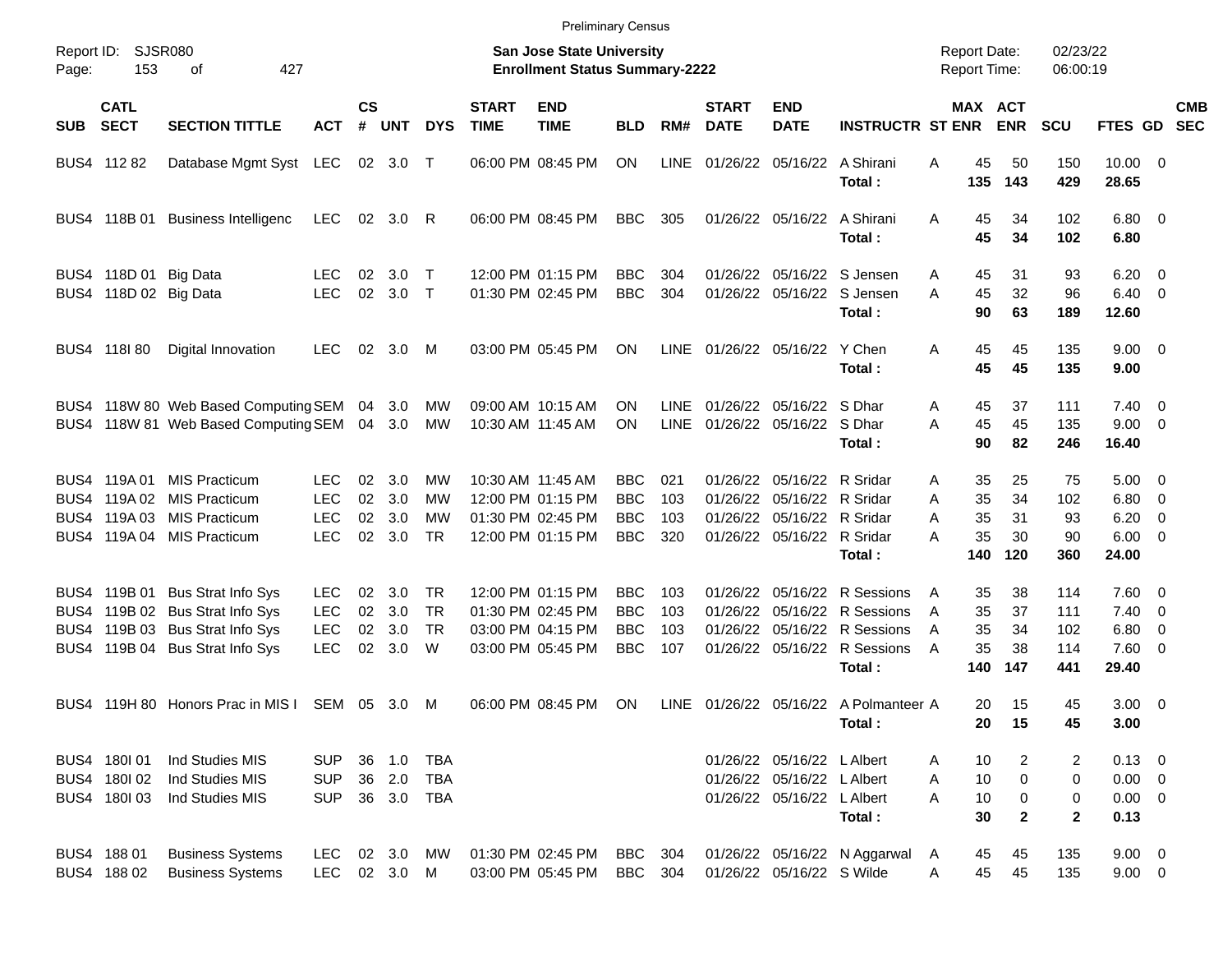Preliminary Census

Report ID: SJSR080 | San Jose State University | Report Date: 02/23/22
Page: 153 of 427 | Enrollment Status Summary-2222 | Report Time: 06:00:19

| SUB | CATL SECT | SECTION TITTLE | ACT | CS # | UNT | DYS | START TIME | END TIME | BLD | RM# | START DATE | END DATE | INSTRUCTR | ST | MAX ENR | ACT ENR | SCU | FTES | GD | CMB SEC |
|---|---|---|---|---|---|---|---|---|---|---|---|---|---|---|---|---|---|---|---|---|
| BUS4 | 112 82 | Database Mgmt Syst | LEC | 02 | 3.0 | T | 06:00 PM | 08:45 PM | ON | LINE | 01/26/22 | 05/16/22 | A Shirani | A | 45 | 50 | 150 | 10.00 | 0 | |
| | | | | | | | | | | | | | **Total :** | | **135** | **143** | **429** | **28.65** | | |
| BUS4 | 118B 01 | Business Intelligenc | LEC | 02 | 3.0 | R | 06:00 PM | 08:45 PM | BBC | 305 | 01/26/22 | 05/16/22 | A Shirani | A | 45 | 34 | 102 | 6.80 | 0 | |
| | | | | | | | | | | | | | **Total :** | | **45** | **34** | **102** | **6.80** | | |
| BUS4 | 118D 01 | Big Data | LEC | 02 | 3.0 | T | 12:00 PM | 01:15 PM | BBC | 304 | 01/26/22 | 05/16/22 | S Jensen | A | 45 | 31 | 93 | 6.20 | 0 | |
| BUS4 | 118D 02 | Big Data | LEC | 02 | 3.0 | T | 01:30 PM | 02:45 PM | BBC | 304 | 01/26/22 | 05/16/22 | S Jensen | A | 45 | 32 | 96 | 6.40 | 0 | |
| | | | | | | | | | | | | | **Total :** | | **90** | **63** | **189** | **12.60** | | |
| BUS4 | 118I 80 | Digital Innovation | LEC | 02 | 3.0 | M | 03:00 PM | 05:45 PM | ON | LINE | 01/26/22 | 05/16/22 | Y Chen | A | 45 | 45 | 135 | 9.00 | 0 | |
| | | | | | | | | | | | | | **Total :** | | **45** | **45** | **135** | **9.00** | | |
| BUS4 | 118W 80 | Web Based Computing | SEM | 04 | 3.0 | MW | 09:00 AM | 10:15 AM | ON | LINE | 01/26/22 | 05/16/22 | S Dhar | A | 45 | 37 | 111 | 7.40 | 0 | |
| BUS4 | 118W 81 | Web Based Computing | SEM | 04 | 3.0 | MW | 10:30 AM | 11:45 AM | ON | LINE | 01/26/22 | 05/16/22 | S Dhar | A | 45 | 45 | 135 | 9.00 | 0 | |
| | | | | | | | | | | | | | **Total :** | | **90** | **82** | **246** | **16.40** | | |
| BUS4 | 119A 01 | MIS Practicum | LEC | 02 | 3.0 | MW | 10:30 AM | 11:45 AM | BBC | 021 | 01/26/22 | 05/16/22 | R Sridar | A | 35 | 25 | 75 | 5.00 | 0 | |
| BUS4 | 119A 02 | MIS Practicum | LEC | 02 | 3.0 | MW | 12:00 PM | 01:15 PM | BBC | 103 | 01/26/22 | 05/16/22 | R Sridar | A | 35 | 34 | 102 | 6.80 | 0 | |
| BUS4 | 119A 03 | MIS Practicum | LEC | 02 | 3.0 | MW | 01:30 PM | 02:45 PM | BBC | 103 | 01/26/22 | 05/16/22 | R Sridar | A | 35 | 31 | 93 | 6.20 | 0 | |
| BUS4 | 119A 04 | MIS Practicum | LEC | 02 | 3.0 | TR | 12:00 PM | 01:15 PM | BBC | 320 | 01/26/22 | 05/16/22 | R Sridar | A | 35 | 30 | 90 | 6.00 | 0 | |
| | | | | | | | | | | | | | **Total :** | | **140** | **120** | **360** | **24.00** | | |
| BUS4 | 119B 01 | Bus Strat Info Sys | LEC | 02 | 3.0 | TR | 12:00 PM | 01:15 PM | BBC | 103 | 01/26/22 | 05/16/22 | R Sessions | A | 35 | 38 | 114 | 7.60 | 0 | |
| BUS4 | 119B 02 | Bus Strat Info Sys | LEC | 02 | 3.0 | TR | 01:30 PM | 02:45 PM | BBC | 103 | 01/26/22 | 05/16/22 | R Sessions | A | 35 | 37 | 111 | 7.40 | 0 | |
| BUS4 | 119B 03 | Bus Strat Info Sys | LEC | 02 | 3.0 | TR | 03:00 PM | 04:15 PM | BBC | 103 | 01/26/22 | 05/16/22 | R Sessions | A | 35 | 34 | 102 | 6.80 | 0 | |
| BUS4 | 119B 04 | Bus Strat Info Sys | LEC | 02 | 3.0 | W | 03:00 PM | 05:45 PM | BBC | 107 | 01/26/22 | 05/16/22 | R Sessions | A | 35 | 38 | 114 | 7.60 | 0 | |
| | | | | | | | | | | | | | **Total :** | | **140** | **147** | **441** | **29.40** | | |
| BUS4 | 119H 80 | Honors Prac in MIS I | SEM | 05 | 3.0 | M | 06:00 PM | 08:45 PM | ON | LINE | 01/26/22 | 05/16/22 | A Polmanteer | A | 20 | 15 | 45 | 3.00 | 0 | |
| | | | | | | | | | | | | | **Total :** | | **20** | **15** | **45** | **3.00** | | |
| BUS4 | 180I 01 | Ind Studies MIS | SUP | 36 | 1.0 | TBA | | | | | 01/26/22 | 05/16/22 | L Albert | A | 10 | 2 | 2 | 0.13 | 0 | |
| BUS4 | 180I 02 | Ind Studies MIS | SUP | 36 | 2.0 | TBA | | | | | 01/26/22 | 05/16/22 | L Albert | A | 10 | 0 | 0 | 0.00 | 0 | |
| BUS4 | 180I 03 | Ind Studies MIS | SUP | 36 | 3.0 | TBA | | | | | 01/26/22 | 05/16/22 | L Albert | A | 10 | 0 | 0 | 0.00 | 0 | |
| | | | | | | | | | | | | | **Total :** | | **30** | **2** | **2** | **0.13** | | |
| BUS4 | 188 01 | Business Systems | LEC | 02 | 3.0 | MW | 01:30 PM | 02:45 PM | BBC | 304 | 01/26/22 | 05/16/22 | N Aggarwal | A | 45 | 45 | 135 | 9.00 | 0 | |
| BUS4 | 188 02 | Business Systems | LEC | 02 | 3.0 | M | 03:00 PM | 05:45 PM | BBC | 304 | 01/26/22 | 05/16/22 | S Wilde | A | 45 | 45 | 135 | 9.00 | 0 | |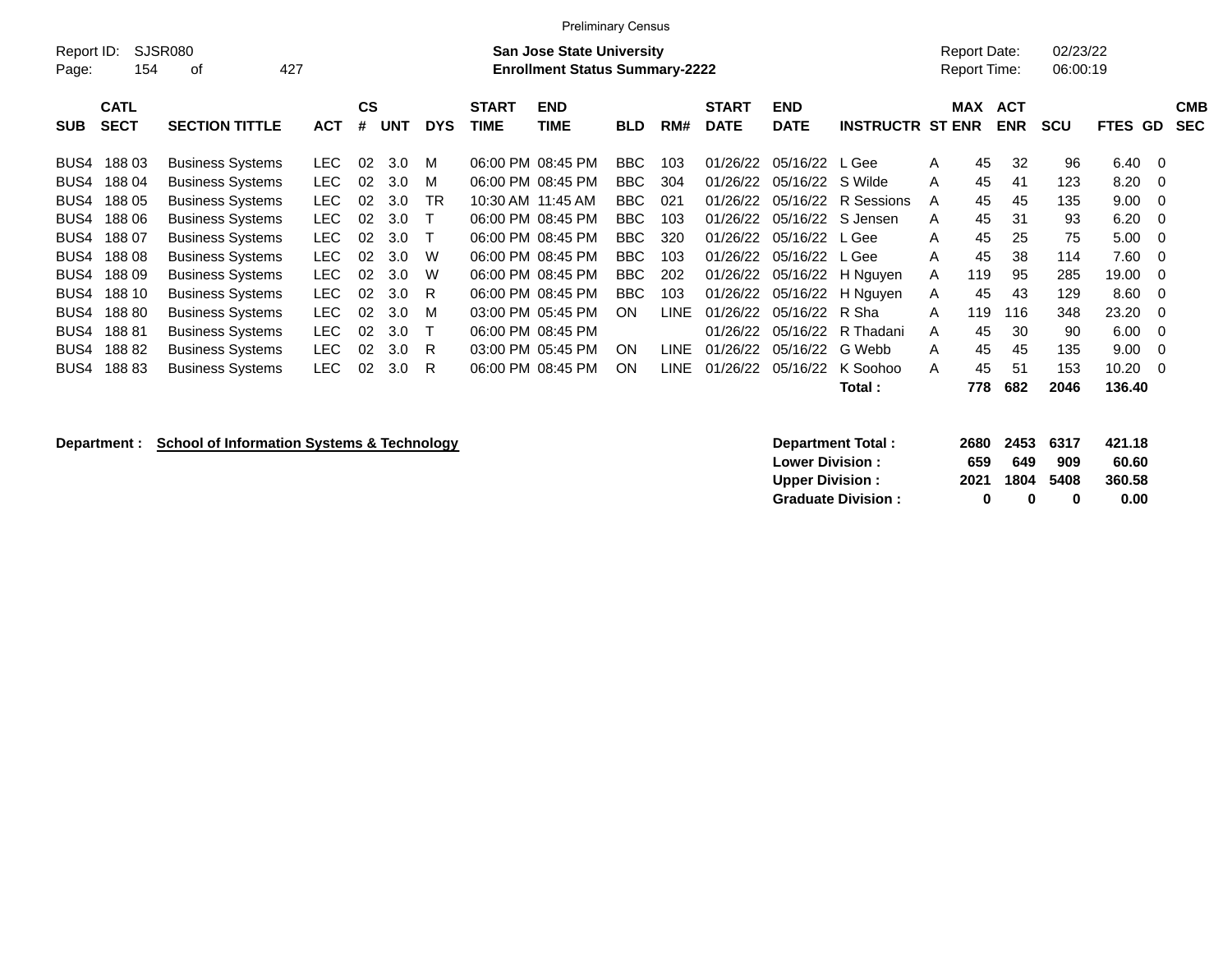Preliminary Census

Report ID: SJSR080

**San Jose State University**
**Enrollment Status Summary-2222**

Report Date: 02/23/22
Report Time: 06:00:19

| SUB | CATL SECT | SECTION TITTLE | ACT | CS # | UNT | DYS | START TIME | END TIME | BLD | RM# | START DATE | END DATE | INSTRUCTR | ST | MAX ENR | ACT ENR | SCU | FTES | GD | CMB SEC |
|---|---|---|---|---|---|---|---|---|---|---|---|---|---|---|---|---|---|---|---|---|
| BUS4 | 188 03 | Business Systems | LEC | 02 | 3.0 | M | 06:00 PM | 08:45 PM | BBC | 103 | 01/26/22 | 05/16/22 | L Gee | A | 45 | 32 | 96 | 6.40 | 0 | |
| BUS4 | 188 04 | Business Systems | LEC | 02 | 3.0 | M | 06:00 PM | 08:45 PM | BBC | 304 | 01/26/22 | 05/16/22 | S Wilde | A | 45 | 41 | 123 | 8.20 | 0 | |
| BUS4 | 188 05 | Business Systems | LEC | 02 | 3.0 | TR | 10:30 AM | 11:45 AM | BBC | 021 | 01/26/22 | 05/16/22 | R Sessions | A | 45 | 45 | 135 | 9.00 | 0 | |
| BUS4 | 188 06 | Business Systems | LEC | 02 | 3.0 | T | 06:00 PM | 08:45 PM | BBC | 103 | 01/26/22 | 05/16/22 | S Jensen | A | 45 | 31 | 93 | 6.20 | 0 | |
| BUS4 | 188 07 | Business Systems | LEC | 02 | 3.0 | T | 06:00 PM | 08:45 PM | BBC | 320 | 01/26/22 | 05/16/22 | L Gee | A | 45 | 25 | 75 | 5.00 | 0 | |
| BUS4 | 188 08 | Business Systems | LEC | 02 | 3.0 | W | 06:00 PM | 08:45 PM | BBC | 103 | 01/26/22 | 05/16/22 | L Gee | A | 45 | 38 | 114 | 7.60 | 0 | |
| BUS4 | 188 09 | Business Systems | LEC | 02 | 3.0 | W | 06:00 PM | 08:45 PM | BBC | 202 | 01/26/22 | 05/16/22 | H Nguyen | A | 119 | 95 | 285 | 19.00 | 0 | |
| BUS4 | 188 10 | Business Systems | LEC | 02 | 3.0 | R | 06:00 PM | 08:45 PM | BBC | 103 | 01/26/22 | 05/16/22 | H Nguyen | A | 45 | 43 | 129 | 8.60 | 0 | |
| BUS4 | 188 80 | Business Systems | LEC | 02 | 3.0 | M | 03:00 PM | 05:45 PM | ON | LINE | 01/26/22 | 05/16/22 | R Sha | A | 119 | 116 | 348 | 23.20 | 0 | |
| BUS4 | 188 81 | Business Systems | LEC | 02 | 3.0 | T | 06:00 PM | 08:45 PM | | | 01/26/22 | 05/16/22 | R Thadani | A | 45 | 30 | 90 | 6.00 | 0 | |
| BUS4 | 188 82 | Business Systems | LEC | 02 | 3.0 | R | 03:00 PM | 05:45 PM | ON | LINE | 01/26/22 | 05/16/22 | G Webb | A | 45 | 45 | 135 | 9.00 | 0 | |
| BUS4 | 188 83 | Business Systems | LEC | 02 | 3.0 | R | 06:00 PM | 08:45 PM | ON | LINE | 01/26/22 | 05/16/22 | K Soohoo | A | 45 | 51 | 153 | 10.20 | 0 | |
| | | | | | | | | | | | | | **Total :** | | **778** | **682** | **2046** | **136.40** | | |

**Department :** **School of Information Systems & Technology**

| | MAX ENR | ACT ENR | SCU | FTES |
|---|---|---|---|---|
| **Department Total :** | **2680** | **2453** | **6317** | **421.18** |
| **Lower Division :** | **659** | **649** | **909** | **60.60** |
| **Upper Division :** | **2021** | **1804** | **5408** | **360.58** |
| **Graduate Division :** | **0** | **0** | **0** | **0.00** |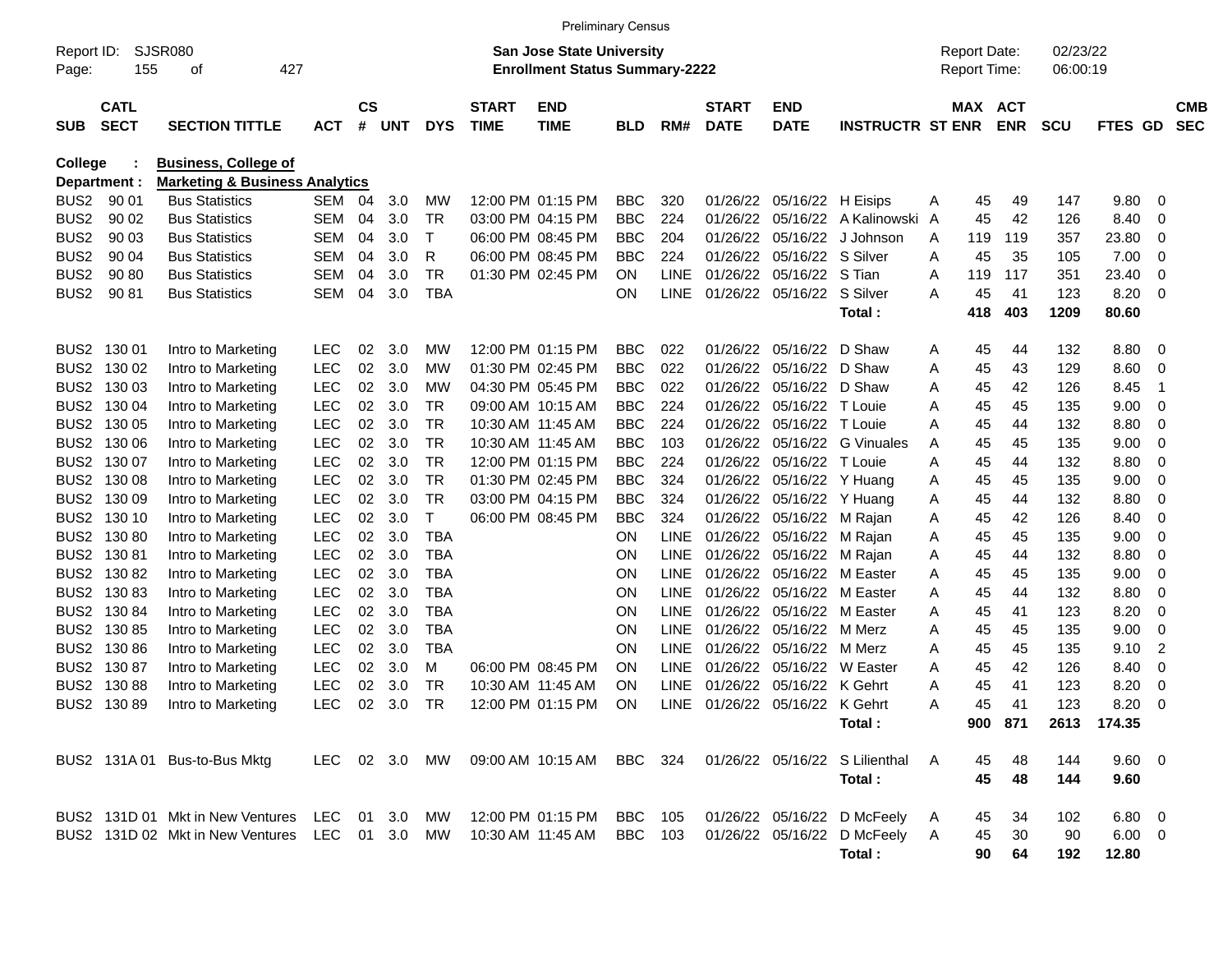Preliminary Census

Report ID: SJSR080
Page: 155 of 427

**San Jose State University**
**Enrollment Status Summary-2222**

Report Date: 02/23/22
Report Time: 06:00:19

| SUB | CATL SECT | SECTION TITTLE | ACT | CS # | UNT | DYS | START TIME | END TIME | BLD | RM# | START DATE | END DATE | INSTRUCTR | ST | MAX ENR | ACT ENR | SCU | FTES | GD | CMB SEC |
|---|---|---|---|---|---|---|---|---|---|---|---|---|---|---|---|---|---|---|---|---|
| **College :** | | **Business, College of** | | | | | | | | | | | | | | | | | | |
| **Department :** | | **Marketing & Business Analytics** | | | | | | | | | | | | | | | | | | |
| BUS2 | 90 01 | Bus Statistics | SEM | 04 | 3.0 | MW | 12:00 PM | 01:15 PM | BBC | 320 | 01/26/22 | 05/16/22 | H Eisips | A | 45 | 49 | 147 | 9.80 | 0 | |
| BUS2 | 90 02 | Bus Statistics | SEM | 04 | 3.0 | TR | 03:00 PM | 04:15 PM | BBC | 224 | 01/26/22 | 05/16/22 | A Kalinowski | A | 45 | 42 | 126 | 8.40 | 0 | |
| BUS2 | 90 03 | Bus Statistics | SEM | 04 | 3.0 | T | 06:00 PM | 08:45 PM | BBC | 204 | 01/26/22 | 05/16/22 | J Johnson | A | 119 | 119 | 357 | 23.80 | 0 | |
| BUS2 | 90 04 | Bus Statistics | SEM | 04 | 3.0 | R | 06:00 PM | 08:45 PM | BBC | 224 | 01/26/22 | 05/16/22 | S Silver | A | 45 | 35 | 105 | 7.00 | 0 | |
| BUS2 | 90 80 | Bus Statistics | SEM | 04 | 3.0 | TR | 01:30 PM | 02:45 PM | ON | LINE | 01/26/22 | 05/16/22 | S Tian | A | 119 | 117 | 351 | 23.40 | 0 | |
| BUS2 | 90 81 | Bus Statistics | SEM | 04 | 3.0 | TBA | | | ON | LINE | 01/26/22 | 05/16/22 | S Silver | A | 45 | 41 | 123 | 8.20 | 0 | |
| | | | | | | | | | | | | | **Total :** | | **418** | **403** | **1209** | **80.60** | | |
| BUS2 | 130 01 | Intro to Marketing | LEC | 02 | 3.0 | MW | 12:00 PM | 01:15 PM | BBC | 022 | 01/26/22 | 05/16/22 | D Shaw | A | 45 | 44 | 132 | 8.80 | 0 | |
| BUS2 | 130 02 | Intro to Marketing | LEC | 02 | 3.0 | MW | 01:30 PM | 02:45 PM | BBC | 022 | 01/26/22 | 05/16/22 | D Shaw | A | 45 | 43 | 129 | 8.60 | 0 | |
| BUS2 | 130 03 | Intro to Marketing | LEC | 02 | 3.0 | MW | 04:30 PM | 05:45 PM | BBC | 022 | 01/26/22 | 05/16/22 | D Shaw | A | 45 | 42 | 126 | 8.45 | 1 | |
| BUS2 | 130 04 | Intro to Marketing | LEC | 02 | 3.0 | TR | 09:00 AM | 10:15 AM | BBC | 224 | 01/26/22 | 05/16/22 | T Louie | A | 45 | 45 | 135 | 9.00 | 0 | |
| BUS2 | 130 05 | Intro to Marketing | LEC | 02 | 3.0 | TR | 10:30 AM | 11:45 AM | BBC | 224 | 01/26/22 | 05/16/22 | T Louie | A | 45 | 44 | 132 | 8.80 | 0 | |
| BUS2 | 130 06 | Intro to Marketing | LEC | 02 | 3.0 | TR | 10:30 AM | 11:45 AM | BBC | 103 | 01/26/22 | 05/16/22 | G Vinuales | A | 45 | 45 | 135 | 9.00 | 0 | |
| BUS2 | 130 07 | Intro to Marketing | LEC | 02 | 3.0 | TR | 12:00 PM | 01:15 PM | BBC | 224 | 01/26/22 | 05/16/22 | T Louie | A | 45 | 44 | 132 | 8.80 | 0 | |
| BUS2 | 130 08 | Intro to Marketing | LEC | 02 | 3.0 | TR | 01:30 PM | 02:45 PM | BBC | 324 | 01/26/22 | 05/16/22 | Y Huang | A | 45 | 45 | 135 | 9.00 | 0 | |
| BUS2 | 130 09 | Intro to Marketing | LEC | 02 | 3.0 | TR | 03:00 PM | 04:15 PM | BBC | 324 | 01/26/22 | 05/16/22 | Y Huang | A | 45 | 44 | 132 | 8.80 | 0 | |
| BUS2 | 130 10 | Intro to Marketing | LEC | 02 | 3.0 | T | 06:00 PM | 08:45 PM | BBC | 324 | 01/26/22 | 05/16/22 | M Rajan | A | 45 | 42 | 126 | 8.40 | 0 | |
| BUS2 | 130 80 | Intro to Marketing | LEC | 02 | 3.0 | TBA | | | ON | LINE | 01/26/22 | 05/16/22 | M Rajan | A | 45 | 45 | 135 | 9.00 | 0 | |
| BUS2 | 130 81 | Intro to Marketing | LEC | 02 | 3.0 | TBA | | | ON | LINE | 01/26/22 | 05/16/22 | M Rajan | A | 45 | 44 | 132 | 8.80 | 0 | |
| BUS2 | 130 82 | Intro to Marketing | LEC | 02 | 3.0 | TBA | | | ON | LINE | 01/26/22 | 05/16/22 | M Easter | A | 45 | 45 | 135 | 9.00 | 0 | |
| BUS2 | 130 83 | Intro to Marketing | LEC | 02 | 3.0 | TBA | | | ON | LINE | 01/26/22 | 05/16/22 | M Easter | A | 45 | 44 | 132 | 8.80 | 0 | |
| BUS2 | 130 84 | Intro to Marketing | LEC | 02 | 3.0 | TBA | | | ON | LINE | 01/26/22 | 05/16/22 | M Easter | A | 45 | 41 | 123 | 8.20 | 0 | |
| BUS2 | 130 85 | Intro to Marketing | LEC | 02 | 3.0 | TBA | | | ON | LINE | 01/26/22 | 05/16/22 | M Merz | A | 45 | 45 | 135 | 9.00 | 0 | |
| BUS2 | 130 86 | Intro to Marketing | LEC | 02 | 3.0 | TBA | | | ON | LINE | 01/26/22 | 05/16/22 | M Merz | A | 45 | 45 | 135 | 9.10 | 2 | |
| BUS2 | 130 87 | Intro to Marketing | LEC | 02 | 3.0 | M | 06:00 PM | 08:45 PM | ON | LINE | 01/26/22 | 05/16/22 | W Easter | A | 45 | 42 | 126 | 8.40 | 0 | |
| BUS2 | 130 88 | Intro to Marketing | LEC | 02 | 3.0 | TR | 10:30 AM | 11:45 AM | ON | LINE | 01/26/22 | 05/16/22 | K Gehrt | A | 45 | 41 | 123 | 8.20 | 0 | |
| BUS2 | 130 89 | Intro to Marketing | LEC | 02 | 3.0 | TR | 12:00 PM | 01:15 PM | ON | LINE | 01/26/22 | 05/16/22 | K Gehrt | A | 45 | 41 | 123 | 8.20 | 0 | |
| | | | | | | | | | | | | | **Total :** | | **900** | **871** | **2613** | **174.35** | | |
| BUS2 | 131A 01 | Bus-to-Bus Mktg | LEC | 02 | 3.0 | MW | 09:00 AM | 10:15 AM | BBC | 324 | 01/26/22 | 05/16/22 | S Lilienthal | A | 45 | 48 | 144 | 9.60 | 0 | |
| | | | | | | | | | | | | | **Total :** | | **45** | **48** | **144** | **9.60** | | |
| BUS2 | 131D 01 | Mkt in New Ventures | LEC | 01 | 3.0 | MW | 12:00 PM | 01:15 PM | BBC | 105 | 01/26/22 | 05/16/22 | D McFeely | A | 45 | 34 | 102 | 6.80 | 0 | |
| BUS2 | 131D 02 | Mkt in New Ventures | LEC | 01 | 3.0 | MW | 10:30 AM | 11:45 AM | BBC | 103 | 01/26/22 | 05/16/22 | D McFeely | A | 45 | 30 | 90 | 6.00 | 0 | |
| | | | | | | | | | | | | | **Total :** | | **90** | **64** | **192** | **12.80** | | |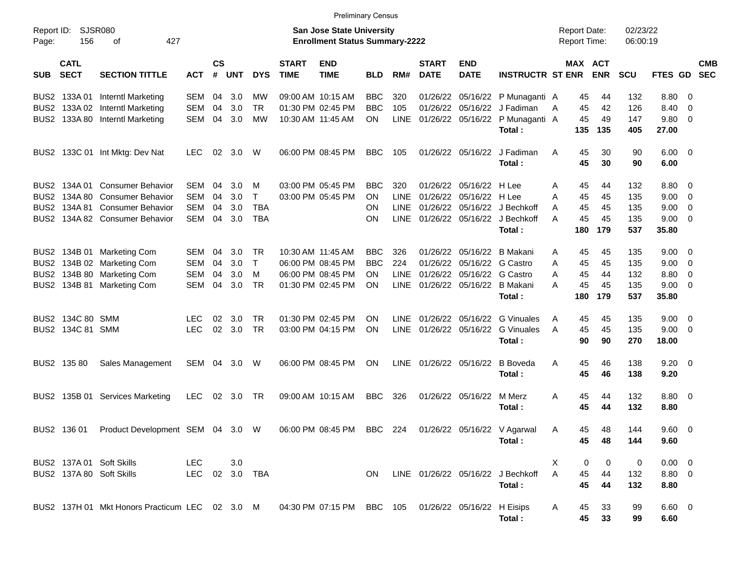Preliminary Census

Report ID: SJSR080
Page: 156 of 427

**San Jose State University**
**Enrollment Status Summary-2222**

Report Date: 02/23/22
Report Time: 06:00:19

| SUB | CATL SECT | SECTION TITTLE | ACT | CS # | UNT | DYS | START TIME | END TIME | BLD | RM# | START DATE | END DATE | INSTRUCTR | ST | MAX ENR | ACT ENR | SCU | FTES | GD | CMB SEC |
|---|---|---|---|---|---|---|---|---|---|---|---|---|---|---|---|---|---|---|---|---|
| BUS2 | 133A 01 | Interntl Marketing | SEM | 04 | 3.0 | MW | 09:00 AM | 10:15 AM | BBC | 320 | 01/26/22 | 05/16/22 | P Munaganti | A | 45 | 44 | 132 | 8.80 | 0 | |
| BUS2 | 133A 02 | Interntl Marketing | SEM | 04 | 3.0 | TR | 01:30 PM | 02:45 PM | BBC | 105 | 01/26/22 | 05/16/22 | J Fadiman | A | 45 | 42 | 126 | 8.40 | 0 | |
| BUS2 | 133A 80 | Interntl Marketing | SEM | 04 | 3.0 | MW | 10:30 AM | 11:45 AM | ON | LINE | 01/26/22 | 05/16/22 | P Munaganti | A | 45 | 49 | 147 | 9.80 | 0 | |
| | | | | | | | | | | | | | **Total :** | | **135** | **135** | **405** | **27.00** | | |
| BUS2 | 133C 01 | Int Mktg: Dev Nat | LEC | 02 | 3.0 | W | 06:00 PM | 08:45 PM | BBC | 105 | 01/26/22 | 05/16/22 | J Fadiman | A | 45 | 30 | 90 | 6.00 | 0 | |
| | | | | | | | | | | | | | **Total :** | | **45** | **30** | **90** | **6.00** | | |
| BUS2 | 134A 01 | Consumer Behavior | SEM | 04 | 3.0 | M | 03:00 PM | 05:45 PM | BBC | 320 | 01/26/22 | 05/16/22 | H Lee | A | 45 | 44 | 132 | 8.80 | 0 | |
| BUS2 | 134A 80 | Consumer Behavior | SEM | 04 | 3.0 | T | 03:00 PM | 05:45 PM | ON | LINE | 01/26/22 | 05/16/22 | H Lee | A | 45 | 45 | 135 | 9.00 | 0 | |
| BUS2 | 134A 81 | Consumer Behavior | SEM | 04 | 3.0 | TBA | | | ON | LINE | 01/26/22 | 05/16/22 | J Bechkoff | A | 45 | 45 | 135 | 9.00 | 0 | |
| BUS2 | 134A 82 | Consumer Behavior | SEM | 04 | 3.0 | TBA | | | ON | LINE | 01/26/22 | 05/16/22 | J Bechkoff | A | 45 | 45 | 135 | 9.00 | 0 | |
| | | | | | | | | | | | | | **Total :** | | **180** | **179** | **537** | **35.80** | | |
| BUS2 | 134B 01 | Marketing Com | SEM | 04 | 3.0 | TR | 10:30 AM | 11:45 AM | BBC | 326 | 01/26/22 | 05/16/22 | B Makani | A | 45 | 45 | 135 | 9.00 | 0 | |
| BUS2 | 134B 02 | Marketing Com | SEM | 04 | 3.0 | T | 06:00 PM | 08:45 PM | BBC | 224 | 01/26/22 | 05/16/22 | G Castro | A | 45 | 45 | 135 | 9.00 | 0 | |
| BUS2 | 134B 80 | Marketing Com | SEM | 04 | 3.0 | M | 06:00 PM | 08:45 PM | ON | LINE | 01/26/22 | 05/16/22 | G Castro | A | 45 | 44 | 132 | 8.80 | 0 | |
| BUS2 | 134B 81 | Marketing Com | SEM | 04 | 3.0 | TR | 01:30 PM | 02:45 PM | ON | LINE | 01/26/22 | 05/16/22 | B Makani | A | 45 | 45 | 135 | 9.00 | 0 | |
| | | | | | | | | | | | | | **Total :** | | **180** | **179** | **537** | **35.80** | | |
| BUS2 | 134C 80 | SMM | LEC | 02 | 3.0 | TR | 01:30 PM | 02:45 PM | ON | LINE | 01/26/22 | 05/16/22 | G Vinuales | A | 45 | 45 | 135 | 9.00 | 0 | |
| BUS2 | 134C 81 | SMM | LEC | 02 | 3.0 | TR | 03:00 PM | 04:15 PM | ON | LINE | 01/26/22 | 05/16/22 | G Vinuales | A | 45 | 45 | 135 | 9.00 | 0 | |
| | | | | | | | | | | | | | **Total :** | | **90** | **90** | **270** | **18.00** | | |
| BUS2 | 135 80 | Sales Management | SEM | 04 | 3.0 | W | 06:00 PM | 08:45 PM | ON | LINE | 01/26/22 | 05/16/22 | B Boveda | A | 45 | 46 | 138 | 9.20 | 0 | |
| | | | | | | | | | | | | | **Total :** | | **45** | **46** | **138** | **9.20** | | |
| BUS2 | 135B 01 | Services Marketing | LEC | 02 | 3.0 | TR | 09:00 AM | 10:15 AM | BBC | 326 | 01/26/22 | 05/16/22 | M Merz | A | 45 | 44 | 132 | 8.80 | 0 | |
| | | | | | | | | | | | | | **Total :** | | **45** | **44** | **132** | **8.80** | | |
| BUS2 | 136 01 | Product Development | SEM | 04 | 3.0 | W | 06:00 PM | 08:45 PM | BBC | 224 | 01/26/22 | 05/16/22 | V Agarwal | A | 45 | 48 | 144 | 9.60 | 0 | |
| | | | | | | | | | | | | | **Total :** | | **45** | **48** | **144** | **9.60** | | |
| BUS2 | 137A 01 | Soft Skills | LEC | | 3.0 | | | | | | | | | X | 0 | 0 | 0 | 0.00 | 0 | |
| BUS2 | 137A 80 | Soft Skills | LEC | 02 | 3.0 | TBA | | | ON | LINE | 01/26/22 | 05/16/22 | J Bechkoff | A | 45 | 44 | 132 | 8.80 | 0 | |
| | | | | | | | | | | | | | **Total :** | | **45** | **44** | **132** | **8.80** | | |
| BUS2 | 137H 01 | Mkt Honors Practicum | LEC | 02 | 3.0 | M | 04:30 PM | 07:15 PM | BBC | 105 | 01/26/22 | 05/16/22 | H Eisips | A | 45 | 33 | 99 | 6.60 | 0 | |
| | | | | | | | | | | | | | **Total :** | | **45** | **33** | **99** | **6.60** | | |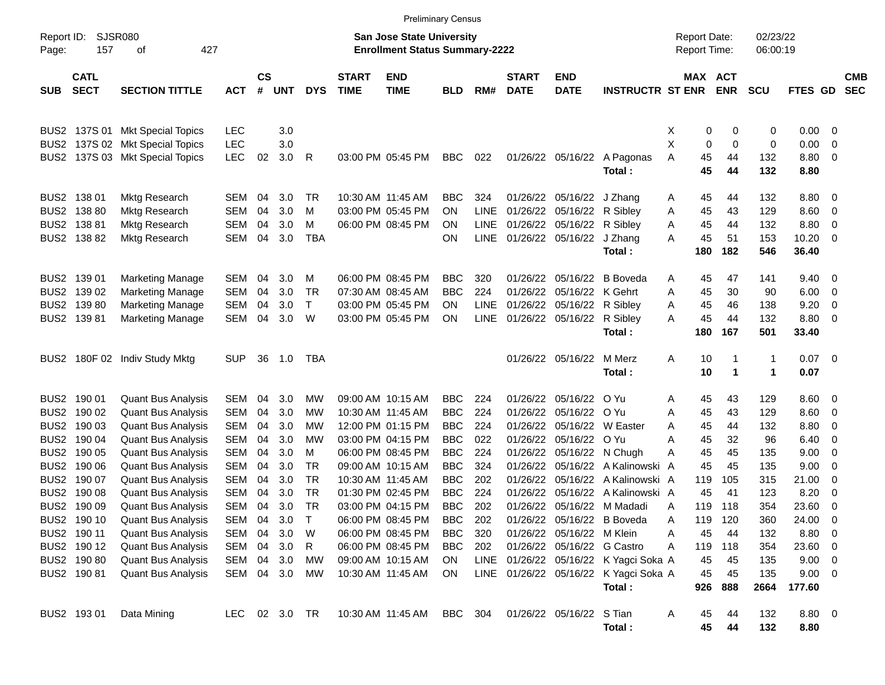Preliminary Census

Report ID: SJSR080
Page: 157 of 427

**San Jose State University**
**Enrollment Status Summary-2222**

Report Date: 02/23/22
Report Time: 06:00:19

| SUB | CATL SECT | SECTION TITTLE | ACT | CS # | UNT | DYS | START TIME | END TIME | BLD | RM# | START DATE | END DATE | INSTRUCTR | ST | MAX ENR | ACT ENR | SCU | FTES | GD | CMB SEC |
|---|---|---|---|---|---|---|---|---|---|---|---|---|---|---|---|---|---|---|---|---|
| BUS2 | 137S 01 | Mkt Special Topics | LEC | | 3.0 | | | | | | | | | X | 0 | 0 | 0 | 0.00 | 0 | |
| BUS2 | 137S 02 | Mkt Special Topics | LEC | | 3.0 | | | | | | | | | X | 0 | 0 | 0 | 0.00 | 0 | |
| BUS2 | 137S 03 | Mkt Special Topics | LEC | 02 | 3.0 | R | 03:00 PM | 05:45 PM | BBC | 022 | 01/26/22 | 05/16/22 | A Pagonas | A | 45 | 44 | 132 | 8.80 | 0 | |
| | | | | | | | | | | | | | **Total :** | | **45** | **44** | **132** | **8.80** | | |
| BUS2 | 138 01 | Mktg Research | SEM | 04 | 3.0 | TR | 10:30 AM | 11:45 AM | BBC | 324 | 01/26/22 | 05/16/22 | J Zhang | A | 45 | 44 | 132 | 8.80 | 0 | |
| BUS2 | 138 80 | Mktg Research | SEM | 04 | 3.0 | M | 03:00 PM | 05:45 PM | ON | LINE | 01/26/22 | 05/16/22 | R Sibley | A | 45 | 43 | 129 | 8.60 | 0 | |
| BUS2 | 138 81 | Mktg Research | SEM | 04 | 3.0 | M | 06:00 PM | 08:45 PM | ON | LINE | 01/26/22 | 05/16/22 | R Sibley | A | 45 | 44 | 132 | 8.80 | 0 | |
| BUS2 | 138 82 | Mktg Research | SEM | 04 | 3.0 | TBA | | | ON | LINE | 01/26/22 | 05/16/22 | J Zhang | A | 45 | 51 | 153 | 10.20 | 0 | |
| | | | | | | | | | | | | | **Total :** | | **180** | **182** | **546** | **36.40** | | |
| BUS2 | 139 01 | Marketing Manage | SEM | 04 | 3.0 | M | 06:00 PM | 08:45 PM | BBC | 320 | 01/26/22 | 05/16/22 | B Boveda | A | 45 | 47 | 141 | 9.40 | 0 | |
| BUS2 | 139 02 | Marketing Manage | SEM | 04 | 3.0 | TR | 07:30 AM | 08:45 AM | BBC | 224 | 01/26/22 | 05/16/22 | K Gehrt | A | 45 | 30 | 90 | 6.00 | 0 | |
| BUS2 | 139 80 | Marketing Manage | SEM | 04 | 3.0 | T | 03:00 PM | 05:45 PM | ON | LINE | 01/26/22 | 05/16/22 | R Sibley | A | 45 | 46 | 138 | 9.20 | 0 | |
| BUS2 | 139 81 | Marketing Manage | SEM | 04 | 3.0 | W | 03:00 PM | 05:45 PM | ON | LINE | 01/26/22 | 05/16/22 | R Sibley | A | 45 | 44 | 132 | 8.80 | 0 | |
| | | | | | | | | | | | | | **Total :** | | **180** | **167** | **501** | **33.40** | | |
| BUS2 | 180F 02 | Indiv Study Mktg | SUP | 36 | 1.0 | TBA | | | | | 01/26/22 | 05/16/22 | M Merz | A | 10 | 1 | 1 | 0.07 | 0 | |
| | | | | | | | | | | | | | **Total :** | | **10** | **1** | **1** | **0.07** | | |
| BUS2 | 190 01 | Quant Bus Analysis | SEM | 04 | 3.0 | MW | 09:00 AM | 10:15 AM | BBC | 224 | 01/26/22 | 05/16/22 | O Yu | A | 45 | 43 | 129 | 8.60 | 0 | |
| BUS2 | 190 02 | Quant Bus Analysis | SEM | 04 | 3.0 | MW | 10:30 AM | 11:45 AM | BBC | 224 | 01/26/22 | 05/16/22 | O Yu | A | 45 | 43 | 129 | 8.60 | 0 | |
| BUS2 | 190 03 | Quant Bus Analysis | SEM | 04 | 3.0 | MW | 12:00 PM | 01:15 PM | BBC | 224 | 01/26/22 | 05/16/22 | W Easter | A | 45 | 44 | 132 | 8.80 | 0 | |
| BUS2 | 190 04 | Quant Bus Analysis | SEM | 04 | 3.0 | MW | 03:00 PM | 04:15 PM | BBC | 022 | 01/26/22 | 05/16/22 | O Yu | A | 45 | 32 | 96 | 6.40 | 0 | |
| BUS2 | 190 05 | Quant Bus Analysis | SEM | 04 | 3.0 | M | 06:00 PM | 08:45 PM | BBC | 224 | 01/26/22 | 05/16/22 | N Chugh | A | 45 | 45 | 135 | 9.00 | 0 | |
| BUS2 | 190 06 | Quant Bus Analysis | SEM | 04 | 3.0 | TR | 09:00 AM | 10:15 AM | BBC | 324 | 01/26/22 | 05/16/22 | A Kalinowski | A | 45 | 45 | 135 | 9.00 | 0 | |
| BUS2 | 190 07 | Quant Bus Analysis | SEM | 04 | 3.0 | TR | 10:30 AM | 11:45 AM | BBC | 202 | 01/26/22 | 05/16/22 | A Kalinowski | A | 119 | 105 | 315 | 21.00 | 0 | |
| BUS2 | 190 08 | Quant Bus Analysis | SEM | 04 | 3.0 | TR | 01:30 PM | 02:45 PM | BBC | 224 | 01/26/22 | 05/16/22 | A Kalinowski | A | 45 | 41 | 123 | 8.20 | 0 | |
| BUS2 | 190 09 | Quant Bus Analysis | SEM | 04 | 3.0 | TR | 03:00 PM | 04:15 PM | BBC | 202 | 01/26/22 | 05/16/22 | M Madadi | A | 119 | 118 | 354 | 23.60 | 0 | |
| BUS2 | 190 10 | Quant Bus Analysis | SEM | 04 | 3.0 | T | 06:00 PM | 08:45 PM | BBC | 202 | 01/26/22 | 05/16/22 | B Boveda | A | 119 | 120 | 360 | 24.00 | 0 | |
| BUS2 | 190 11 | Quant Bus Analysis | SEM | 04 | 3.0 | W | 06:00 PM | 08:45 PM | BBC | 320 | 01/26/22 | 05/16/22 | M Klein | A | 45 | 44 | 132 | 8.80 | 0 | |
| BUS2 | 190 12 | Quant Bus Analysis | SEM | 04 | 3.0 | R | 06:00 PM | 08:45 PM | BBC | 202 | 01/26/22 | 05/16/22 | G Castro | A | 119 | 118 | 354 | 23.60 | 0 | |
| BUS2 | 190 80 | Quant Bus Analysis | SEM | 04 | 3.0 | MW | 09:00 AM | 10:15 AM | ON | LINE | 01/26/22 | 05/16/22 | K Yagci Soka | A | 45 | 45 | 135 | 9.00 | 0 | |
| BUS2 | 190 81 | Quant Bus Analysis | SEM | 04 | 3.0 | MW | 10:30 AM | 11:45 AM | ON | LINE | 01/26/22 | 05/16/22 | K Yagci Soka | A | 45 | 45 | 135 | 9.00 | 0 | |
| | | | | | | | | | | | | | **Total :** | | **926** | **888** | **2664** | **177.60** | | |
| BUS2 | 193 01 | Data Mining | LEC | 02 | 3.0 | TR | 10:30 AM | 11:45 AM | BBC | 304 | 01/26/22 | 05/16/22 | S Tian | A | 45 | 44 | 132 | 8.80 | 0 | |
| | | | | | | | | | | | | | **Total :** | | **45** | **44** | **132** | **8.80** | | |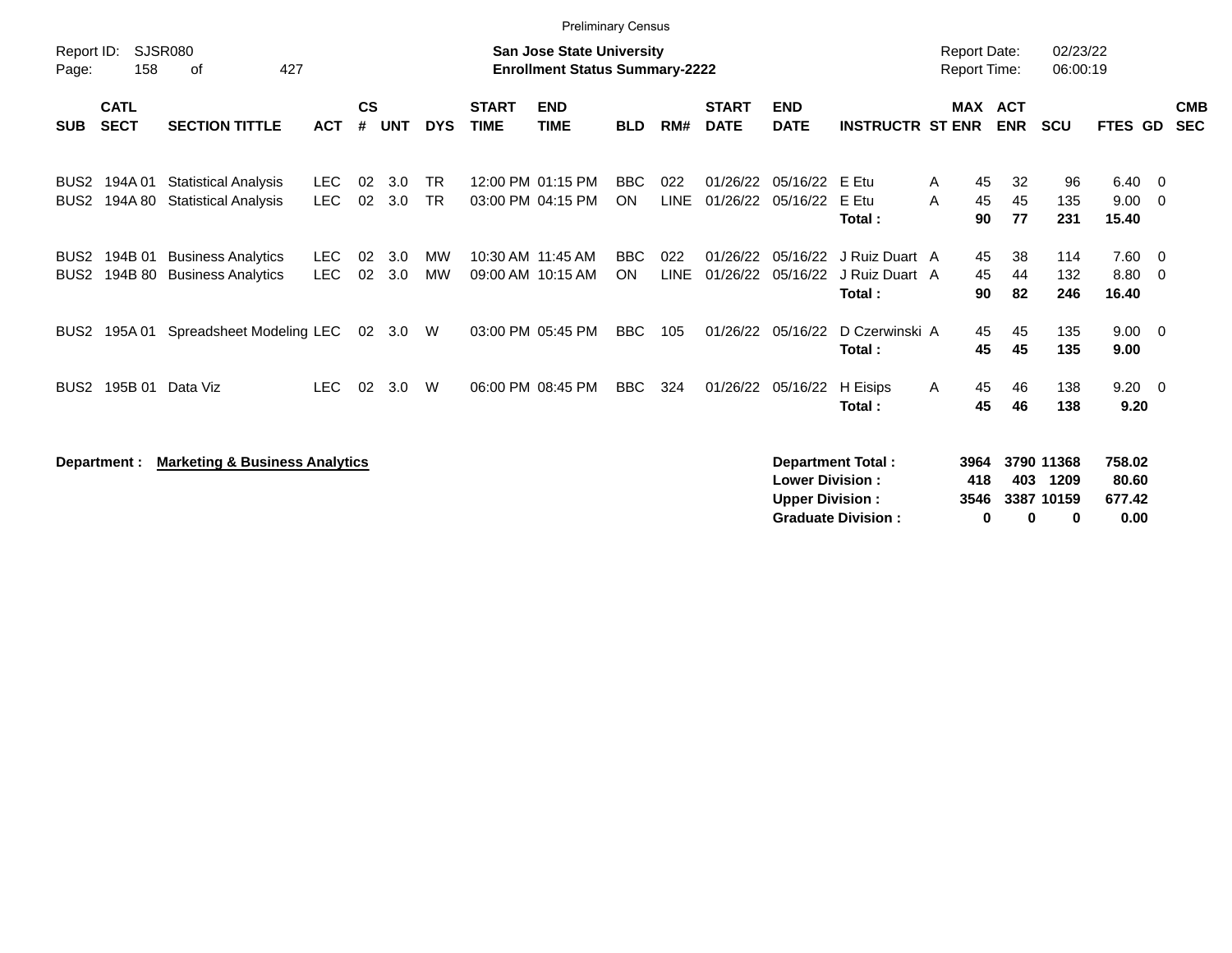Preliminary Census

Report ID: SJSR080

**San Jose State University**
**Enrollment Status Summary-2222**

Report Date: 02/23/22
Report Time: 06:00:19

| SUB | CATL SECT | SECTION TITTLE | ACT | CS # | UNT | DYS | START TIME | END TIME | BLD | RM# | START DATE | END DATE | INSTRUCTR | ST | MAX ENR | ACT ENR | SCU | FTES | GD | CMB SEC |
|---|---|---|---|---|---|---|---|---|---|---|---|---|---|---|---|---|---|---|---|---|
| BUS2 | 194A 01 | Statistical Analysis | LEC | 02 | 3.0 | TR | 12:00 PM | 01:15 PM | BBC | 022 | 01/26/22 | 05/16/22 | E Etu | A | 45 | 32 | 96 | 6.40 | 0 | |
| BUS2 | 194A 80 | Statistical Analysis | LEC | 02 | 3.0 | TR | 03:00 PM | 04:15 PM | ON | LINE | 01/26/22 | 05/16/22 | E Etu | A | 45 | 45 | 135 | 9.00 | 0 | |
| | | | | | | | | | | | | | **Total :** | | **90** | **77** | **231** | **15.40** | | |
| BUS2 | 194B 01 | Business Analytics | LEC | 02 | 3.0 | MW | 10:30 AM | 11:45 AM | BBC | 022 | 01/26/22 | 05/16/22 | J Ruiz Duart | A | 45 | 38 | 114 | 7.60 | 0 | |
| BUS2 | 194B 80 | Business Analytics | LEC | 02 | 3.0 | MW | 09:00 AM | 10:15 AM | ON | LINE | 01/26/22 | 05/16/22 | J Ruiz Duart | A | 45 | 44 | 132 | 8.80 | 0 | |
| | | | | | | | | | | | | | **Total :** | | **90** | **82** | **246** | **16.40** | | |
| BUS2 | 195A 01 | Spreadsheet Modeling | LEC | 02 | 3.0 | W | 03:00 PM | 05:45 PM | BBC | 105 | 01/26/22 | 05/16/22 | D Czerwinski | A | 45 | 45 | 135 | 9.00 | 0 | |
| | | | | | | | | | | | | | **Total :** | | **45** | **45** | **135** | **9.00** | | |
| BUS2 | 195B 01 | Data Viz | LEC | 02 | 3.0 | W | 06:00 PM | 08:45 PM | BBC | 324 | 01/26/22 | 05/16/22 | H Eisips | A | 45 | 46 | 138 | 9.20 | 0 | |
| | | | | | | | | | | | | | **Total :** | | **45** | **46** | **138** | **9.20** | | |

**Department :** **Marketing & Business Analytics**

| | MAX ENR | ACT ENR | SCU | FTES |
|---|---|---|---|---|
| **Department Total :** | **3964** | **3790** | **11368** | **758.02** |
| **Lower Division :** | **418** | **403** | **1209** | **80.60** |
| **Upper Division :** | **3546** | **3387** | **10159** | **677.42** |
| **Graduate Division :** | **0** | **0** | **0** | **0.00** |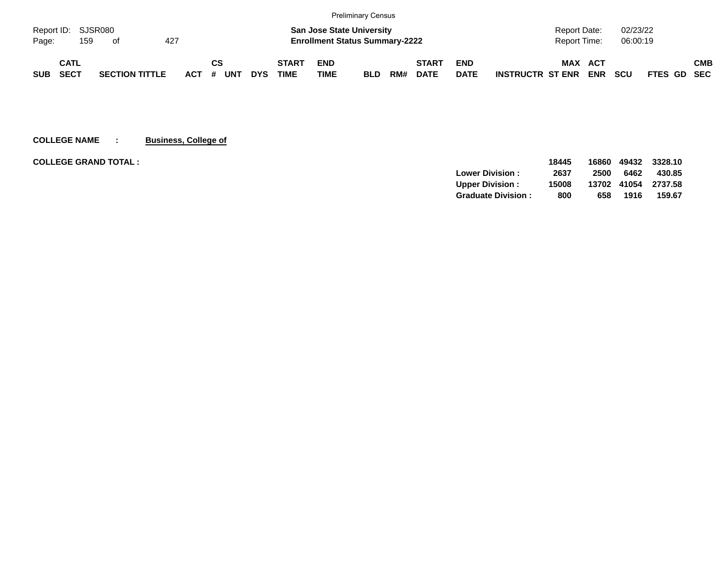Preliminary Census

Report ID: SJSR080

**San Jose State University**
**Enrollment Status Summary-2222**

Report Date: 02/23/22
Report Time: 06:00:19

| SUB | CATL SECT | SECTION TITTLE | ACT | CS # | UNT | DYS | START TIME | END TIME | BLD | RM# | START DATE | END DATE | INSTRUCTR | MAX ST ENR | ACT ENR | SCU | FTES | GD | CMB SEC |
|---|---|---|---|---|---|---|---|---|---|---|---|---|---|---|---|---|---|---|---|

**COLLEGE NAME : Business, College of**

**COLLEGE GRAND TOTAL :**

| | MAX ST ENR | ACT ENR | SCU | FTES |
|---|---|---|---|---|
| | **18445** | **16860** | **49432** | **3328.10** |
| **Lower Division :** | **2637** | **2500** | **6462** | **430.85** |
| **Upper Division :** | **15008** | **13702** | **41054** | **2737.58** |
| **Graduate Division :** | **800** | **658** | **1916** | **159.67** |